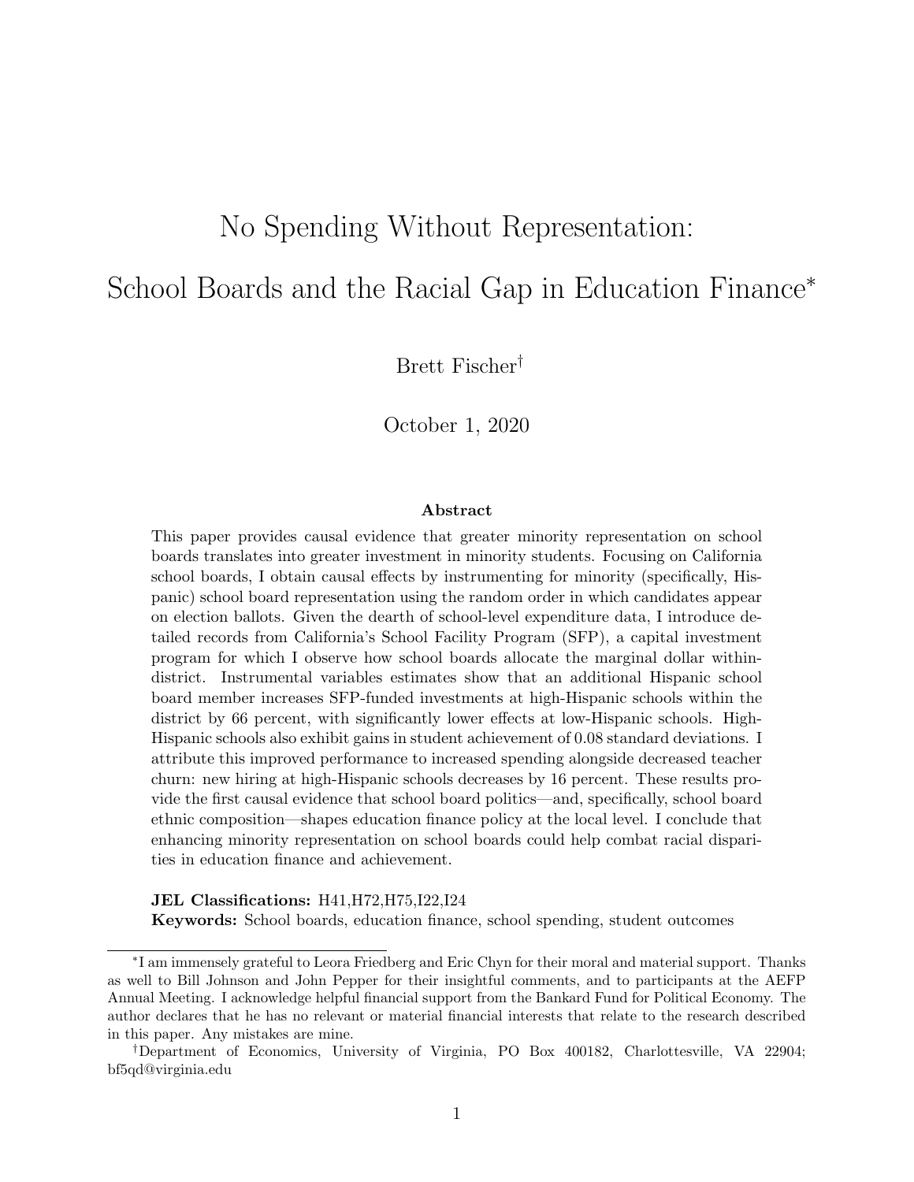# No Spending Without Representation: School Boards and the Racial Gap in Education Finance[*]

Brett Fischer[†]

October 1, 2020

## Abstract

This paper provides causal evidence that greater minority representation on school boards translates into greater investment in minority students. Focusing on California school boards, I obtain causal effects by instrumenting for minority (specifically, Hispanic) school board representation using the random order in which candidates appear on election ballots. Given the dearth of school-level expenditure data, I introduce detailed records from California's School Facility Program (SFP), a capital investment program for which I observe how school boards allocate the marginal dollar within-district. Instrumental variables estimates show that an additional Hispanic school board member increases SFP-funded investments at high-Hispanic schools within the district by 66 percent, with significantly lower effects at low-Hispanic schools. High-Hispanic schools also exhibit gains in student achievement of 0.08 standard deviations. I attribute this improved performance to increased spending alongside decreased teacher churn: new hiring at high-Hispanic schools decreases by 16 percent. These results provide the first causal evidence that school board politics—and, specifically, school board ethnic composition—shapes education finance policy at the local level. I conclude that enhancing minority representation on school boards could help combat racial disparities in education finance and achievement.

**JEL Classifications:** H41,H72,H75,I22,I24
**Keywords:** School boards, education finance, school spending, student outcomes

---

[*] I am immensely grateful to Leora Friedberg and Eric Chyn for their moral and material support. Thanks as well to Bill Johnson and John Pepper for their insightful comments, and to participants at the AEFP Annual Meeting. I acknowledge helpful financial support from the Bankard Fund for Political Economy. The author declares that he has no relevant or material financial interests that relate to the research described in this paper. Any mistakes are mine.

[†] Department of Economics, University of Virginia, PO Box 400182, Charlottesville, VA 22904; bf5qd@virginia.edu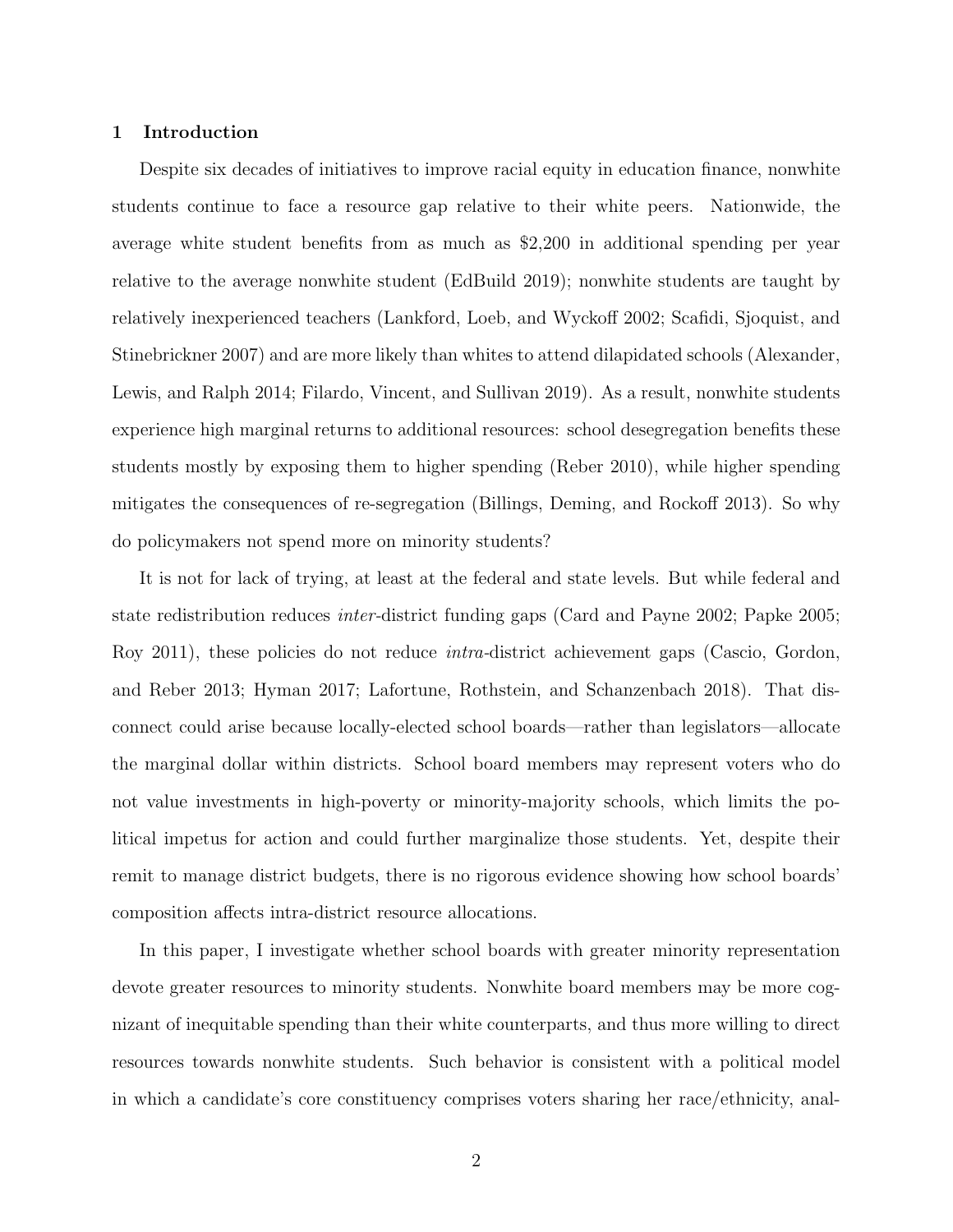## 1 Introduction

Despite six decades of initiatives to improve racial equity in education finance, nonwhite students continue to face a resource gap relative to their white peers. Nationwide, the average white student benefits from as much as \$2,200 in additional spending per year relative to the average nonwhite student (EdBuild 2019); nonwhite students are taught by relatively inexperienced teachers (Lankford, Loeb, and Wyckoff 2002; Scafidi, Sjoquist, and Stinebrickner 2007) and are more likely than whites to attend dilapidated schools (Alexander, Lewis, and Ralph 2014; Filardo, Vincent, and Sullivan 2019). As a result, nonwhite students experience high marginal returns to additional resources: school desegregation benefits these students mostly by exposing them to higher spending (Reber 2010), while higher spending mitigates the consequences of re-segregation (Billings, Deming, and Rockoff 2013). So why do policymakers not spend more on minority students?

It is not for lack of trying, at least at the federal and state levels. But while federal and state redistribution reduces *inter*-district funding gaps (Card and Payne 2002; Papke 2005; Roy 2011), these policies do not reduce *intra*-district achievement gaps (Cascio, Gordon, and Reber 2013; Hyman 2017; Lafortune, Rothstein, and Schanzenbach 2018). That disconnect could arise because locally-elected school boards—rather than legislators—allocate the marginal dollar within districts. School board members may represent voters who do not value investments in high-poverty or minority-majority schools, which limits the political impetus for action and could further marginalize those students. Yet, despite their remit to manage district budgets, there is no rigorous evidence showing how school boards' composition affects intra-district resource allocations.

In this paper, I investigate whether school boards with greater minority representation devote greater resources to minority students. Nonwhite board members may be more cognizant of inequitable spending than their white counterparts, and thus more willing to direct resources towards nonwhite students. Such behavior is consistent with a political model in which a candidate's core constituency comprises voters sharing her race/ethnicity, anal-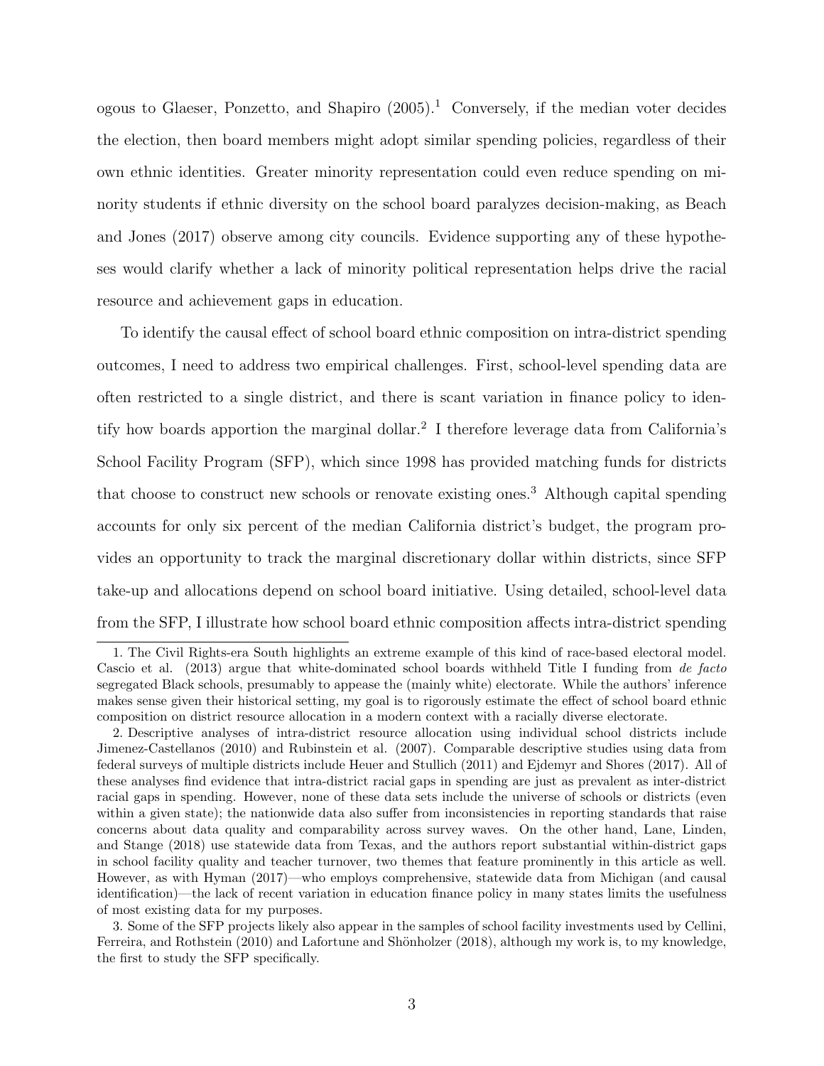ogous to Glaeser, Ponzetto, and Shapiro (2005).[1] Conversely, if the median voter decides the election, then board members might adopt similar spending policies, regardless of their own ethnic identities. Greater minority representation could even reduce spending on minority students if ethnic diversity on the school board paralyzes decision-making, as Beach and Jones (2017) observe among city councils. Evidence supporting any of these hypotheses would clarify whether a lack of minority political representation helps drive the racial resource and achievement gaps in education.

To identify the causal effect of school board ethnic composition on intra-district spending outcomes, I need to address two empirical challenges. First, school-level spending data are often restricted to a single district, and there is scant variation in finance policy to identify how boards apportion the marginal dollar.[2] I therefore leverage data from California's School Facility Program (SFP), which since 1998 has provided matching funds for districts that choose to construct new schools or renovate existing ones.[3] Although capital spending accounts for only six percent of the median California district's budget, the program provides an opportunity to track the marginal discretionary dollar within districts, since SFP take-up and allocations depend on school board initiative. Using detailed, school-level data from the SFP, I illustrate how school board ethnic composition affects intra-district spending

---

1. The Civil Rights-era South highlights an extreme example of this kind of race-based electoral model. Cascio et al. (2013) argue that white-dominated school boards withheld Title I funding from *de facto* segregated Black schools, presumably to appease the (mainly white) electorate. While the authors' inference makes sense given their historical setting, my goal is to rigorously estimate the effect of school board ethnic composition on district resource allocation in a modern context with a racially diverse electorate.

2. Descriptive analyses of intra-district resource allocation using individual school districts include Jimenez-Castellanos (2010) and Rubinstein et al. (2007). Comparable descriptive studies using data from federal surveys of multiple districts include Heuer and Stullich (2011) and Ejdemyr and Shores (2017). All of these analyses find evidence that intra-district racial gaps in spending are just as prevalent as inter-district racial gaps in spending. However, none of these data sets include the universe of schools or districts (even within a given state); the nationwide data also suffer from inconsistencies in reporting standards that raise concerns about data quality and comparability across survey waves. On the other hand, Lane, Linden, and Stange (2018) use statewide data from Texas, and the authors report substantial within-district gaps in school facility quality and teacher turnover, two themes that feature prominently in this article as well. However, as with Hyman (2017)—who employs comprehensive, statewide data from Michigan (and causal identification)—the lack of recent variation in education finance policy in many states limits the usefulness of most existing data for my purposes.

3. Some of the SFP projects likely also appear in the samples of school facility investments used by Cellini, Ferreira, and Rothstein (2010) and Lafortune and Shönholzer (2018), although my work is, to my knowledge, the first to study the SFP specifically.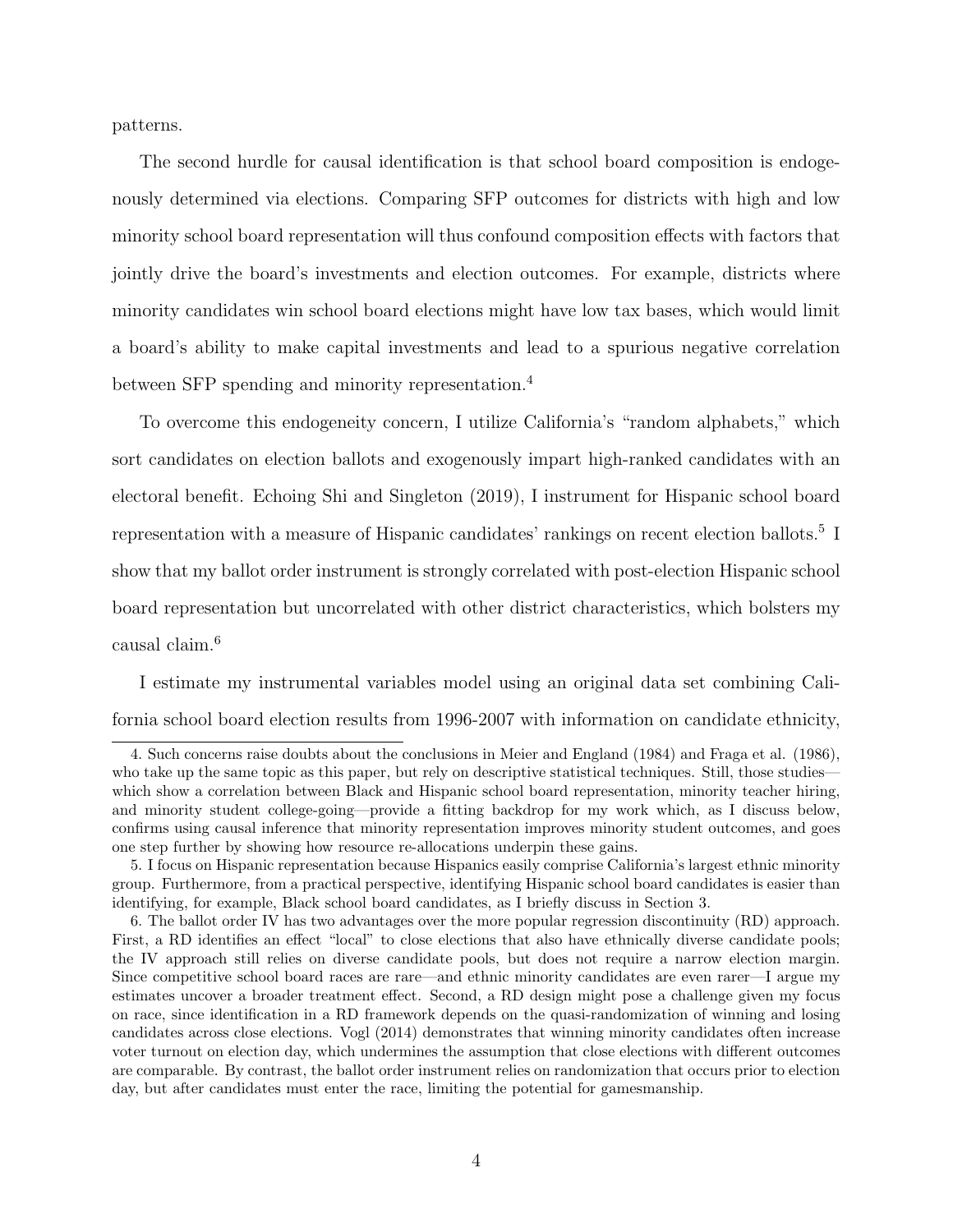patterns.

The second hurdle for causal identification is that school board composition is endogenously determined via elections. Comparing SFP outcomes for districts with high and low minority school board representation will thus confound composition effects with factors that jointly drive the board's investments and election outcomes. For example, districts where minority candidates win school board elections might have low tax bases, which would limit a board's ability to make capital investments and lead to a spurious negative correlation between SFP spending and minority representation.[4]

To overcome this endogeneity concern, I utilize California's "random alphabets," which sort candidates on election ballots and exogenously impart high-ranked candidates with an electoral benefit. Echoing Shi and Singleton (2019), I instrument for Hispanic school board representation with a measure of Hispanic candidates' rankings on recent election ballots.[5] I show that my ballot order instrument is strongly correlated with post-election Hispanic school board representation but uncorrelated with other district characteristics, which bolsters my causal claim.[6]

I estimate my instrumental variables model using an original data set combining California school board election results from 1996-2007 with information on candidate ethnicity,

4. Such concerns raise doubts about the conclusions in Meier and England (1984) and Fraga et al. (1986), who take up the same topic as this paper, but rely on descriptive statistical techniques. Still, those studies—which show a correlation between Black and Hispanic school board representation, minority teacher hiring, and minority student college-going—provide a fitting backdrop for my work which, as I discuss below, confirms using causal inference that minority representation improves minority student outcomes, and goes one step further by showing how resource re-allocations underpin these gains.

5. I focus on Hispanic representation because Hispanics easily comprise California's largest ethnic minority group. Furthermore, from a practical perspective, identifying Hispanic school board candidates is easier than identifying, for example, Black school board candidates, as I briefly discuss in Section 3.

6. The ballot order IV has two advantages over the more popular regression discontinuity (RD) approach. First, a RD identifies an effect "local" to close elections that also have ethnically diverse candidate pools; the IV approach still relies on diverse candidate pools, but does not require a narrow election margin. Since competitive school board races are rare—and ethnic minority candidates are even rarer—I argue my estimates uncover a broader treatment effect. Second, a RD design might pose a challenge given my focus on race, since identification in a RD framework depends on the quasi-randomization of winning and losing candidates across close elections. Vogl (2014) demonstrates that winning minority candidates often increase voter turnout on election day, which undermines the assumption that close elections with different outcomes are comparable. By contrast, the ballot order instrument relies on randomization that occurs prior to election day, but after candidates must enter the race, limiting the potential for gamesmanship.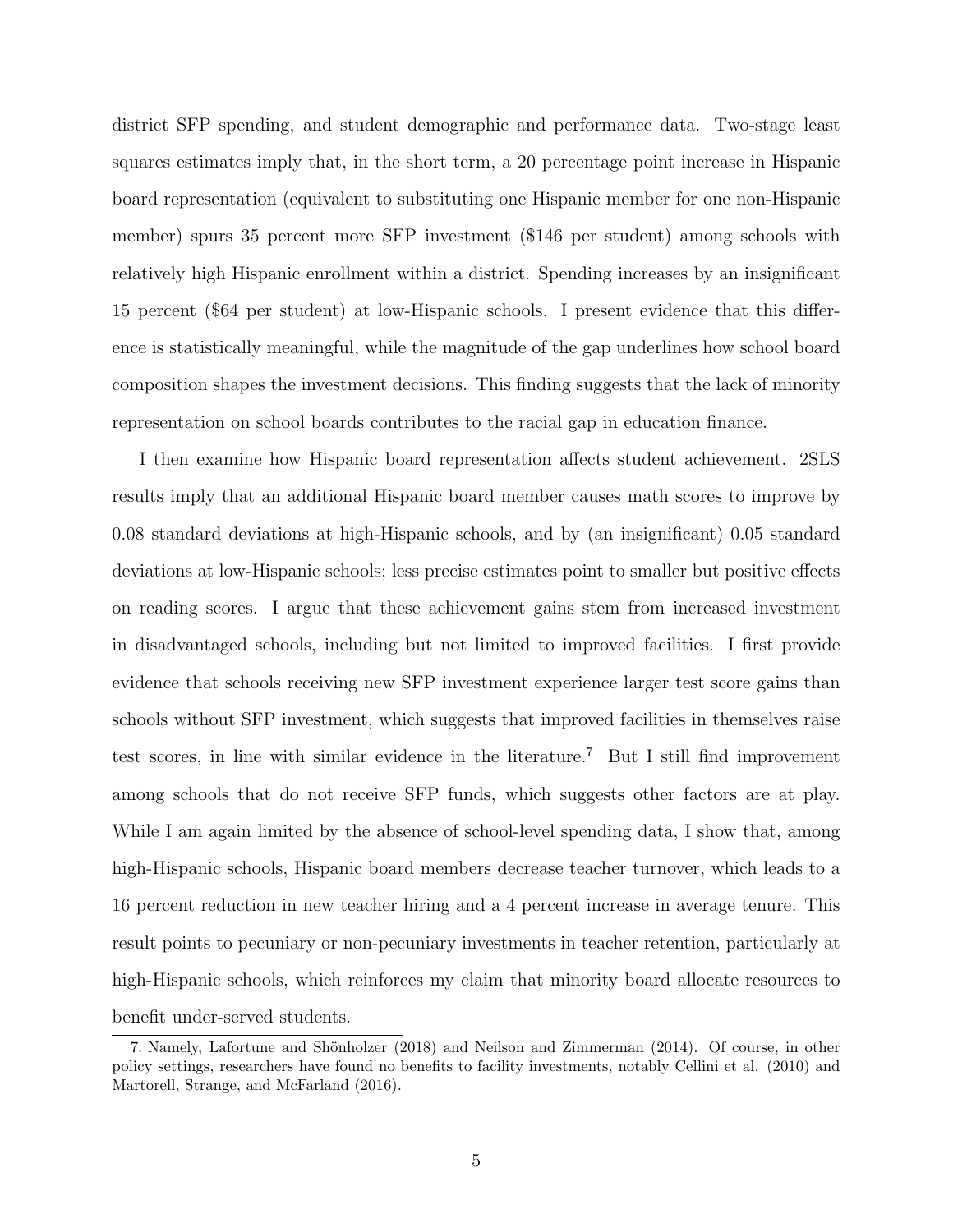district SFP spending, and student demographic and performance data. Two-stage least squares estimates imply that, in the short term, a 20 percentage point increase in Hispanic board representation (equivalent to substituting one Hispanic member for one non-Hispanic member) spurs 35 percent more SFP investment ($146 per student) among schools with relatively high Hispanic enrollment within a district. Spending increases by an insignificant 15 percent ($64 per student) at low-Hispanic schools. I present evidence that this difference is statistically meaningful, while the magnitude of the gap underlines how school board composition shapes the investment decisions. This finding suggests that the lack of minority representation on school boards contributes to the racial gap in education finance.

I then examine how Hispanic board representation affects student achievement. 2SLS results imply that an additional Hispanic board member causes math scores to improve by 0.08 standard deviations at high-Hispanic schools, and by (an insignificant) 0.05 standard deviations at low-Hispanic schools; less precise estimates point to smaller but positive effects on reading scores. I argue that these achievement gains stem from increased investment in disadvantaged schools, including but not limited to improved facilities. I first provide evidence that schools receiving new SFP investment experience larger test score gains than schools without SFP investment, which suggests that improved facilities in themselves raise test scores, in line with similar evidence in the literature.[7] But I still find improvement among schools that do not receive SFP funds, which suggests other factors are at play. While I am again limited by the absence of school-level spending data, I show that, among high-Hispanic schools, Hispanic board members decrease teacher turnover, which leads to a 16 percent reduction in new teacher hiring and a 4 percent increase in average tenure. This result points to pecuniary or non-pecuniary investments in teacher retention, particularly at high-Hispanic schools, which reinforces my claim that minority board allocate resources to benefit under-served students.

7. Namely, Lafortune and Shönholzer (2018) and Neilson and Zimmerman (2014). Of course, in other policy settings, researchers have found no benefits to facility investments, notably Cellini et al. (2010) and Martorell, Strange, and McFarland (2016).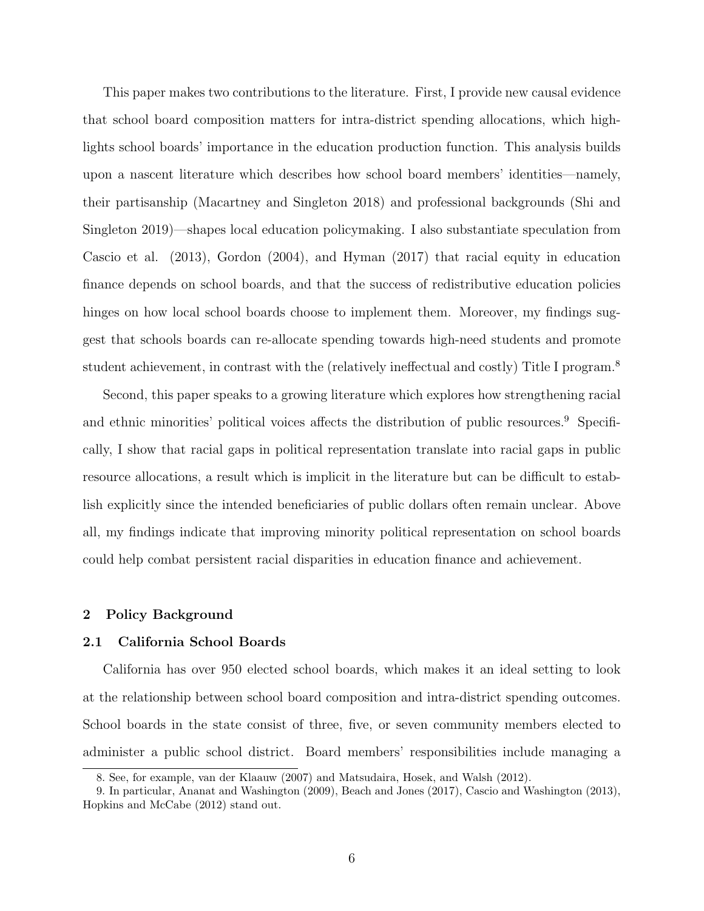This paper makes two contributions to the literature. First, I provide new causal evidence that school board composition matters for intra-district spending allocations, which highlights school boards' importance in the education production function. This analysis builds upon a nascent literature which describes how school board members' identities—namely, their partisanship (Macartney and Singleton 2018) and professional backgrounds (Shi and Singleton 2019)—shapes local education policymaking. I also substantiate speculation from Cascio et al. (2013), Gordon (2004), and Hyman (2017) that racial equity in education finance depends on school boards, and that the success of redistributive education policies hinges on how local school boards choose to implement them. Moreover, my findings suggest that schools boards can re-allocate spending towards high-need students and promote student achievement, in contrast with the (relatively ineffectual and costly) Title I program.[8]

Second, this paper speaks to a growing literature which explores how strengthening racial and ethnic minorities' political voices affects the distribution of public resources.[9] Specifically, I show that racial gaps in political representation translate into racial gaps in public resource allocations, a result which is implicit in the literature but can be difficult to establish explicitly since the intended beneficiaries of public dollars often remain unclear. Above all, my findings indicate that improving minority political representation on school boards could help combat persistent racial disparities in education finance and achievement.

## 2 Policy Background

### 2.1 California School Boards

California has over 950 elected school boards, which makes it an ideal setting to look at the relationship between school board composition and intra-district spending outcomes. School boards in the state consist of three, five, or seven community members elected to administer a public school district. Board members' responsibilities include managing a

8. See, for example, van der Klaauw (2007) and Matsudaira, Hosek, and Walsh (2012).

9. In particular, Ananat and Washington (2009), Beach and Jones (2017), Cascio and Washington (2013), Hopkins and McCabe (2012) stand out.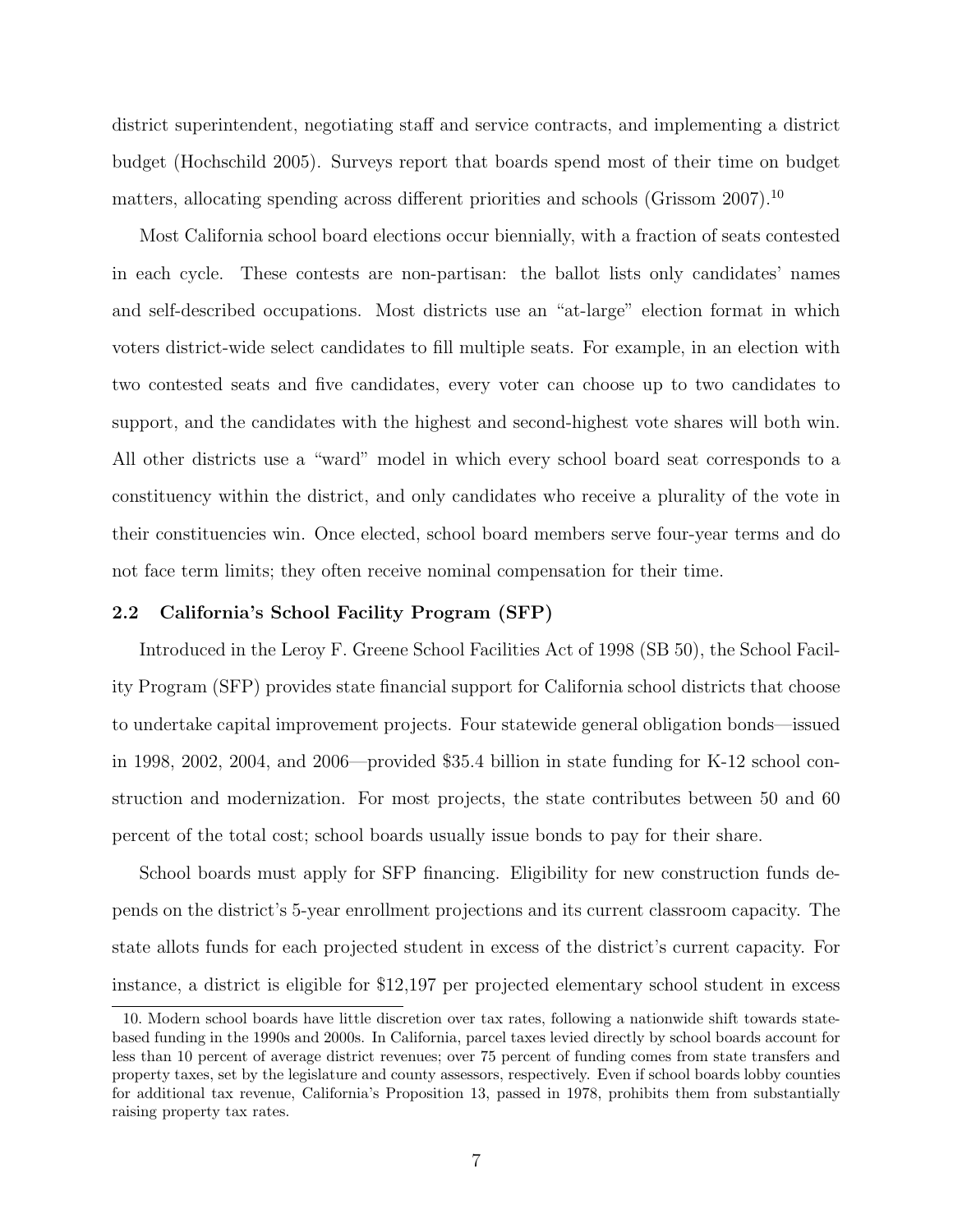district superintendent, negotiating staff and service contracts, and implementing a district budget (Hochschild 2005). Surveys report that boards spend most of their time on budget matters, allocating spending across different priorities and schools (Grissom 2007).[10]

Most California school board elections occur biennially, with a fraction of seats contested in each cycle. These contests are non-partisan: the ballot lists only candidates' names and self-described occupations. Most districts use an "at-large" election format in which voters district-wide select candidates to fill multiple seats. For example, in an election with two contested seats and five candidates, every voter can choose up to two candidates to support, and the candidates with the highest and second-highest vote shares will both win. All other districts use a "ward" model in which every school board seat corresponds to a constituency within the district, and only candidates who receive a plurality of the vote in their constituencies win. Once elected, school board members serve four-year terms and do not face term limits; they often receive nominal compensation for their time.

### 2.2 California's School Facility Program (SFP)

Introduced in the Leroy F. Greene School Facilities Act of 1998 (SB 50), the School Facility Program (SFP) provides state financial support for California school districts that choose to undertake capital improvement projects. Four statewide general obligation bonds—issued in 1998, 2002, 2004, and 2006—provided \$35.4 billion in state funding for K-12 school construction and modernization. For most projects, the state contributes between 50 and 60 percent of the total cost; school boards usually issue bonds to pay for their share.

School boards must apply for SFP financing. Eligibility for new construction funds depends on the district's 5-year enrollment projections and its current classroom capacity. The state allots funds for each projected student in excess of the district's current capacity. For instance, a district is eligible for \$12,197 per projected elementary school student in excess

10. Modern school boards have little discretion over tax rates, following a nationwide shift towards state-based funding in the 1990s and 2000s. In California, parcel taxes levied directly by school boards account for less than 10 percent of average district revenues; over 75 percent of funding comes from state transfers and property taxes, set by the legislature and county assessors, respectively. Even if school boards lobby counties for additional tax revenue, California's Proposition 13, passed in 1978, prohibits them from substantially raising property tax rates.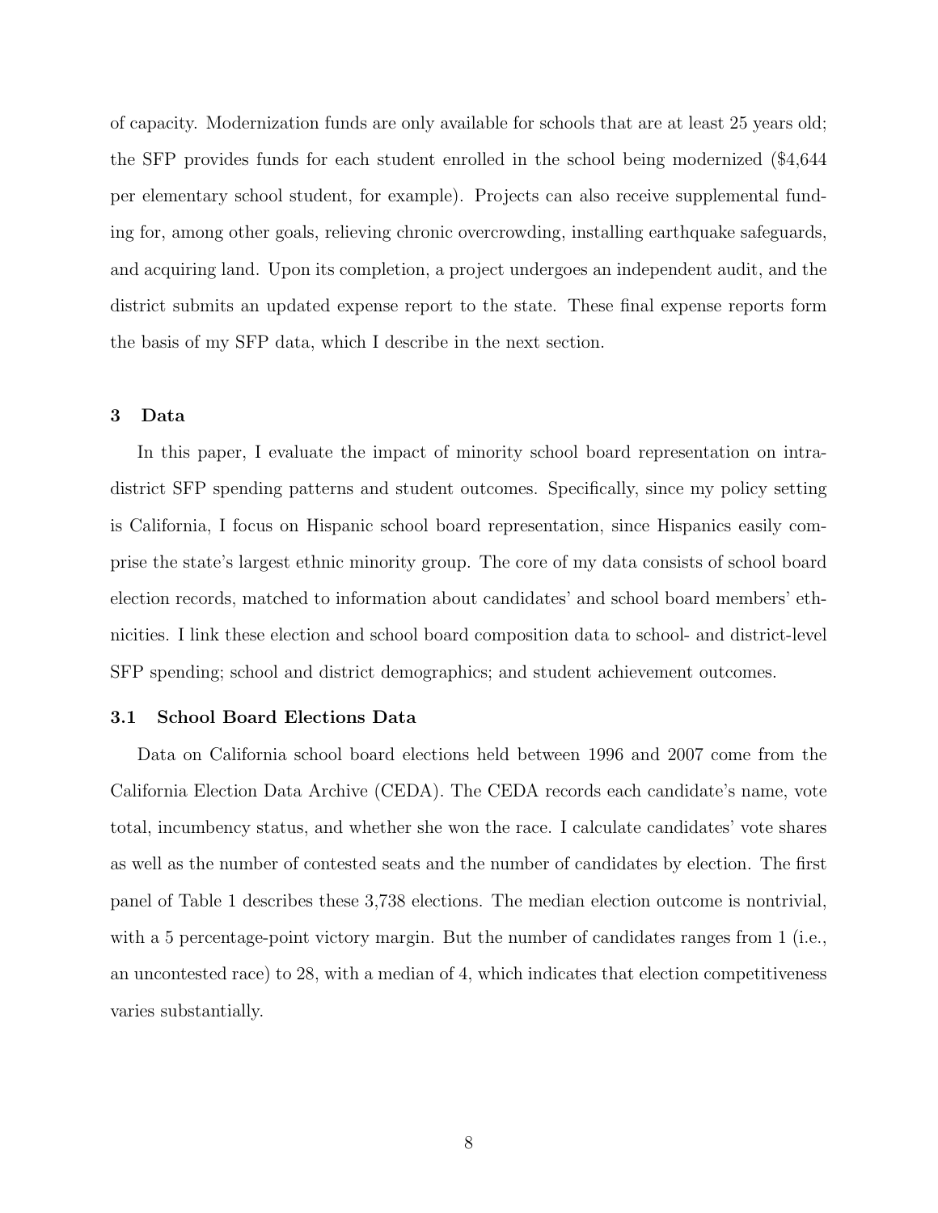of capacity. Modernization funds are only available for schools that are at least 25 years old; the SFP provides funds for each student enrolled in the school being modernized ($4,644 per elementary school student, for example). Projects can also receive supplemental funding for, among other goals, relieving chronic overcrowding, installing earthquake safeguards, and acquiring land. Upon its completion, a project undergoes an independent audit, and the district submits an updated expense report to the state. These final expense reports form the basis of my SFP data, which I describe in the next section.

## 3 Data

In this paper, I evaluate the impact of minority school board representation on intra-district SFP spending patterns and student outcomes. Specifically, since my policy setting is California, I focus on Hispanic school board representation, since Hispanics easily comprise the state's largest ethnic minority group. The core of my data consists of school board election records, matched to information about candidates' and school board members' ethnicities. I link these election and school board composition data to school- and district-level SFP spending; school and district demographics; and student achievement outcomes.

### 3.1 School Board Elections Data

Data on California school board elections held between 1996 and 2007 come from the California Election Data Archive (CEDA). The CEDA records each candidate's name, vote total, incumbency status, and whether she won the race. I calculate candidates' vote shares as well as the number of contested seats and the number of candidates by election. The first panel of Table 1 describes these 3,738 elections. The median election outcome is nontrivial, with a 5 percentage-point victory margin. But the number of candidates ranges from 1 (i.e., an uncontested race) to 28, with a median of 4, which indicates that election competitiveness varies substantially.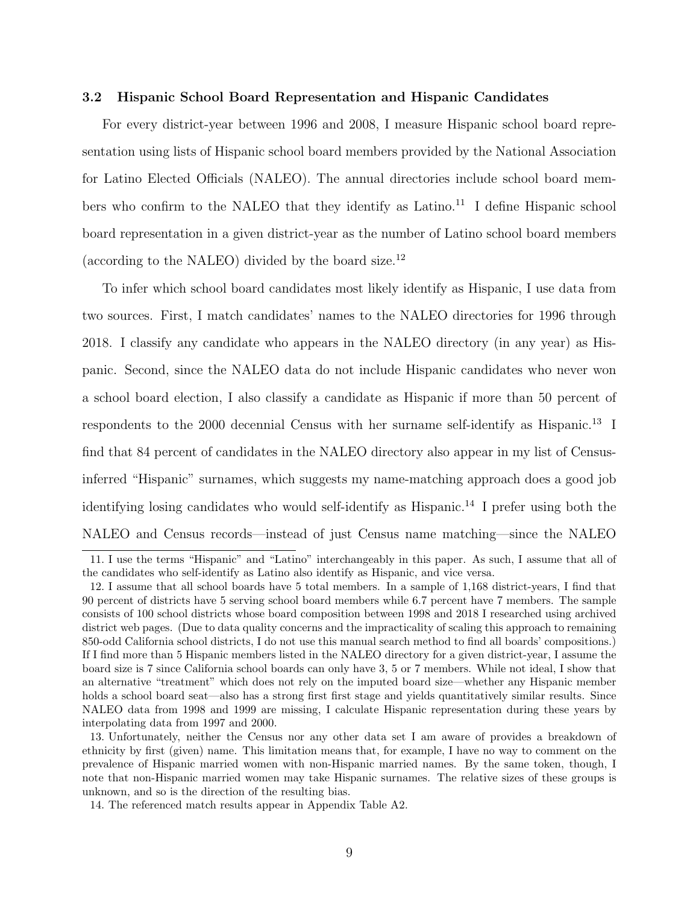### 3.2 Hispanic School Board Representation and Hispanic Candidates

For every district-year between 1996 and 2008, I measure Hispanic school board representation using lists of Hispanic school board members provided by the National Association for Latino Elected Officials (NALEO). The annual directories include school board members who confirm to the NALEO that they identify as Latino.[11] I define Hispanic school board representation in a given district-year as the number of Latino school board members (according to the NALEO) divided by the board size.[12]

To infer which school board candidates most likely identify as Hispanic, I use data from two sources. First, I match candidates' names to the NALEO directories for 1996 through 2018. I classify any candidate who appears in the NALEO directory (in any year) as Hispanic. Second, since the NALEO data do not include Hispanic candidates who never won a school board election, I also classify a candidate as Hispanic if more than 50 percent of respondents to the 2000 decennial Census with her surname self-identify as Hispanic.[13] I find that 84 percent of candidates in the NALEO directory also appear in my list of Census-inferred "Hispanic" surnames, which suggests my name-matching approach does a good job identifying losing candidates who would self-identify as Hispanic.[14] I prefer using both the NALEO and Census records—instead of just Census name matching—since the NALEO

---

11. I use the terms "Hispanic" and "Latino" interchangeably in this paper. As such, I assume that all of the candidates who self-identify as Latino also identify as Hispanic, and vice versa.

12. I assume that all school boards have 5 total members. In a sample of 1,168 district-years, I find that 90 percent of districts have 5 serving school board members while 6.7 percent have 7 members. The sample consists of 100 school districts whose board composition between 1998 and 2018 I researched using archived district web pages. (Due to data quality concerns and the impracticality of scaling this approach to remaining 850-odd California school districts, I do not use this manual search method to find all boards' compositions.) If I find more than 5 Hispanic members listed in the NALEO directory for a given district-year, I assume the board size is 7 since California school boards can only have 3, 5 or 7 members. While not ideal, I show that an alternative "treatment" which does not rely on the imputed board size—whether any Hispanic member holds a school board seat—also has a strong first first stage and yields quantitatively similar results. Since NALEO data from 1998 and 1999 are missing, I calculate Hispanic representation during these years by interpolating data from 1997 and 2000.

13. Unfortunately, neither the Census nor any other data set I am aware of provides a breakdown of ethnicity by first (given) name. This limitation means that, for example, I have no way to comment on the prevalence of Hispanic married women with non-Hispanic married names. By the same token, though, I note that non-Hispanic married women may take Hispanic surnames. The relative sizes of these groups is unknown, and so is the direction of the resulting bias.

14. The referenced match results appear in Appendix Table A2.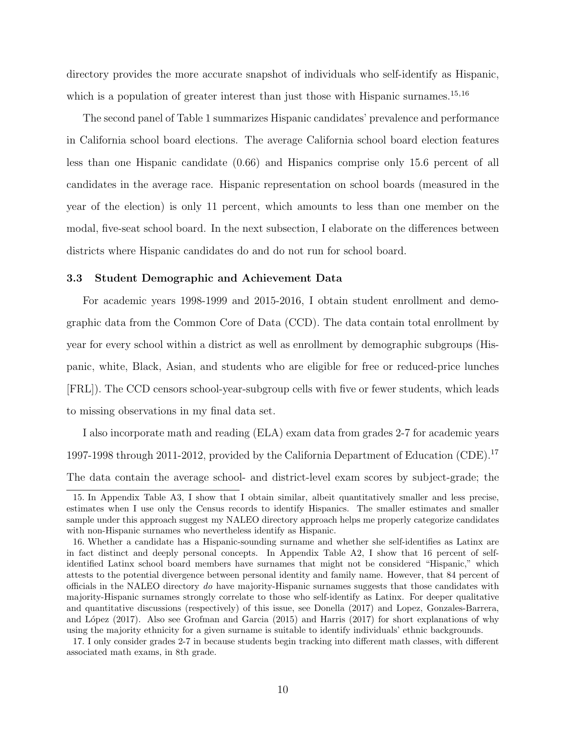directory provides the more accurate snapshot of individuals who self-identify as Hispanic, which is a population of greater interest than just those with Hispanic surnames.[15,16]

The second panel of Table 1 summarizes Hispanic candidates' prevalence and performance in California school board elections. The average California school board election features less than one Hispanic candidate (0.66) and Hispanics comprise only 15.6 percent of all candidates in the average race. Hispanic representation on school boards (measured in the year of the election) is only 11 percent, which amounts to less than one member on the modal, five-seat school board. In the next subsection, I elaborate on the differences between districts where Hispanic candidates do and do not run for school board.

### 3.3 Student Demographic and Achievement Data

For academic years 1998-1999 and 2015-2016, I obtain student enrollment and demographic data from the Common Core of Data (CCD). The data contain total enrollment by year for every school within a district as well as enrollment by demographic subgroups (Hispanic, white, Black, Asian, and students who are eligible for free or reduced-price lunches [FRL]). The CCD censors school-year-subgroup cells with five or fewer students, which leads to missing observations in my final data set.

I also incorporate math and reading (ELA) exam data from grades 2-7 for academic years 1997-1998 through 2011-2012, provided by the California Department of Education (CDE).[17] The data contain the average school- and district-level exam scores by subject-grade; the

---

15. In Appendix Table A3, I show that I obtain similar, albeit quantitatively smaller and less precise, estimates when I use only the Census records to identify Hispanics. The smaller estimates and smaller sample under this approach suggest my NALEO directory approach helps me properly categorize candidates with non-Hispanic surnames who nevertheless identify as Hispanic.

16. Whether a candidate has a Hispanic-sounding surname and whether she self-identifies as Latinx are in fact distinct and deeply personal concepts. In Appendix Table A2, I show that 16 percent of self-identified Latinx school board members have surnames that might not be considered "Hispanic," which attests to the potential divergence between personal identity and family name. However, that 84 percent of officials in the NALEO directory *do* have majority-Hispanic surnames suggests that those candidates with majority-Hispanic surnames strongly correlate to those who self-identify as Latinx. For deeper qualitative and quantitative discussions (respectively) of this issue, see Donella (2017) and Lopez, Gonzales-Barrera, and López (2017). Also see Grofman and Garcia (2015) and Harris (2017) for short explanations of why using the majority ethnicity for a given surname is suitable to identify individuals' ethnic backgrounds.

17. I only consider grades 2-7 in because students begin tracking into different math classes, with different associated math exams, in 8th grade.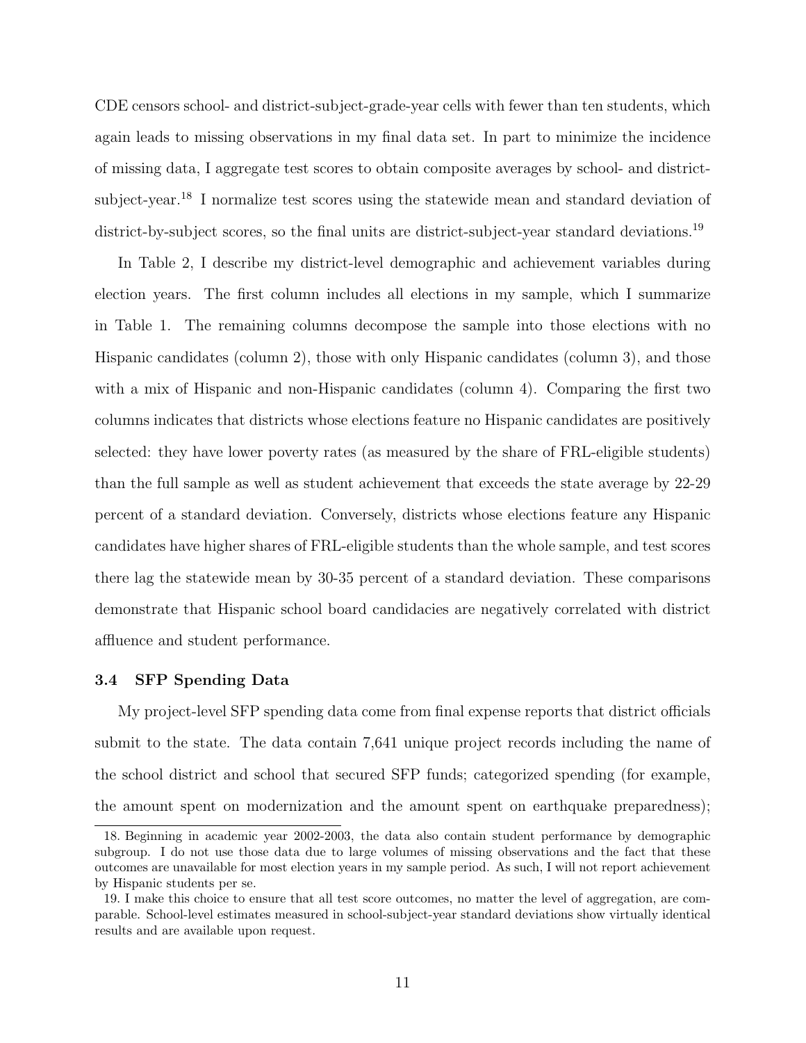CDE censors school- and district-subject-grade-year cells with fewer than ten students, which again leads to missing observations in my final data set. In part to minimize the incidence of missing data, I aggregate test scores to obtain composite averages by school- and district-subject-year.[18] I normalize test scores using the statewide mean and standard deviation of district-by-subject scores, so the final units are district-subject-year standard deviations.[19]

In Table 2, I describe my district-level demographic and achievement variables during election years. The first column includes all elections in my sample, which I summarize in Table 1. The remaining columns decompose the sample into those elections with no Hispanic candidates (column 2), those with only Hispanic candidates (column 3), and those with a mix of Hispanic and non-Hispanic candidates (column 4). Comparing the first two columns indicates that districts whose elections feature no Hispanic candidates are positively selected: they have lower poverty rates (as measured by the share of FRL-eligible students) than the full sample as well as student achievement that exceeds the state average by 22-29 percent of a standard deviation. Conversely, districts whose elections feature any Hispanic candidates have higher shares of FRL-eligible students than the whole sample, and test scores there lag the statewide mean by 30-35 percent of a standard deviation. These comparisons demonstrate that Hispanic school board candidacies are negatively correlated with district affluence and student performance.

### 3.4 SFP Spending Data

My project-level SFP spending data come from final expense reports that district officials submit to the state. The data contain 7,641 unique project records including the name of the school district and school that secured SFP funds; categorized spending (for example, the amount spent on modernization and the amount spent on earthquake preparedness);

18. Beginning in academic year 2002-2003, the data also contain student performance by demographic subgroup. I do not use those data due to large volumes of missing observations and the fact that these outcomes are unavailable for most election years in my sample period. As such, I will not report achievement by Hispanic students per se.

19. I make this choice to ensure that all test score outcomes, no matter the level of aggregation, are comparable. School-level estimates measured in school-subject-year standard deviations show virtually identical results and are available upon request.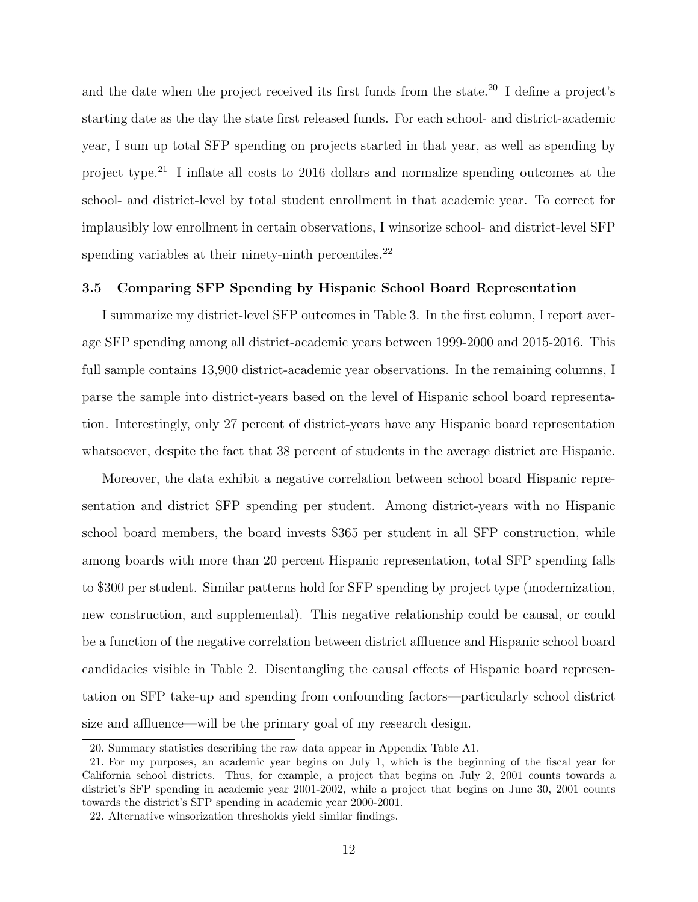and the date when the project received its first funds from the state.[20] I define a project's starting date as the day the state first released funds. For each school- and district-academic year, I sum up total SFP spending on projects started in that year, as well as spending by project type.[21] I inflate all costs to 2016 dollars and normalize spending outcomes at the school- and district-level by total student enrollment in that academic year. To correct for implausibly low enrollment in certain observations, I winsorize school- and district-level SFP spending variables at their ninety-ninth percentiles.[22]

### 3.5 Comparing SFP Spending by Hispanic School Board Representation

I summarize my district-level SFP outcomes in Table 3. In the first column, I report average SFP spending among all district-academic years between 1999-2000 and 2015-2016. This full sample contains 13,900 district-academic year observations. In the remaining columns, I parse the sample into district-years based on the level of Hispanic school board representation. Interestingly, only 27 percent of district-years have any Hispanic board representation whatsoever, despite the fact that 38 percent of students in the average district are Hispanic.

Moreover, the data exhibit a negative correlation between school board Hispanic representation and district SFP spending per student. Among district-years with no Hispanic school board members, the board invests \$365 per student in all SFP construction, while among boards with more than 20 percent Hispanic representation, total SFP spending falls to \$300 per student. Similar patterns hold for SFP spending by project type (modernization, new construction, and supplemental). This negative relationship could be causal, or could be a function of the negative correlation between district affluence and Hispanic school board candidacies visible in Table 2. Disentangling the causal effects of Hispanic board representation on SFP take-up and spending from confounding factors—particularly school district size and affluence—will be the primary goal of my research design.

---

20. Summary statistics describing the raw data appear in Appendix Table A1.

21. For my purposes, an academic year begins on July 1, which is the beginning of the fiscal year for California school districts. Thus, for example, a project that begins on July 2, 2001 counts towards a district's SFP spending in academic year 2001-2002, while a project that begins on June 30, 2001 counts towards the district's SFP spending in academic year 2000-2001.

22. Alternative winsorization thresholds yield similar findings.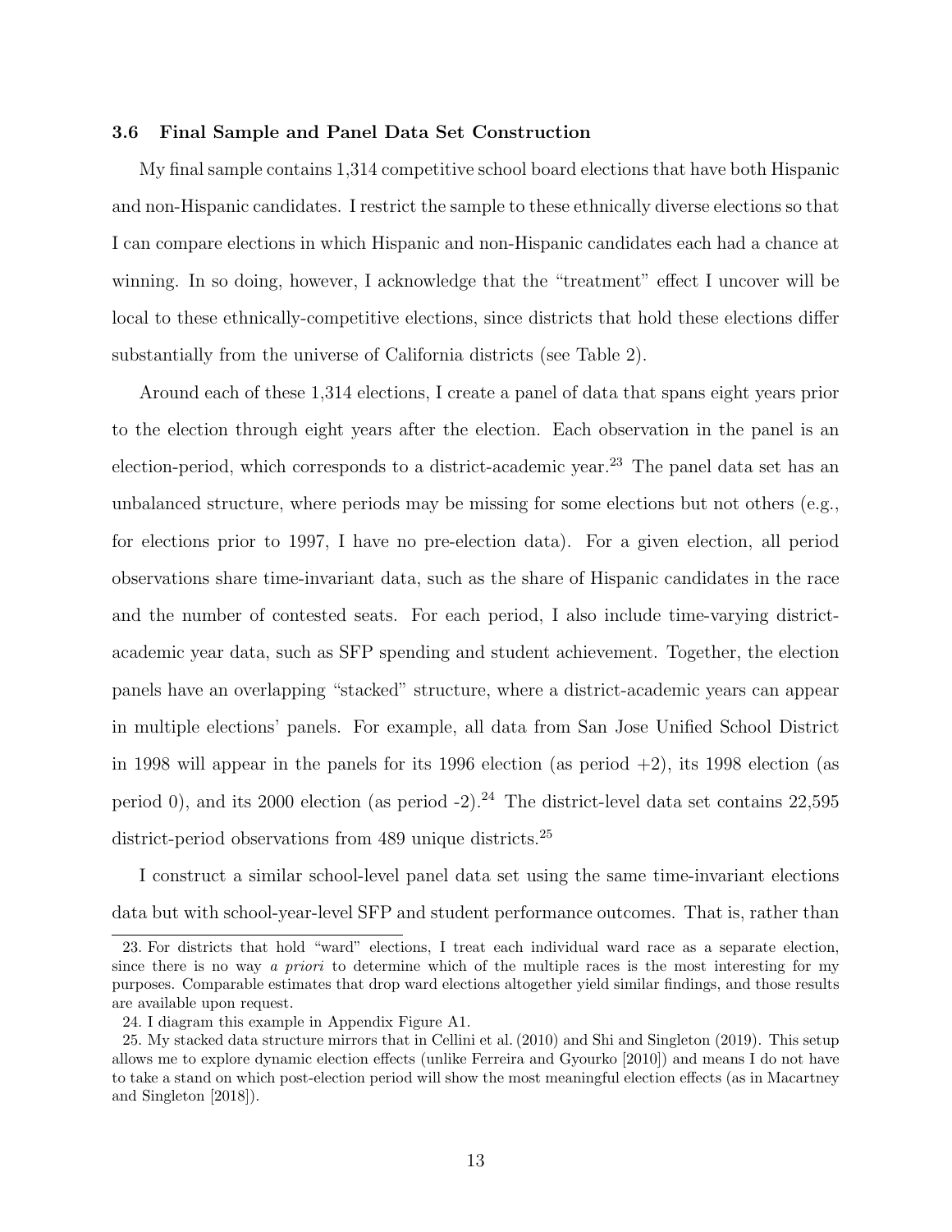### 3.6 Final Sample and Panel Data Set Construction

My final sample contains 1,314 competitive school board elections that have both Hispanic and non-Hispanic candidates. I restrict the sample to these ethnically diverse elections so that I can compare elections in which Hispanic and non-Hispanic candidates each had a chance at winning. In so doing, however, I acknowledge that the "treatment" effect I uncover will be local to these ethnically-competitive elections, since districts that hold these elections differ substantially from the universe of California districts (see Table 2).

Around each of these 1,314 elections, I create a panel of data that spans eight years prior to the election through eight years after the election. Each observation in the panel is an election-period, which corresponds to a district-academic year.[23] The panel data set has an unbalanced structure, where periods may be missing for some elections but not others (e.g., for elections prior to 1997, I have no pre-election data). For a given election, all period observations share time-invariant data, such as the share of Hispanic candidates in the race and the number of contested seats. For each period, I also include time-varying district-academic year data, such as SFP spending and student achievement. Together, the election panels have an overlapping "stacked" structure, where a district-academic years can appear in multiple elections' panels. For example, all data from San Jose Unified School District in 1998 will appear in the panels for its 1996 election (as period +2), its 1998 election (as period 0), and its 2000 election (as period -2).[24] The district-level data set contains 22,595 district-period observations from 489 unique districts.[25]

I construct a similar school-level panel data set using the same time-invariant elections data but with school-year-level SFP and student performance outcomes. That is, rather than

23. For districts that hold "ward" elections, I treat each individual ward race as a separate election, since there is no way *a priori* to determine which of the multiple races is the most interesting for my purposes. Comparable estimates that drop ward elections altogether yield similar findings, and those results are available upon request.

24. I diagram this example in Appendix Figure A1.

25. My stacked data structure mirrors that in Cellini et al. (2010) and Shi and Singleton (2019). This setup allows me to explore dynamic election effects (unlike Ferreira and Gyourko [2010]) and means I do not have to take a stand on which post-election period will show the most meaningful election effects (as in Macartney and Singleton [2018]).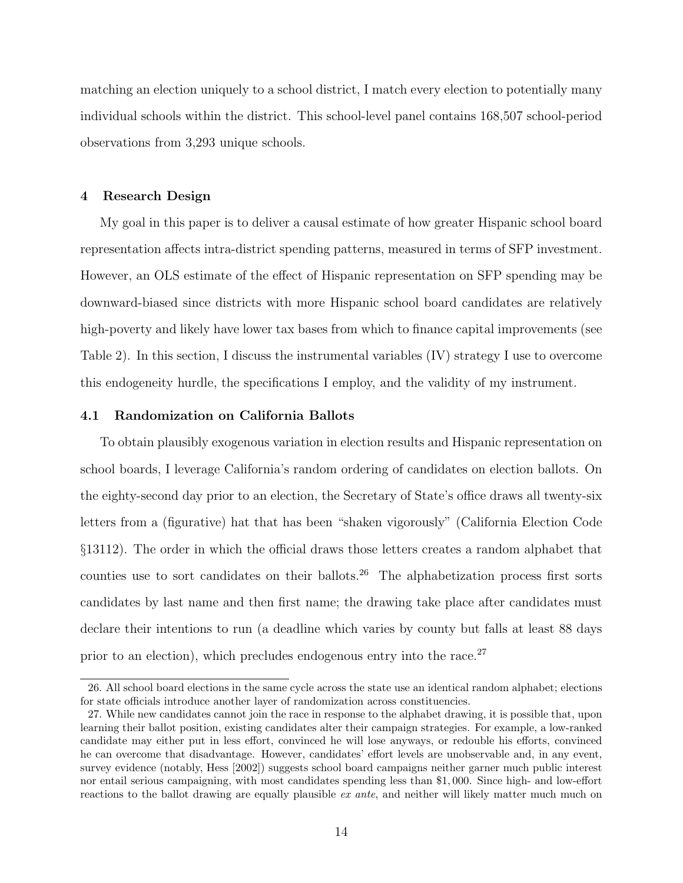matching an election uniquely to a school district, I match every election to potentially many individual schools within the district. This school-level panel contains 168,507 school-period observations from 3,293 unique schools.

## 4 Research Design

My goal in this paper is to deliver a causal estimate of how greater Hispanic school board representation affects intra-district spending patterns, measured in terms of SFP investment. However, an OLS estimate of the effect of Hispanic representation on SFP spending may be downward-biased since districts with more Hispanic school board candidates are relatively high-poverty and likely have lower tax bases from which to finance capital improvements (see Table 2). In this section, I discuss the instrumental variables (IV) strategy I use to overcome this endogeneity hurdle, the specifications I employ, and the validity of my instrument.

### 4.1 Randomization on California Ballots

To obtain plausibly exogenous variation in election results and Hispanic representation on school boards, I leverage California's random ordering of candidates on election ballots. On the eighty-second day prior to an election, the Secretary of State's office draws all twenty-six letters from a (figurative) hat that has been "shaken vigorously" (California Election Code §13112). The order in which the official draws those letters creates a random alphabet that counties use to sort candidates on their ballots.[26] The alphabetization process first sorts candidates by last name and then first name; the drawing take place after candidates must declare their intentions to run (a deadline which varies by county but falls at least 88 days prior to an election), which precludes endogenous entry into the race.[27]

26. All school board elections in the same cycle across the state use an identical random alphabet; elections for state officials introduce another layer of randomization across constituencies.

27. While new candidates cannot join the race in response to the alphabet drawing, it is possible that, upon learning their ballot position, existing candidates alter their campaign strategies. For example, a low-ranked candidate may either put in less effort, convinced he will lose anyways, or redouble his efforts, convinced he can overcome that disadvantage. However, candidates' effort levels are unobservable and, in any event, survey evidence (notably, Hess [2002]) suggests school board campaigns neither garner much public interest nor entail serious campaigning, with most candidates spending less than $1,000. Since high- and low-effort reactions to the ballot drawing are equally plausible *ex ante*, and neither will likely matter much much on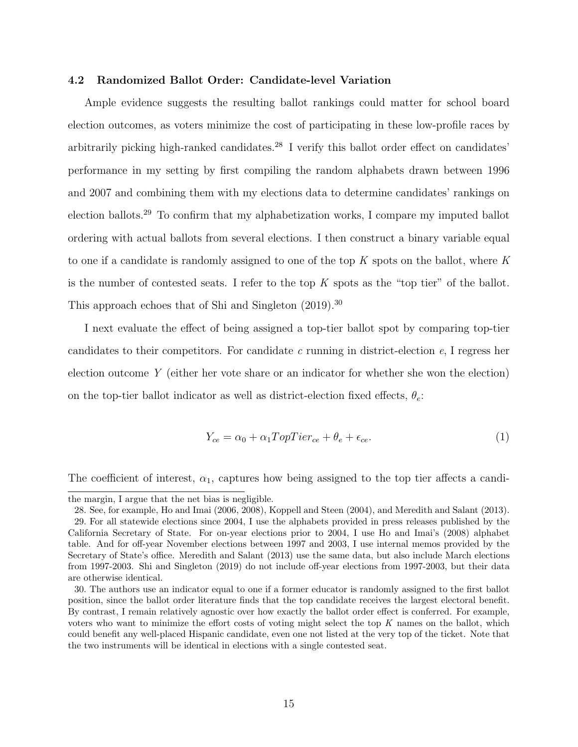### 4.2 Randomized Ballot Order: Candidate-level Variation

Ample evidence suggests the resulting ballot rankings could matter for school board election outcomes, as voters minimize the cost of participating in these low-profile races by arbitrarily picking high-ranked candidates.[28] I verify this ballot order effect on candidates' performance in my setting by first compiling the random alphabets drawn between 1996 and 2007 and combining them with my elections data to determine candidates' rankings on election ballots.[29] To confirm that my alphabetization works, I compare my imputed ballot ordering with actual ballots from several elections. I then construct a binary variable equal to one if a candidate is randomly assigned to one of the top $K$ spots on the ballot, where $K$ is the number of contested seats. I refer to the top $K$ spots as the "top tier" of the ballot. This approach echoes that of Shi and Singleton (2019).[30]

I next evaluate the effect of being assigned a top-tier ballot spot by comparing top-tier candidates to their competitors. For candidate $c$ running in district-election $e$, I regress her election outcome $Y$ (either her vote share or an indicator for whether she won the election) on the top-tier ballot indicator as well as district-election fixed effects, $\theta_e$:

$$Y_{ce} = \alpha_0 + \alpha_1 TopTier_{ce} + \theta_e + \epsilon_{ce}. \tag{1}$$

The coefficient of interest, $\alpha_1$, captures how being assigned to the top tier affects a candi-

---

the margin, I argue that the net bias is negligible.

28. See, for example, Ho and Imai (2006, 2008), Koppell and Steen (2004), and Meredith and Salant (2013).

29. For all statewide elections since 2004, I use the alphabets provided in press releases published by the California Secretary of State. For on-year elections prior to 2004, I use Ho and Imai's (2008) alphabet table. And for off-year November elections between 1997 and 2003, I use internal memos provided by the Secretary of State's office. Meredith and Salant (2013) use the same data, but also include March elections from 1997-2003. Shi and Singleton (2019) do not include off-year elections from 1997-2003, but their data are otherwise identical.

30. The authors use an indicator equal to one if a former educator is randomly assigned to the first ballot position, since the ballot order literature finds that the top candidate receives the largest electoral benefit. By contrast, I remain relatively agnostic over how exactly the ballot order effect is conferred. For example, voters who want to minimize the effort costs of voting might select the top $K$ names on the ballot, which could benefit any well-placed Hispanic candidate, even one not listed at the very top of the ticket. Note that the two instruments will be identical in elections with a single contested seat.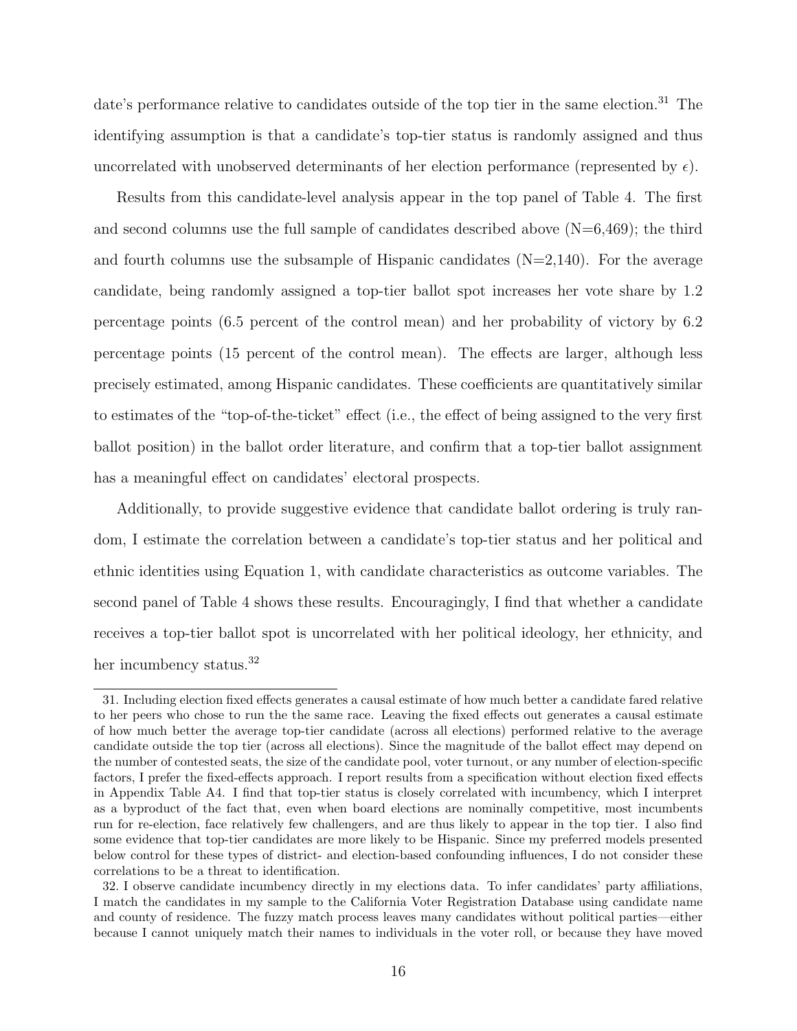date's performance relative to candidates outside of the top tier in the same election.[31] The identifying assumption is that a candidate's top-tier status is randomly assigned and thus uncorrelated with unobserved determinants of her election performance (represented by $\epsilon$).

Results from this candidate-level analysis appear in the top panel of Table 4. The first and second columns use the full sample of candidates described above (N=6,469); the third and fourth columns use the subsample of Hispanic candidates (N=2,140). For the average candidate, being randomly assigned a top-tier ballot spot increases her vote share by 1.2 percentage points (6.5 percent of the control mean) and her probability of victory by 6.2 percentage points (15 percent of the control mean). The effects are larger, although less precisely estimated, among Hispanic candidates. These coefficients are quantitatively similar to estimates of the "top-of-the-ticket" effect (i.e., the effect of being assigned to the very first ballot position) in the ballot order literature, and confirm that a top-tier ballot assignment has a meaningful effect on candidates' electoral prospects.

Additionally, to provide suggestive evidence that candidate ballot ordering is truly random, I estimate the correlation between a candidate's top-tier status and her political and ethnic identities using Equation 1, with candidate characteristics as outcome variables. The second panel of Table 4 shows these results. Encouragingly, I find that whether a candidate receives a top-tier ballot spot is uncorrelated with her political ideology, her ethnicity, and her incumbency status.[32]

31. Including election fixed effects generates a causal estimate of how much better a candidate fared relative to her peers who chose to run the the same race. Leaving the fixed effects out generates a causal estimate of how much better the average top-tier candidate (across all elections) performed relative to the average candidate outside the top tier (across all elections). Since the magnitude of the ballot effect may depend on the number of contested seats, the size of the candidate pool, voter turnout, or any number of election-specific factors, I prefer the fixed-effects approach. I report results from a specification without election fixed effects in Appendix Table A4. I find that top-tier status is closely correlated with incumbency, which I interpret as a byproduct of the fact that, even when board elections are nominally competitive, most incumbents run for re-election, face relatively few challengers, and are thus likely to appear in the top tier. I also find some evidence that top-tier candidates are more likely to be Hispanic. Since my preferred models presented below control for these types of district- and election-based confounding influences, I do not consider these correlations to be a threat to identification.

32. I observe candidate incumbency directly in my elections data. To infer candidates' party affiliations, I match the candidates in my sample to the California Voter Registration Database using candidate name and county of residence. The fuzzy match process leaves many candidates without political parties—either because I cannot uniquely match their names to individuals in the voter roll, or because they have moved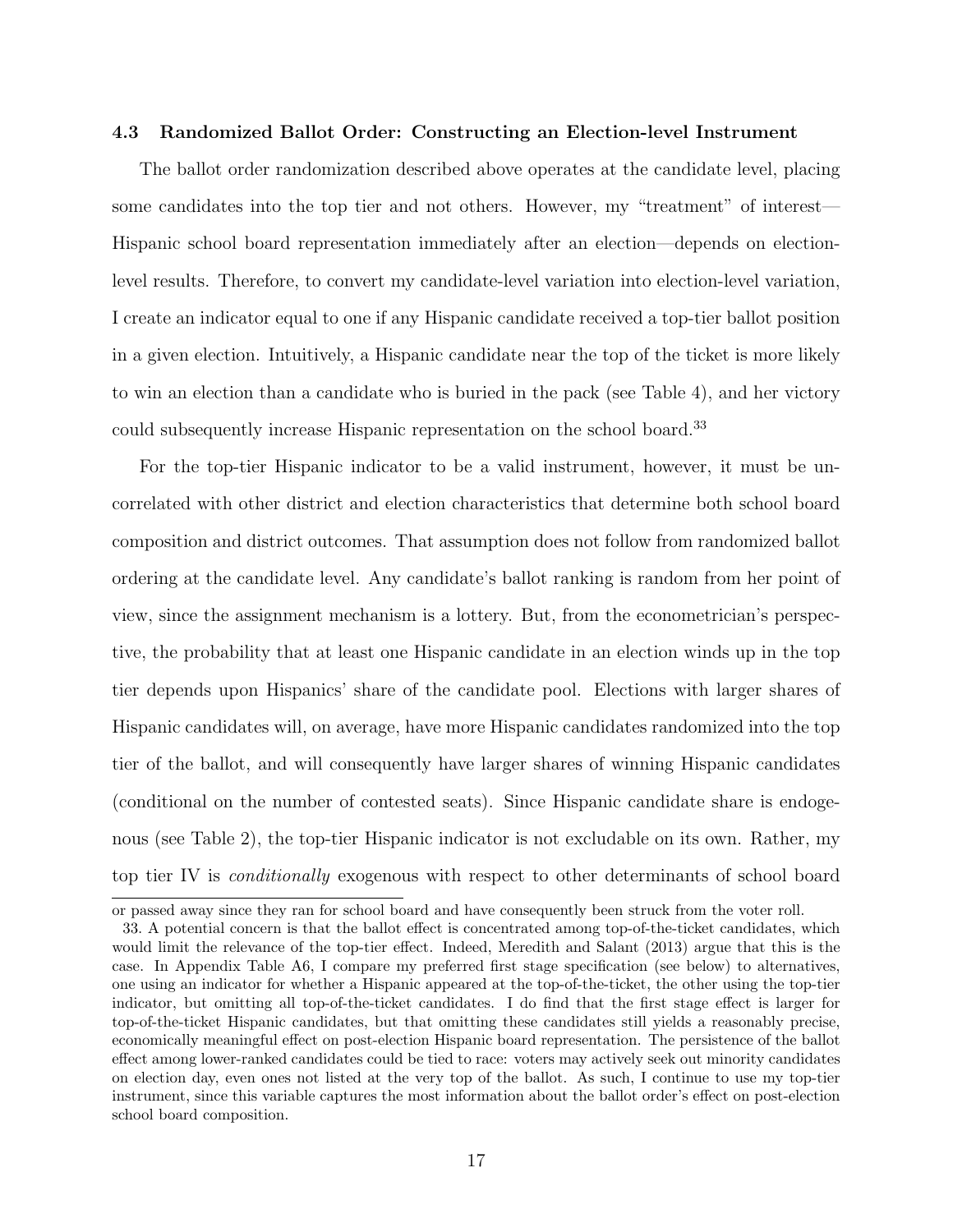### 4.3 Randomized Ballot Order: Constructing an Election-level Instrument

The ballot order randomization described above operates at the candidate level, placing some candidates into the top tier and not others. However, my "treatment" of interest—Hispanic school board representation immediately after an election—depends on election-level results. Therefore, to convert my candidate-level variation into election-level variation, I create an indicator equal to one if any Hispanic candidate received a top-tier ballot position in a given election. Intuitively, a Hispanic candidate near the top of the ticket is more likely to win an election than a candidate who is buried in the pack (see Table 4), and her victory could subsequently increase Hispanic representation on the school board.[33]

For the top-tier Hispanic indicator to be a valid instrument, however, it must be uncorrelated with other district and election characteristics that determine both school board composition and district outcomes. That assumption does not follow from randomized ballot ordering at the candidate level. Any candidate's ballot ranking is random from her point of view, since the assignment mechanism is a lottery. But, from the econometrician's perspective, the probability that at least one Hispanic candidate in an election winds up in the top tier depends upon Hispanics' share of the candidate pool. Elections with larger shares of Hispanic candidates will, on average, have more Hispanic candidates randomized into the top tier of the ballot, and will consequently have larger shares of winning Hispanic candidates (conditional on the number of contested seats). Since Hispanic candidate share is endogenous (see Table 2), the top-tier Hispanic indicator is not excludable on its own. Rather, my top tier IV is *conditionally* exogenous with respect to other determinants of school board

or passed away since they ran for school board and have consequently been struck from the voter roll.

33. A potential concern is that the ballot effect is concentrated among top-of-the-ticket candidates, which would limit the relevance of the top-tier effect. Indeed, Meredith and Salant (2013) argue that this is the case. In Appendix Table A6, I compare my preferred first stage specification (see below) to alternatives, one using an indicator for whether a Hispanic appeared at the top-of-the-ticket, the other using the top-tier indicator, but omitting all top-of-the-ticket candidates. I do find that the first stage effect is larger for top-of-the-ticket Hispanic candidates, but that omitting these candidates still yields a reasonably precise, economically meaningful effect on post-election Hispanic board representation. The persistence of the ballot effect among lower-ranked candidates could be tied to race: voters may actively seek out minority candidates on election day, even ones not listed at the very top of the ballot. As such, I continue to use my top-tier instrument, since this variable captures the most information about the ballot order's effect on post-election school board composition.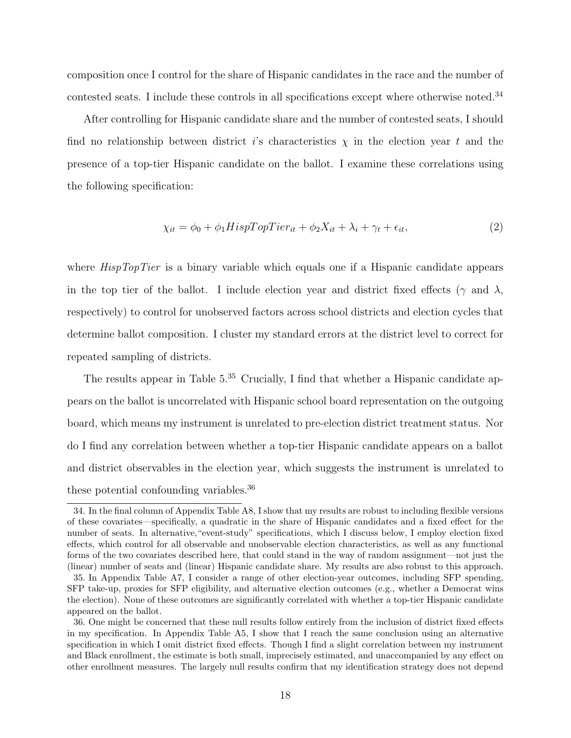composition once I control for the share of Hispanic candidates in the race and the number of contested seats. I include these controls in all specifications except where otherwise noted.[34]

After controlling for Hispanic candidate share and the number of contested seats, I should find no relationship between district $i$'s characteristics $\chi$ in the election year $t$ and the presence of a top-tier Hispanic candidate on the ballot. I examine these correlations using the following specification:

$$\chi_{it} = \phi_0 + \phi_1 HispTopTier_{it} + \phi_2 X_{it} + \lambda_i + \gamma_t + \epsilon_{it}, \tag{2}$$

where *HispTopTier* is a binary variable which equals one if a Hispanic candidate appears in the top tier of the ballot. I include election year and district fixed effects ($\gamma$ and $\lambda$, respectively) to control for unobserved factors across school districts and election cycles that determine ballot composition. I cluster my standard errors at the district level to correct for repeated sampling of districts.

The results appear in Table 5.[35] Crucially, I find that whether a Hispanic candidate appears on the ballot is uncorrelated with Hispanic school board representation on the outgoing board, which means my instrument is unrelated to pre-election district treatment status. Nor do I find any correlation between whether a top-tier Hispanic candidate appears on a ballot and district observables in the election year, which suggests the instrument is unrelated to these potential confounding variables.[36]

---

34. In the final column of Appendix Table A8, I show that my results are robust to including flexible versions of these covariates—specifically, a quadratic in the share of Hispanic candidates and a fixed effect for the number of seats. In alternative, "event-study" specifications, which I discuss below, I employ election fixed effects, which control for all observable and unobservable election characteristics, as well as any functional forms of the two covariates described here, that could stand in the way of random assignment—not just the (linear) number of seats and (linear) Hispanic candidate share. My results are also robust to this approach.

35. In Appendix Table A7, I consider a range of other election-year outcomes, including SFP spending, SFP take-up, proxies for SFP eligibility, and alternative election outcomes (e.g., whether a Democrat wins the election). None of these outcomes are significantly correlated with whether a top-tier Hispanic candidate appeared on the ballot.

36. One might be concerned that these null results follow entirely from the inclusion of district fixed effects in my specification. In Appendix Table A5, I show that I reach the same conclusion using an alternative specification in which I omit district fixed effects. Though I find a slight correlation between my instrument and Black enrollment, the estimate is both small, imprecisely estimated, and unaccompanied by any effect on other enrollment measures. The largely null results confirm that my identification strategy does not depend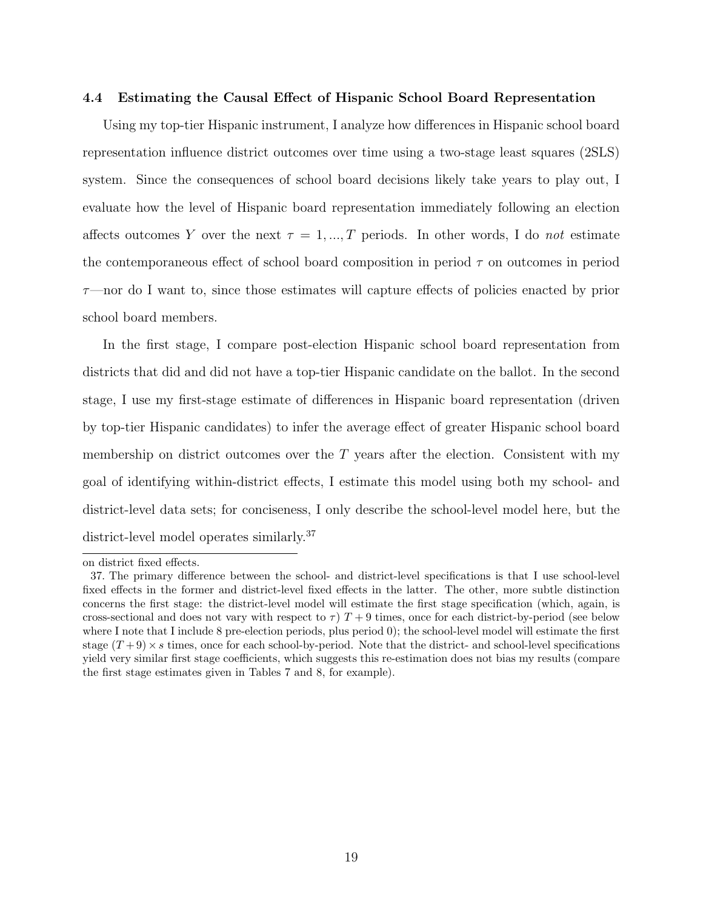### 4.4 Estimating the Causal Effect of Hispanic School Board Representation

Using my top-tier Hispanic instrument, I analyze how differences in Hispanic school board representation influence district outcomes over time using a two-stage least squares (2SLS) system. Since the consequences of school board decisions likely take years to play out, I evaluate how the level of Hispanic board representation immediately following an election affects outcomes $Y$ over the next $\tau = 1, ..., T$ periods. In other words, I do *not* estimate the contemporaneous effect of school board composition in period $\tau$ on outcomes in period $\tau$—nor do I want to, since those estimates will capture effects of policies enacted by prior school board members.

In the first stage, I compare post-election Hispanic school board representation from districts that did and did not have a top-tier Hispanic candidate on the ballot. In the second stage, I use my first-stage estimate of differences in Hispanic board representation (driven by top-tier Hispanic candidates) to infer the average effect of greater Hispanic school board membership on district outcomes over the $T$ years after the election. Consistent with my goal of identifying within-district effects, I estimate this model using both my school- and district-level data sets; for conciseness, I only describe the school-level model here, but the district-level model operates similarly.[37]

---

on district fixed effects.

37. The primary difference between the school- and district-level specifications is that I use school-level fixed effects in the former and district-level fixed effects in the latter. The other, more subtle distinction concerns the first stage: the district-level model will estimate the first stage specification (which, again, is cross-sectional and does not vary with respect to $\tau$) $T + 9$ times, once for each district-by-period (see below where I note that I include 8 pre-election periods, plus period 0); the school-level model will estimate the first stage $(T + 9) \times s$ times, once for each school-by-period. Note that the district- and school-level specifications yield very similar first stage coefficients, which suggests this re-estimation does not bias my results (compare the first stage estimates given in Tables 7 and 8, for example).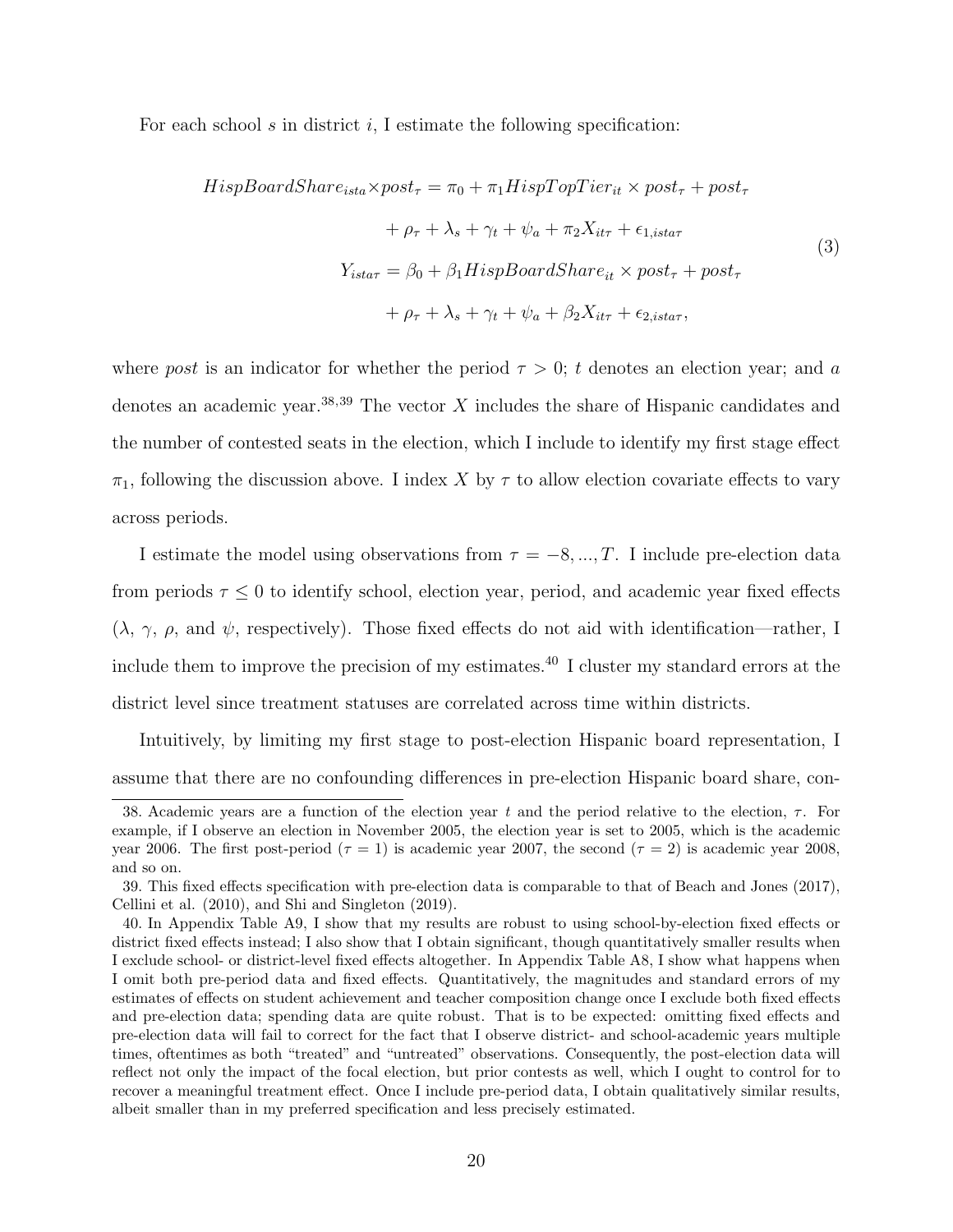For each school $s$ in district $i$, I estimate the following specification:

$$
\begin{aligned}
HispBoardShare_{ista} \times post_\tau &= \pi_0 + \pi_1 HispTopTier_{it} \times post_\tau + post_\tau \\
&\quad + \rho_\tau + \lambda_s + \gamma_t + \psi_a + \pi_2 X_{it\tau} + \epsilon_{1,ista\tau} \\
Y_{ista\tau} &= \beta_0 + \beta_1 HispBoardShare_{it} \times post_\tau + post_\tau \\
&\quad + \rho_\tau + \lambda_s + \gamma_t + \psi_a + \beta_2 X_{it\tau} + \epsilon_{2,ista\tau},
\end{aligned}
\tag{3}
$$

where *post* is an indicator for whether the period $\tau > 0$; $t$ denotes an election year; and $a$ denotes an academic year.[38,39] The vector $X$ includes the share of Hispanic candidates and the number of contested seats in the election, which I include to identify my first stage effect $\pi_1$, following the discussion above. I index $X$ by $\tau$ to allow election covariate effects to vary across periods.

I estimate the model using observations from $\tau = -8, ..., T$. I include pre-election data from periods $\tau \leq 0$ to identify school, election year, period, and academic year fixed effects ($\lambda$, $\gamma$, $\rho$, and $\psi$, respectively). Those fixed effects do not aid with identification—rather, I include them to improve the precision of my estimates.[40] I cluster my standard errors at the district level since treatment statuses are correlated across time within districts.

Intuitively, by limiting my first stage to post-election Hispanic board representation, I assume that there are no confounding differences in pre-election Hispanic board share, con-

38. Academic years are a function of the election year $t$ and the period relative to the election, $\tau$. For example, if I observe an election in November 2005, the election year is set to 2005, which is the academic year 2006. The first post-period ($\tau = 1$) is academic year 2007, the second ($\tau = 2$) is academic year 2008, and so on.

39. This fixed effects specification with pre-election data is comparable to that of Beach and Jones (2017), Cellini et al. (2010), and Shi and Singleton (2019).

40. In Appendix Table A9, I show that my results are robust to using school-by-election fixed effects or district fixed effects instead; I also show that I obtain significant, though quantitatively smaller results when I exclude school- or district-level fixed effects altogether. In Appendix Table A8, I show what happens when I omit both pre-period data and fixed effects. Quantitatively, the magnitudes and standard errors of my estimates of effects on student achievement and teacher composition change once I exclude both fixed effects and pre-election data; spending data are quite robust. That is to be expected: omitting fixed effects and pre-election data will fail to correct for the fact that I observe district- and school-academic years multiple times, oftentimes as both "treated" and "untreated" observations. Consequently, the post-election data will reflect not only the impact of the focal election, but prior contests as well, which I ought to control for to recover a meaningful treatment effect. Once I include pre-period data, I obtain qualitatively similar results, albeit smaller than in my preferred specification and less precisely estimated.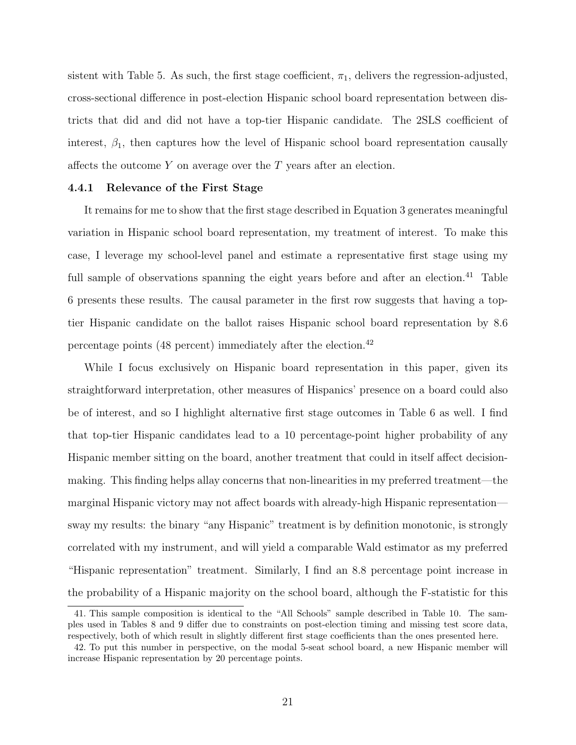sistent with Table 5. As such, the first stage coefficient, $\pi_1$, delivers the regression-adjusted, cross-sectional difference in post-election Hispanic school board representation between districts that did and did not have a top-tier Hispanic candidate. The 2SLS coefficient of interest, $\beta_1$, then captures how the level of Hispanic school board representation causally affects the outcome $Y$ on average over the $T$ years after an election.

### 4.4.1 Relevance of the First Stage

It remains for me to show that the first stage described in Equation 3 generates meaningful variation in Hispanic school board representation, my treatment of interest. To make this case, I leverage my school-level panel and estimate a representative first stage using my full sample of observations spanning the eight years before and after an election.[41] Table 6 presents these results. The causal parameter in the first row suggests that having a top-tier Hispanic candidate on the ballot raises Hispanic school board representation by 8.6 percentage points (48 percent) immediately after the election.[42]

While I focus exclusively on Hispanic board representation in this paper, given its straightforward interpretation, other measures of Hispanics' presence on a board could also be of interest, and so I highlight alternative first stage outcomes in Table 6 as well. I find that top-tier Hispanic candidates lead to a 10 percentage-point higher probability of any Hispanic member sitting on the board, another treatment that could in itself affect decision-making. This finding helps allay concerns that non-linearities in my preferred treatment—the marginal Hispanic victory may not affect boards with already-high Hispanic representation—sway my results: the binary "any Hispanic" treatment is by definition monotonic, is strongly correlated with my instrument, and will yield a comparable Wald estimator as my preferred "Hispanic representation" treatment. Similarly, I find an 8.8 percentage point increase in the probability of a Hispanic majority on the school board, although the F-statistic for this

41. This sample composition is identical to the "All Schools" sample described in Table 10. The samples used in Tables 8 and 9 differ due to constraints on post-election timing and missing test score data, respectively, both of which result in slightly different first stage coefficients than the ones presented here.

42. To put this number in perspective, on the modal 5-seat school board, a new Hispanic member will increase Hispanic representation by 20 percentage points.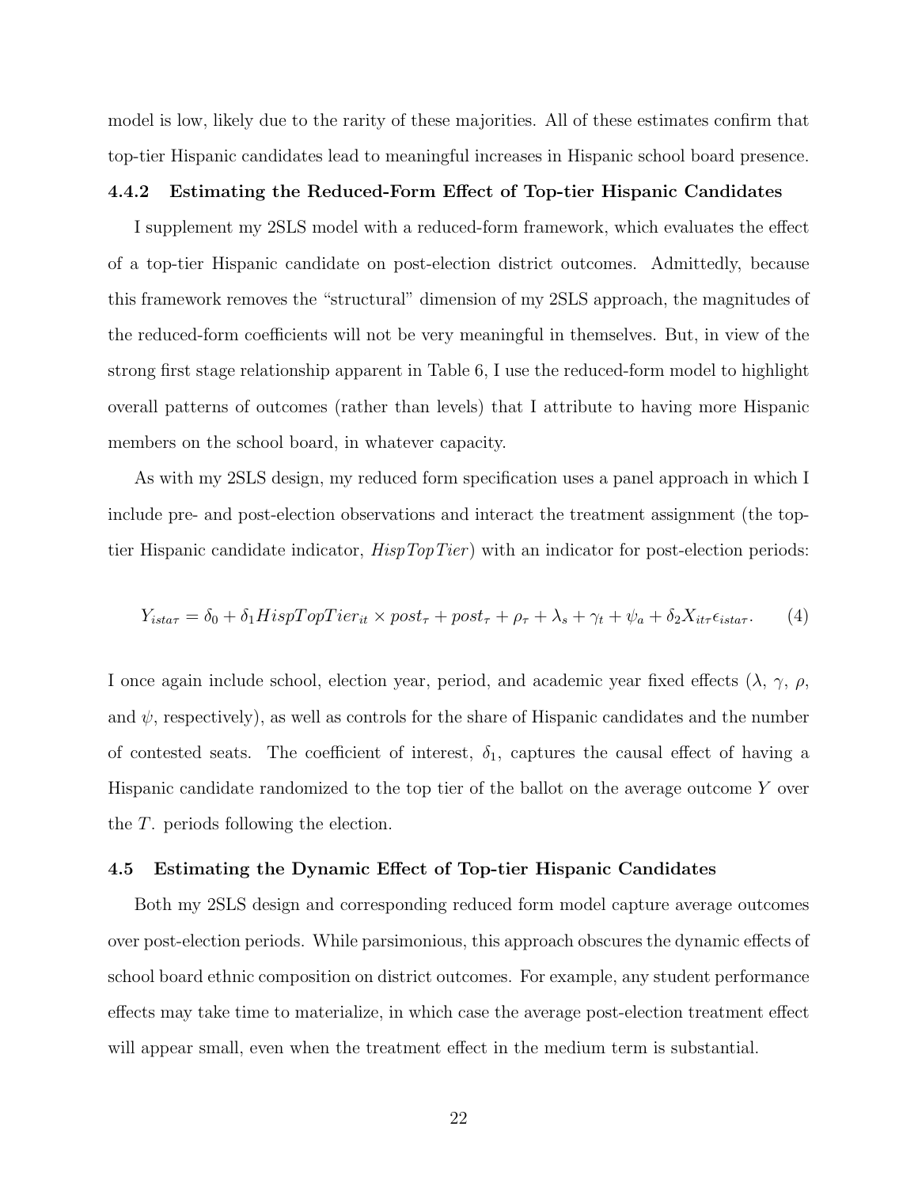model is low, likely due to the rarity of these majorities. All of these estimates confirm that top-tier Hispanic candidates lead to meaningful increases in Hispanic school board presence.

#### 4.4.2 Estimating the Reduced-Form Effect of Top-tier Hispanic Candidates

I supplement my 2SLS model with a reduced-form framework, which evaluates the effect of a top-tier Hispanic candidate on post-election district outcomes. Admittedly, because this framework removes the "structural" dimension of my 2SLS approach, the magnitudes of the reduced-form coefficients will not be very meaningful in themselves. But, in view of the strong first stage relationship apparent in Table 6, I use the reduced-form model to highlight overall patterns of outcomes (rather than levels) that I attribute to having more Hispanic members on the school board, in whatever capacity.

As with my 2SLS design, my reduced form specification uses a panel approach in which I include pre- and post-election observations and interact the treatment assignment (the top-tier Hispanic candidate indicator, *HispTopTier*) with an indicator for post-election periods:

$$Y_{ista\tau} = \delta_0 + \delta_1 HispTopTier_{it} \times post_\tau + post_\tau + \rho_\tau + \lambda_s + \gamma_t + \psi_a + \delta_2 X_{it\tau} \epsilon_{ista\tau}. \tag{4}$$

I once again include school, election year, period, and academic year fixed effects ($\lambda$, $\gamma$, $\rho$, and $\psi$, respectively), as well as controls for the share of Hispanic candidates and the number of contested seats. The coefficient of interest, $\delta_1$, captures the causal effect of having a Hispanic candidate randomized to the top tier of the ballot on the average outcome $Y$ over the $T$. periods following the election.

### 4.5 Estimating the Dynamic Effect of Top-tier Hispanic Candidates

Both my 2SLS design and corresponding reduced form model capture average outcomes over post-election periods. While parsimonious, this approach obscures the dynamic effects of school board ethnic composition on district outcomes. For example, any student performance effects may take time to materialize, in which case the average post-election treatment effect will appear small, even when the treatment effect in the medium term is substantial.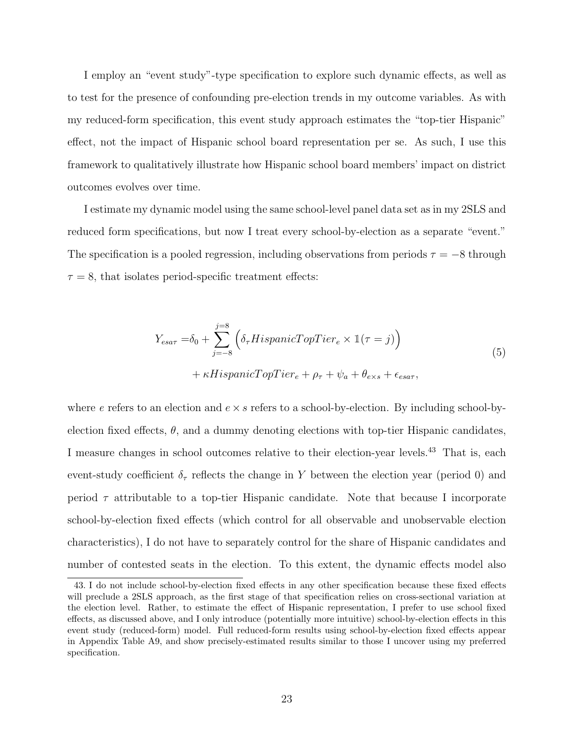I employ an "event study"-type specification to explore such dynamic effects, as well as to test for the presence of confounding pre-election trends in my outcome variables. As with my reduced-form specification, this event study approach estimates the "top-tier Hispanic" effect, not the impact of Hispanic school board representation per se. As such, I use this framework to qualitatively illustrate how Hispanic school board members' impact on district outcomes evolves over time.

I estimate my dynamic model using the same school-level panel data set as in my 2SLS and reduced form specifications, but now I treat every school-by-election as a separate "event." The specification is a pooled regression, including observations from periods $\tau = -8$ through $\tau = 8$, that isolates period-specific treatment effects:

$$
\begin{aligned}
Y_{esa\tau} =& \delta_0 + \sum_{j=-8}^{j=8} \Big( \delta_\tau HispanicTopTier_e \times \mathbb{1}(\tau = j) \Big) \\
&+ \kappa HispanicTopTier_e + \rho_\tau + \psi_a + \theta_{e \times s} + \epsilon_{esa\tau},
\end{aligned} \tag{5}
$$

where $e$ refers to an election and $e \times s$ refers to a school-by-election. By including school-by-election fixed effects, $\theta$, and a dummy denoting elections with top-tier Hispanic candidates, I measure changes in school outcomes relative to their election-year levels.[43] That is, each event-study coefficient $\delta_\tau$ reflects the change in $Y$ between the election year (period 0) and period $\tau$ attributable to a top-tier Hispanic candidate. Note that because I incorporate school-by-election fixed effects (which control for all observable and unobservable election characteristics), I do not have to separately control for the share of Hispanic candidates and number of contested seats in the election. To this extent, the dynamic effects model also

43. I do not include school-by-election fixed effects in any other specification because these fixed effects will preclude a 2SLS approach, as the first stage of that specification relies on cross-sectional variation at the election level. Rather, to estimate the effect of Hispanic representation, I prefer to use school fixed effects, as discussed above, and I only introduce (potentially more intuitive) school-by-election effects in this event study (reduced-form) model. Full reduced-form results using school-by-election fixed effects appear in Appendix Table A9, and show precisely-estimated results similar to those I uncover using my preferred specification.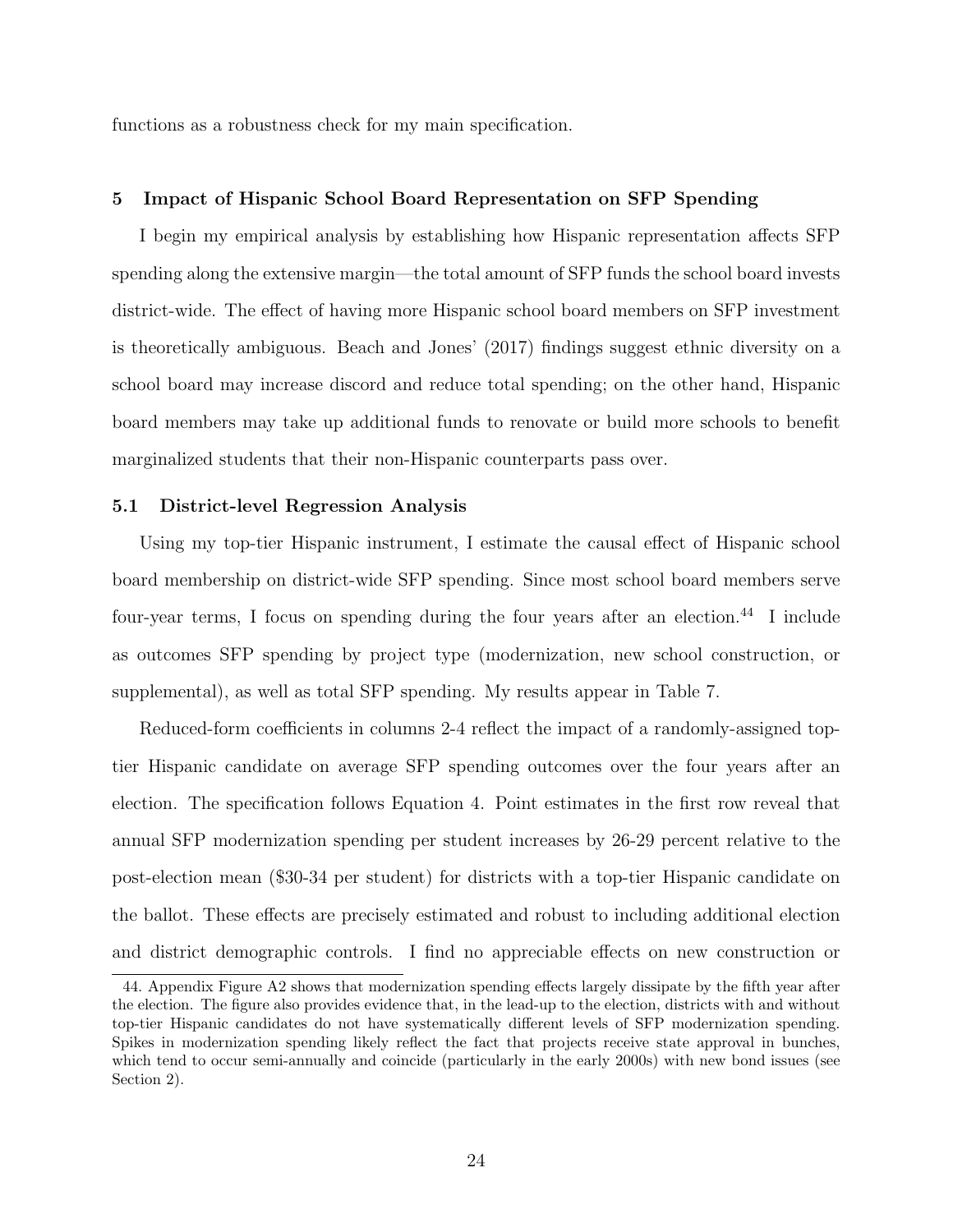functions as a robustness check for my main specification.

## 5 Impact of Hispanic School Board Representation on SFP Spending

I begin my empirical analysis by establishing how Hispanic representation affects SFP spending along the extensive margin—the total amount of SFP funds the school board invests district-wide. The effect of having more Hispanic school board members on SFP investment is theoretically ambiguous. Beach and Jones' (2017) findings suggest ethnic diversity on a school board may increase discord and reduce total spending; on the other hand, Hispanic board members may take up additional funds to renovate or build more schools to benefit marginalized students that their non-Hispanic counterparts pass over.

### 5.1 District-level Regression Analysis

Using my top-tier Hispanic instrument, I estimate the causal effect of Hispanic school board membership on district-wide SFP spending. Since most school board members serve four-year terms, I focus on spending during the four years after an election.[44] I include as outcomes SFP spending by project type (modernization, new school construction, or supplemental), as well as total SFP spending. My results appear in Table 7.

Reduced-form coefficients in columns 2-4 reflect the impact of a randomly-assigned top-tier Hispanic candidate on average SFP spending outcomes over the four years after an election. The specification follows Equation 4. Point estimates in the first row reveal that annual SFP modernization spending per student increases by 26-29 percent relative to the post-election mean (\$30-34 per student) for districts with a top-tier Hispanic candidate on the ballot. These effects are precisely estimated and robust to including additional election and district demographic controls. I find no appreciable effects on new construction or

44. Appendix Figure A2 shows that modernization spending effects largely dissipate by the fifth year after the election. The figure also provides evidence that, in the lead-up to the election, districts with and without top-tier Hispanic candidates do not have systematically different levels of SFP modernization spending. Spikes in modernization spending likely reflect the fact that projects receive state approval in bunches, which tend to occur semi-annually and coincide (particularly in the early 2000s) with new bond issues (see Section 2).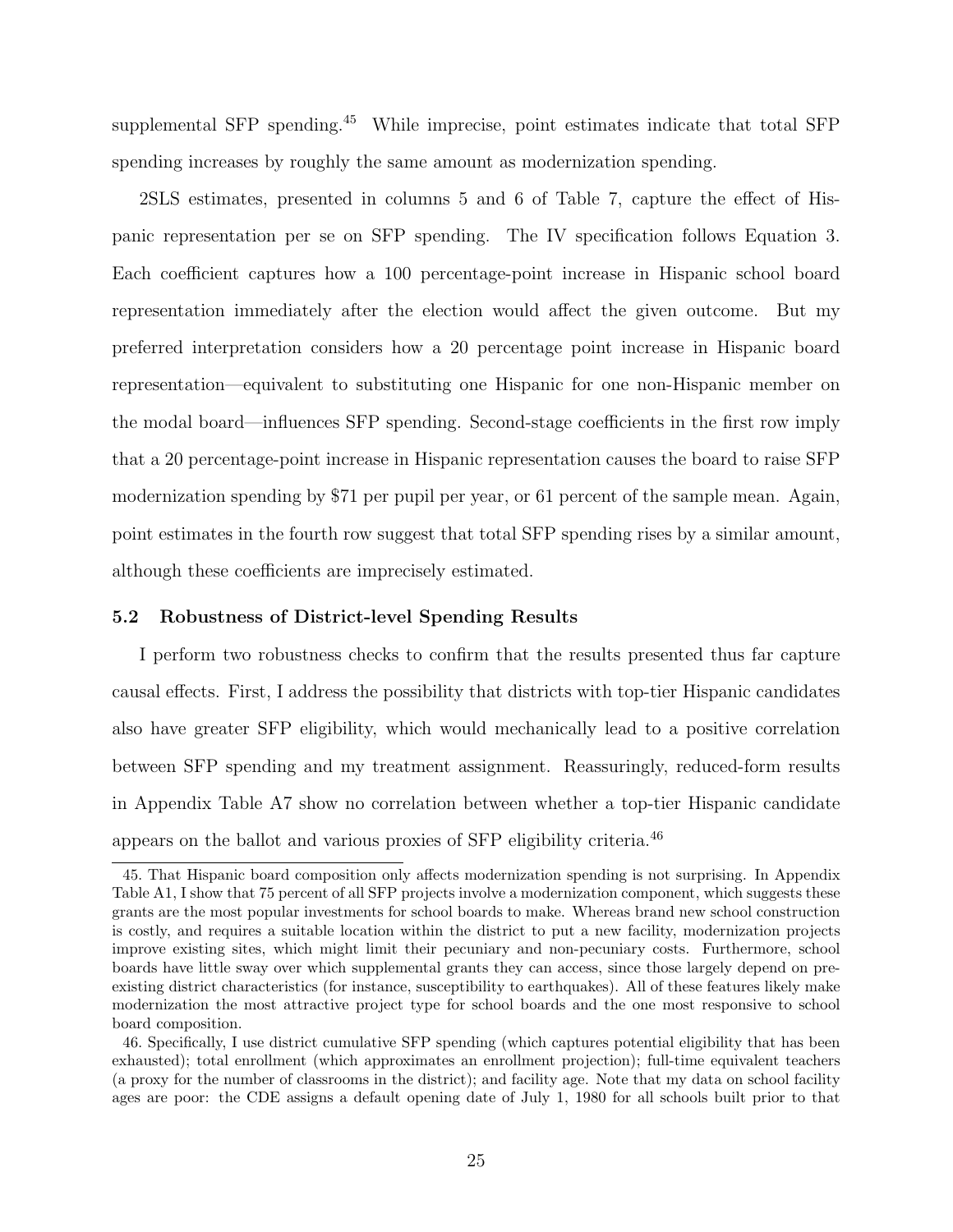supplemental SFP spending.[45] While imprecise, point estimates indicate that total SFP spending increases by roughly the same amount as modernization spending.

2SLS estimates, presented in columns 5 and 6 of Table 7, capture the effect of Hispanic representation per se on SFP spending. The IV specification follows Equation 3. Each coefficient captures how a 100 percentage-point increase in Hispanic school board representation immediately after the election would affect the given outcome. But my preferred interpretation considers how a 20 percentage point increase in Hispanic board representation—equivalent to substituting one Hispanic for one non-Hispanic member on the modal board—influences SFP spending. Second-stage coefficients in the first row imply that a 20 percentage-point increase in Hispanic representation causes the board to raise SFP modernization spending by $71 per pupil per year, or 61 percent of the sample mean. Again, point estimates in the fourth row suggest that total SFP spending rises by a similar amount, although these coefficients are imprecisely estimated.

### 5.2 Robustness of District-level Spending Results

I perform two robustness checks to confirm that the results presented thus far capture causal effects. First, I address the possibility that districts with top-tier Hispanic candidates also have greater SFP eligibility, which would mechanically lead to a positive correlation between SFP spending and my treatment assignment. Reassuringly, reduced-form results in Appendix Table A7 show no correlation between whether a top-tier Hispanic candidate appears on the ballot and various proxies of SFP eligibility criteria.[46]

45. That Hispanic board composition only affects modernization spending is not surprising. In Appendix Table A1, I show that 75 percent of all SFP projects involve a modernization component, which suggests these grants are the most popular investments for school boards to make. Whereas brand new school construction is costly, and requires a suitable location within the district to put a new facility, modernization projects improve existing sites, which might limit their pecuniary and non-pecuniary costs. Furthermore, school boards have little sway over which supplemental grants they can access, since those largely depend on pre-existing district characteristics (for instance, susceptibility to earthquakes). All of these features likely make modernization the most attractive project type for school boards and the one most responsive to school board composition.

46. Specifically, I use district cumulative SFP spending (which captures potential eligibility that has been exhausted); total enrollment (which approximates an enrollment projection); full-time equivalent teachers (a proxy for the number of classrooms in the district); and facility age. Note that my data on school facility ages are poor: the CDE assigns a default opening date of July 1, 1980 for all schools built prior to that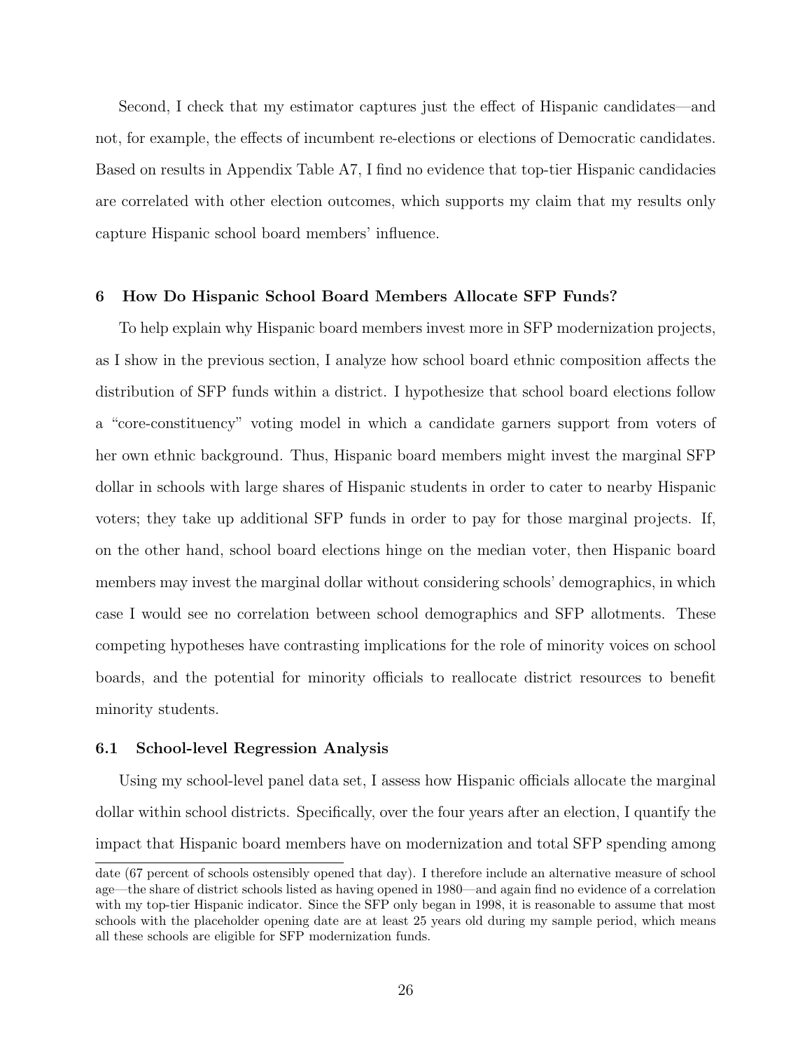Second, I check that my estimator captures just the effect of Hispanic candidates—and not, for example, the effects of incumbent re-elections or elections of Democratic candidates. Based on results in Appendix Table A7, I find no evidence that top-tier Hispanic candidacies are correlated with other election outcomes, which supports my claim that my results only capture Hispanic school board members' influence.

## 6 How Do Hispanic School Board Members Allocate SFP Funds?

To help explain why Hispanic board members invest more in SFP modernization projects, as I show in the previous section, I analyze how school board ethnic composition affects the distribution of SFP funds within a district. I hypothesize that school board elections follow a "core-constituency" voting model in which a candidate garners support from voters of her own ethnic background. Thus, Hispanic board members might invest the marginal SFP dollar in schools with large shares of Hispanic students in order to cater to nearby Hispanic voters; they take up additional SFP funds in order to pay for those marginal projects. If, on the other hand, school board elections hinge on the median voter, then Hispanic board members may invest the marginal dollar without considering schools' demographics, in which case I would see no correlation between school demographics and SFP allotments. These competing hypotheses have contrasting implications for the role of minority voices on school boards, and the potential for minority officials to reallocate district resources to benefit minority students.

### 6.1 School-level Regression Analysis

Using my school-level panel data set, I assess how Hispanic officials allocate the marginal dollar within school districts. Specifically, over the four years after an election, I quantify the impact that Hispanic board members have on modernization and total SFP spending among

date (67 percent of schools ostensibly opened that day). I therefore include an alternative measure of school age—the share of district schools listed as having opened in 1980—and again find no evidence of a correlation with my top-tier Hispanic indicator. Since the SFP only began in 1998, it is reasonable to assume that most schools with the placeholder opening date are at least 25 years old during my sample period, which means all these schools are eligible for SFP modernization funds.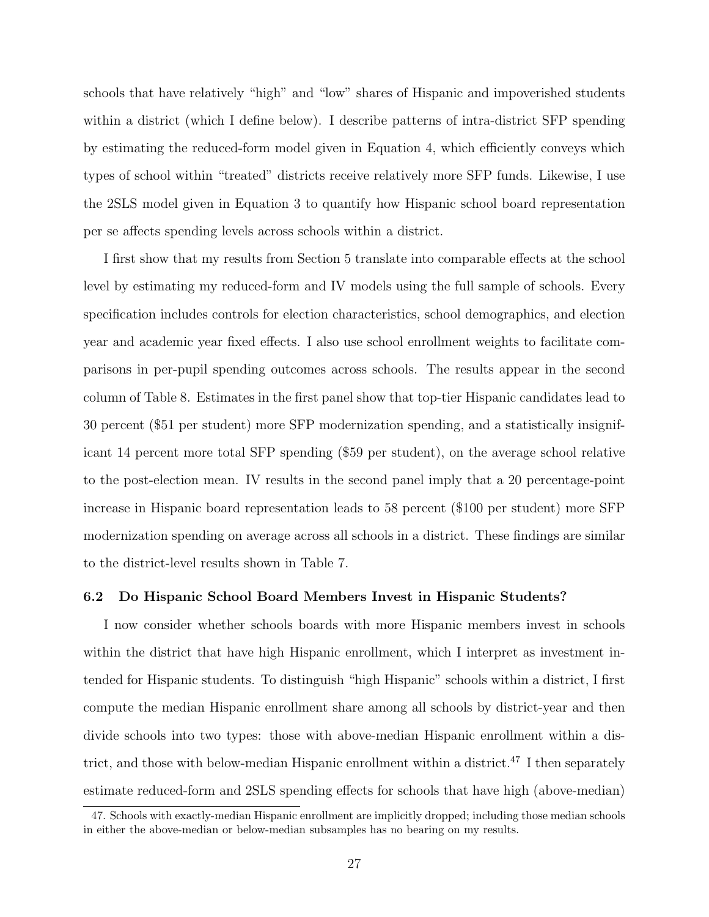schools that have relatively "high" and "low" shares of Hispanic and impoverished students within a district (which I define below). I describe patterns of intra-district SFP spending by estimating the reduced-form model given in Equation 4, which efficiently conveys which types of school within "treated" districts receive relatively more SFP funds. Likewise, I use the 2SLS model given in Equation 3 to quantify how Hispanic school board representation per se affects spending levels across schools within a district.

I first show that my results from Section 5 translate into comparable effects at the school level by estimating my reduced-form and IV models using the full sample of schools. Every specification includes controls for election characteristics, school demographics, and election year and academic year fixed effects. I also use school enrollment weights to facilitate comparisons in per-pupil spending outcomes across schools. The results appear in the second column of Table 8. Estimates in the first panel show that top-tier Hispanic candidates lead to 30 percent ($51 per student) more SFP modernization spending, and a statistically insignificant 14 percent more total SFP spending ($59 per student), on the average school relative to the post-election mean. IV results in the second panel imply that a 20 percentage-point increase in Hispanic board representation leads to 58 percent ($100 per student) more SFP modernization spending on average across all schools in a district. These findings are similar to the district-level results shown in Table 7.

### 6.2 Do Hispanic School Board Members Invest in Hispanic Students?

I now consider whether schools boards with more Hispanic members invest in schools within the district that have high Hispanic enrollment, which I interpret as investment intended for Hispanic students. To distinguish "high Hispanic" schools within a district, I first compute the median Hispanic enrollment share among all schools by district-year and then divide schools into two types: those with above-median Hispanic enrollment within a district, and those with below-median Hispanic enrollment within a district.[47] I then separately estimate reduced-form and 2SLS spending effects for schools that have high (above-median)

47. Schools with exactly-median Hispanic enrollment are implicitly dropped; including those median schools in either the above-median or below-median subsamples has no bearing on my results.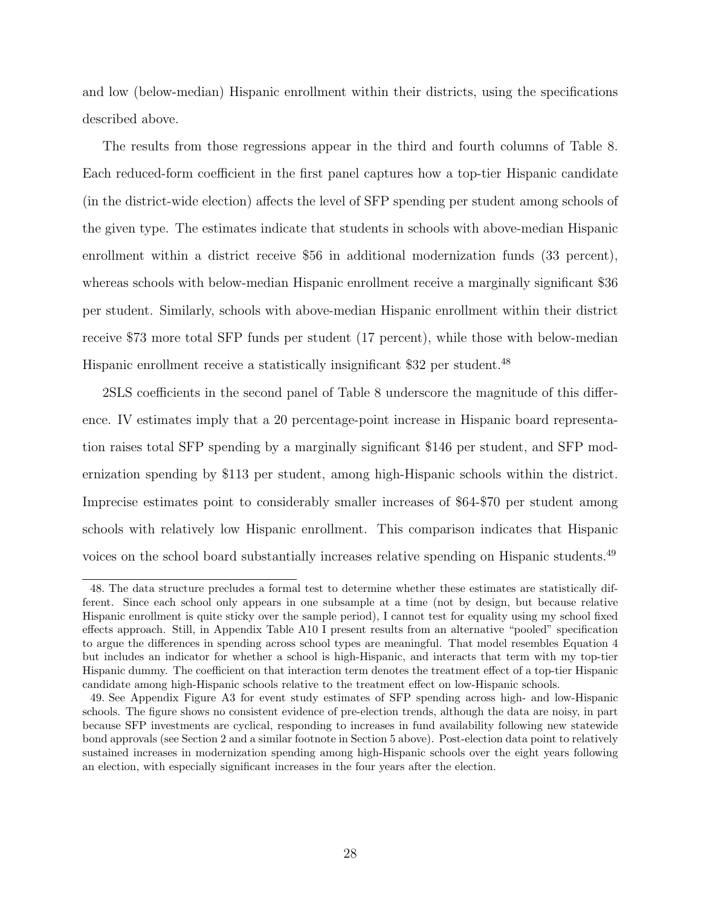and low (below-median) Hispanic enrollment within their districts, using the specifications described above.

The results from those regressions appear in the third and fourth columns of Table 8. Each reduced-form coefficient in the first panel captures how a top-tier Hispanic candidate (in the district-wide election) affects the level of SFP spending per student among schools of the given type. The estimates indicate that students in schools with above-median Hispanic enrollment within a district receive $56 in additional modernization funds (33 percent), whereas schools with below-median Hispanic enrollment receive a marginally significant $36 per student. Similarly, schools with above-median Hispanic enrollment within their district receive $73 more total SFP funds per student (17 percent), while those with below-median Hispanic enrollment receive a statistically insignificant $32 per student.[48]

2SLS coefficients in the second panel of Table 8 underscore the magnitude of this difference. IV estimates imply that a 20 percentage-point increase in Hispanic board representation raises total SFP spending by a marginally significant $146 per student, and SFP modernization spending by $113 per student, among high-Hispanic schools within the district. Imprecise estimates point to considerably smaller increases of $64-$70 per student among schools with relatively low Hispanic enrollment. This comparison indicates that Hispanic voices on the school board substantially increases relative spending on Hispanic students.[49]

48. The data structure precludes a formal test to determine whether these estimates are statistically different. Since each school only appears in one subsample at a time (not by design, but because relative Hispanic enrollment is quite sticky over the sample period), I cannot test for equality using my school fixed effects approach. Still, in Appendix Table A10 I present results from an alternative "pooled" specification to argue the differences in spending across school types are meaningful. That model resembles Equation 4 but includes an indicator for whether a school is high-Hispanic, and interacts that term with my top-tier Hispanic dummy. The coefficient on that interaction term denotes the treatment effect of a top-tier Hispanic candidate among high-Hispanic schools relative to the treatment effect on low-Hispanic schools.

49. See Appendix Figure A3 for event study estimates of SFP spending across high- and low-Hispanic schools. The figure shows no consistent evidence of pre-election trends, although the data are noisy, in part because SFP investments are cyclical, responding to increases in fund availability following new statewide bond approvals (see Section 2 and a similar footnote in Section 5 above). Post-election data point to relatively sustained increases in modernization spending among high-Hispanic schools over the eight years following an election, with especially significant increases in the four years after the election.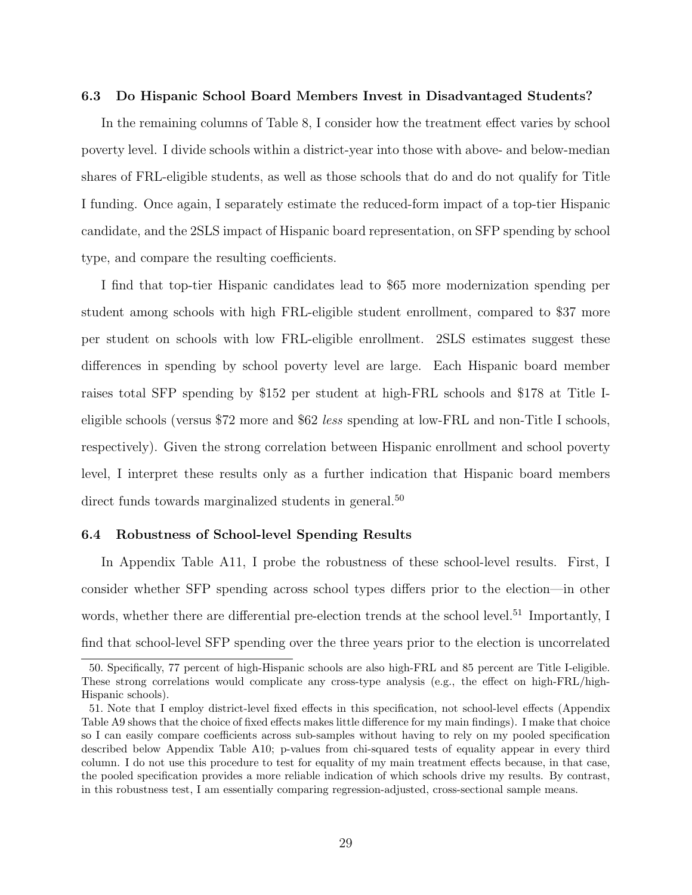### 6.3 Do Hispanic School Board Members Invest in Disadvantaged Students?

In the remaining columns of Table 8, I consider how the treatment effect varies by school poverty level. I divide schools within a district-year into those with above- and below-median shares of FRL-eligible students, as well as those schools that do and do not qualify for Title I funding. Once again, I separately estimate the reduced-form impact of a top-tier Hispanic candidate, and the 2SLS impact of Hispanic board representation, on SFP spending by school type, and compare the resulting coefficients.

I find that top-tier Hispanic candidates lead to $65 more modernization spending per student among schools with high FRL-eligible student enrollment, compared to $37 more per student on schools with low FRL-eligible enrollment. 2SLS estimates suggest these differences in spending by school poverty level are large. Each Hispanic board member raises total SFP spending by $152 per student at high-FRL schools and $178 at Title I-eligible schools (versus $72 more and $62 *less* spending at low-FRL and non-Title I schools, respectively). Given the strong correlation between Hispanic enrollment and school poverty level, I interpret these results only as a further indication that Hispanic board members direct funds towards marginalized students in general.[50]

### 6.4 Robustness of School-level Spending Results

In Appendix Table A11, I probe the robustness of these school-level results. First, I consider whether SFP spending across school types differs prior to the election—in other words, whether there are differential pre-election trends at the school level.[51] Importantly, I find that school-level SFP spending over the three years prior to the election is uncorrelated

50. Specifically, 77 percent of high-Hispanic schools are also high-FRL and 85 percent are Title I-eligible. These strong correlations would complicate any cross-type analysis (e.g., the effect on high-FRL/high-Hispanic schools).

51. Note that I employ district-level fixed effects in this specification, not school-level effects (Appendix Table A9 shows that the choice of fixed effects makes little difference for my main findings). I make that choice so I can easily compare coefficients across sub-samples without having to rely on my pooled specification described below Appendix Table A10; p-values from chi-squared tests of equality appear in every third column. I do not use this procedure to test for equality of my main treatment effects because, in that case, the pooled specification provides a more reliable indication of which schools drive my results. By contrast, in this robustness test, I am essentially comparing regression-adjusted, cross-sectional sample means.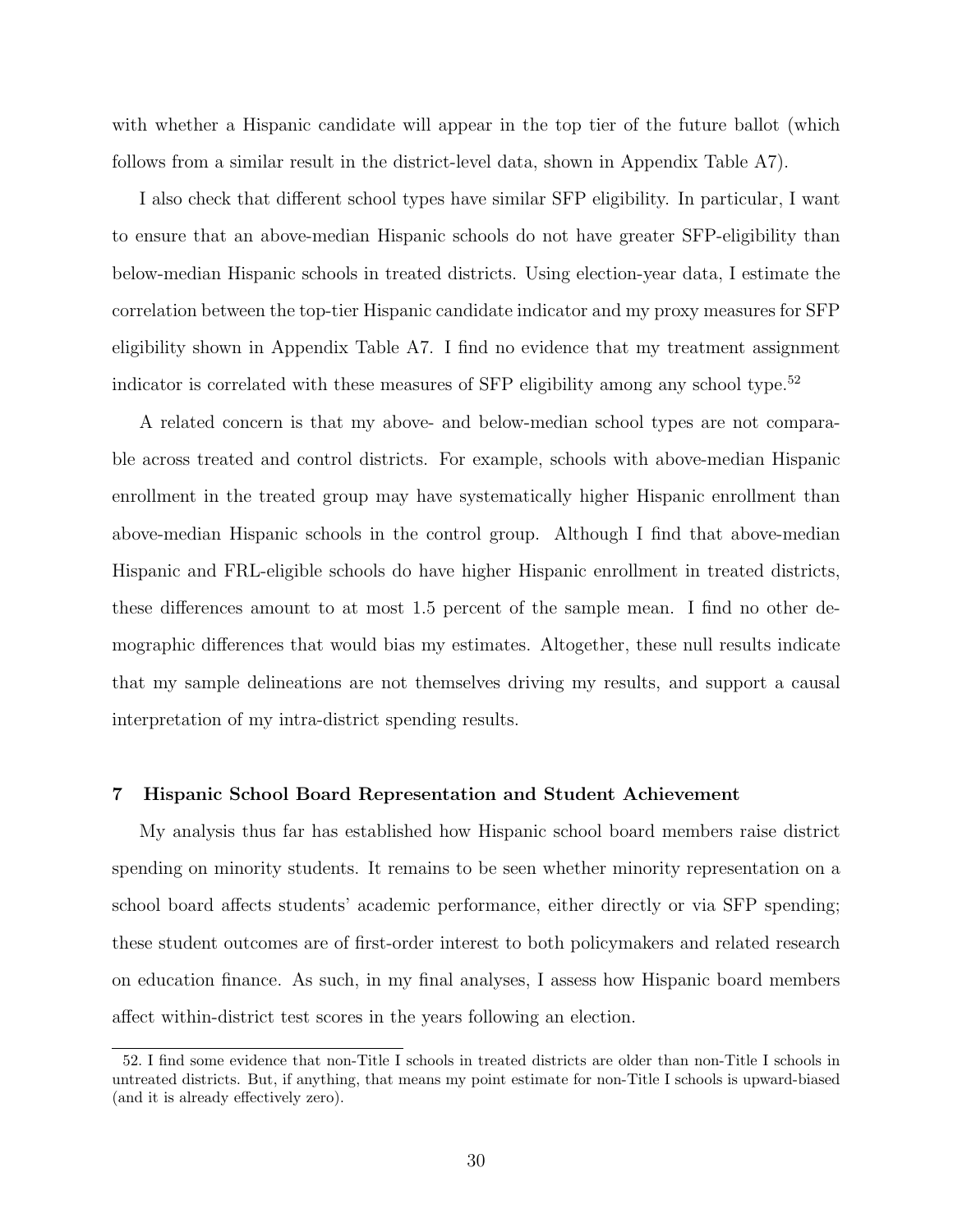with whether a Hispanic candidate will appear in the top tier of the future ballot (which follows from a similar result in the district-level data, shown in Appendix Table A7).

I also check that different school types have similar SFP eligibility. In particular, I want to ensure that an above-median Hispanic schools do not have greater SFP-eligibility than below-median Hispanic schools in treated districts. Using election-year data, I estimate the correlation between the top-tier Hispanic candidate indicator and my proxy measures for SFP eligibility shown in Appendix Table A7. I find no evidence that my treatment assignment indicator is correlated with these measures of SFP eligibility among any school type.[52]

A related concern is that my above- and below-median school types are not comparable across treated and control districts. For example, schools with above-median Hispanic enrollment in the treated group may have systematically higher Hispanic enrollment than above-median Hispanic schools in the control group. Although I find that above-median Hispanic and FRL-eligible schools do have higher Hispanic enrollment in treated districts, these differences amount to at most 1.5 percent of the sample mean. I find no other demographic differences that would bias my estimates. Altogether, these null results indicate that my sample delineations are not themselves driving my results, and support a causal interpretation of my intra-district spending results.

## 7 Hispanic School Board Representation and Student Achievement

My analysis thus far has established how Hispanic school board members raise district spending on minority students. It remains to be seen whether minority representation on a school board affects students' academic performance, either directly or via SFP spending; these student outcomes are of first-order interest to both policymakers and related research on education finance. As such, in my final analyses, I assess how Hispanic board members affect within-district test scores in the years following an election.

52. I find some evidence that non-Title I schools in treated districts are older than non-Title I schools in untreated districts. But, if anything, that means my point estimate for non-Title I schools is upward-biased (and it is already effectively zero).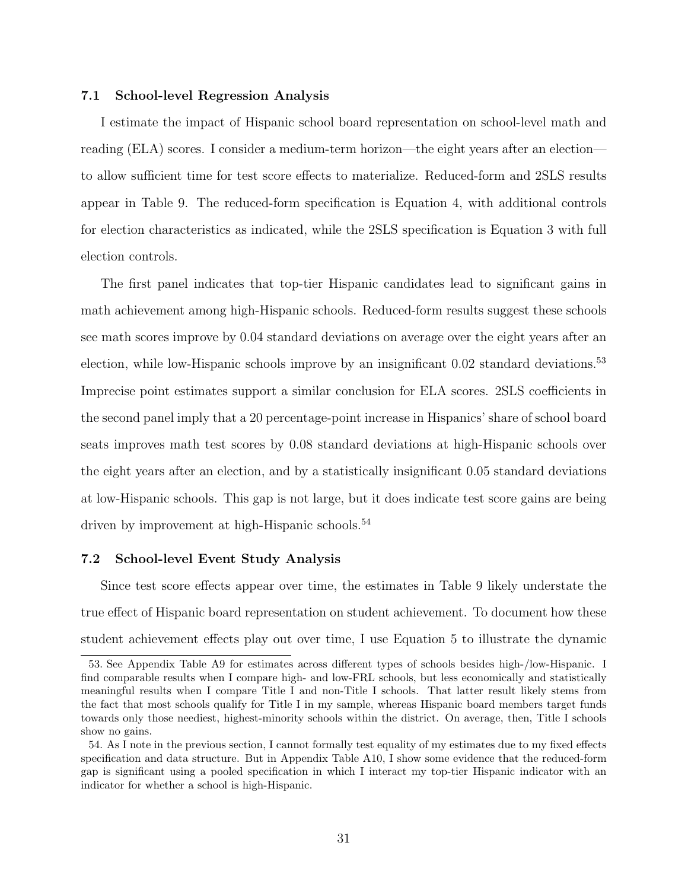### 7.1 School-level Regression Analysis

I estimate the impact of Hispanic school board representation on school-level math and reading (ELA) scores. I consider a medium-term horizon—the eight years after an election—to allow sufficient time for test score effects to materialize. Reduced-form and 2SLS results appear in Table 9. The reduced-form specification is Equation 4, with additional controls for election characteristics as indicated, while the 2SLS specification is Equation 3 with full election controls.

The first panel indicates that top-tier Hispanic candidates lead to significant gains in math achievement among high-Hispanic schools. Reduced-form results suggest these schools see math scores improve by 0.04 standard deviations on average over the eight years after an election, while low-Hispanic schools improve by an insignificant 0.02 standard deviations.[53] Imprecise point estimates support a similar conclusion for ELA scores. 2SLS coefficients in the second panel imply that a 20 percentage-point increase in Hispanics' share of school board seats improves math test scores by 0.08 standard deviations at high-Hispanic schools over the eight years after an election, and by a statistically insignificant 0.05 standard deviations at low-Hispanic schools. This gap is not large, but it does indicate test score gains are being driven by improvement at high-Hispanic schools.[54]

### 7.2 School-level Event Study Analysis

Since test score effects appear over time, the estimates in Table 9 likely understate the true effect of Hispanic board representation on student achievement. To document how these student achievement effects play out over time, I use Equation 5 to illustrate the dynamic

53. See Appendix Table A9 for estimates across different types of schools besides high-/low-Hispanic. I find comparable results when I compare high- and low-FRL schools, but less economically and statistically meaningful results when I compare Title I and non-Title I schools. That latter result likely stems from the fact that most schools qualify for Title I in my sample, whereas Hispanic board members target funds towards only those neediest, highest-minority schools within the district. On average, then, Title I schools show no gains.

54. As I note in the previous section, I cannot formally test equality of my estimates due to my fixed effects specification and data structure. But in Appendix Table A10, I show some evidence that the reduced-form gap is significant using a pooled specification in which I interact my top-tier Hispanic indicator with an indicator for whether a school is high-Hispanic.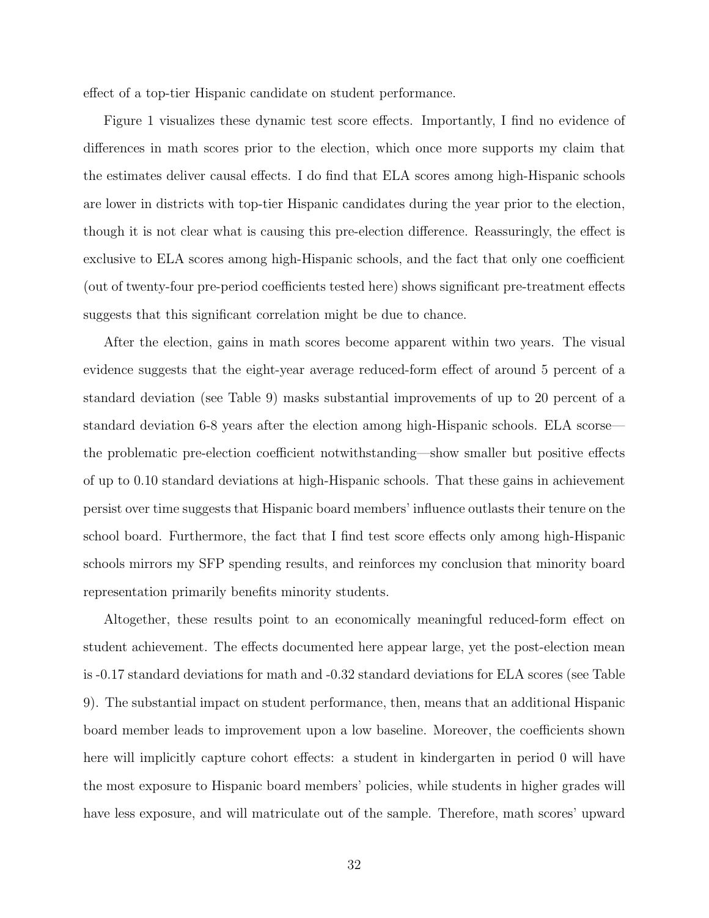effect of a top-tier Hispanic candidate on student performance.

Figure 1 visualizes these dynamic test score effects. Importantly, I find no evidence of differences in math scores prior to the election, which once more supports my claim that the estimates deliver causal effects. I do find that ELA scores among high-Hispanic schools are lower in districts with top-tier Hispanic candidates during the year prior to the election, though it is not clear what is causing this pre-election difference. Reassuringly, the effect is exclusive to ELA scores among high-Hispanic schools, and the fact that only one coefficient (out of twenty-four pre-period coefficients tested here) shows significant pre-treatment effects suggests that this significant correlation might be due to chance.

After the election, gains in math scores become apparent within two years. The visual evidence suggests that the eight-year average reduced-form effect of around 5 percent of a standard deviation (see Table 9) masks substantial improvements of up to 20 percent of a standard deviation 6-8 years after the election among high-Hispanic schools. ELA scorse—the problematic pre-election coefficient notwithstanding—show smaller but positive effects of up to 0.10 standard deviations at high-Hispanic schools. That these gains in achievement persist over time suggests that Hispanic board members' influence outlasts their tenure on the school board. Furthermore, the fact that I find test score effects only among high-Hispanic schools mirrors my SFP spending results, and reinforces my conclusion that minority board representation primarily benefits minority students.

Altogether, these results point to an economically meaningful reduced-form effect on student achievement. The effects documented here appear large, yet the post-election mean is -0.17 standard deviations for math and -0.32 standard deviations for ELA scores (see Table 9). The substantial impact on student performance, then, means that an additional Hispanic board member leads to improvement upon a low baseline. Moreover, the coefficients shown here will implicitly capture cohort effects: a student in kindergarten in period 0 will have the most exposure to Hispanic board members' policies, while students in higher grades will have less exposure, and will matriculate out of the sample. Therefore, math scores' upward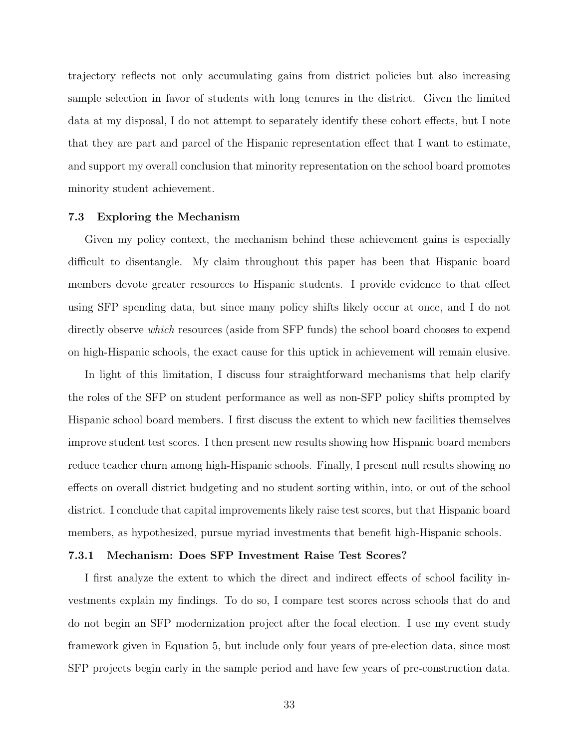trajectory reflects not only accumulating gains from district policies but also increasing sample selection in favor of students with long tenures in the district. Given the limited data at my disposal, I do not attempt to separately identify these cohort effects, but I note that they are part and parcel of the Hispanic representation effect that I want to estimate, and support my overall conclusion that minority representation on the school board promotes minority student achievement.

### 7.3 Exploring the Mechanism

Given my policy context, the mechanism behind these achievement gains is especially difficult to disentangle. My claim throughout this paper has been that Hispanic board members devote greater resources to Hispanic students. I provide evidence to that effect using SFP spending data, but since many policy shifts likely occur at once, and I do not directly observe *which* resources (aside from SFP funds) the school board chooses to expend on high-Hispanic schools, the exact cause for this uptick in achievement will remain elusive.

In light of this limitation, I discuss four straightforward mechanisms that help clarify the roles of the SFP on student performance as well as non-SFP policy shifts prompted by Hispanic school board members. I first discuss the extent to which new facilities themselves improve student test scores. I then present new results showing how Hispanic board members reduce teacher churn among high-Hispanic schools. Finally, I present null results showing no effects on overall district budgeting and no student sorting within, into, or out of the school district. I conclude that capital improvements likely raise test scores, but that Hispanic board members, as hypothesized, pursue myriad investments that benefit high-Hispanic schools.

#### 7.3.1 Mechanism: Does SFP Investment Raise Test Scores?

I first analyze the extent to which the direct and indirect effects of school facility investments explain my findings. To do so, I compare test scores across schools that do and do not begin an SFP modernization project after the focal election. I use my event study framework given in Equation 5, but include only four years of pre-election data, since most SFP projects begin early in the sample period and have few years of pre-construction data.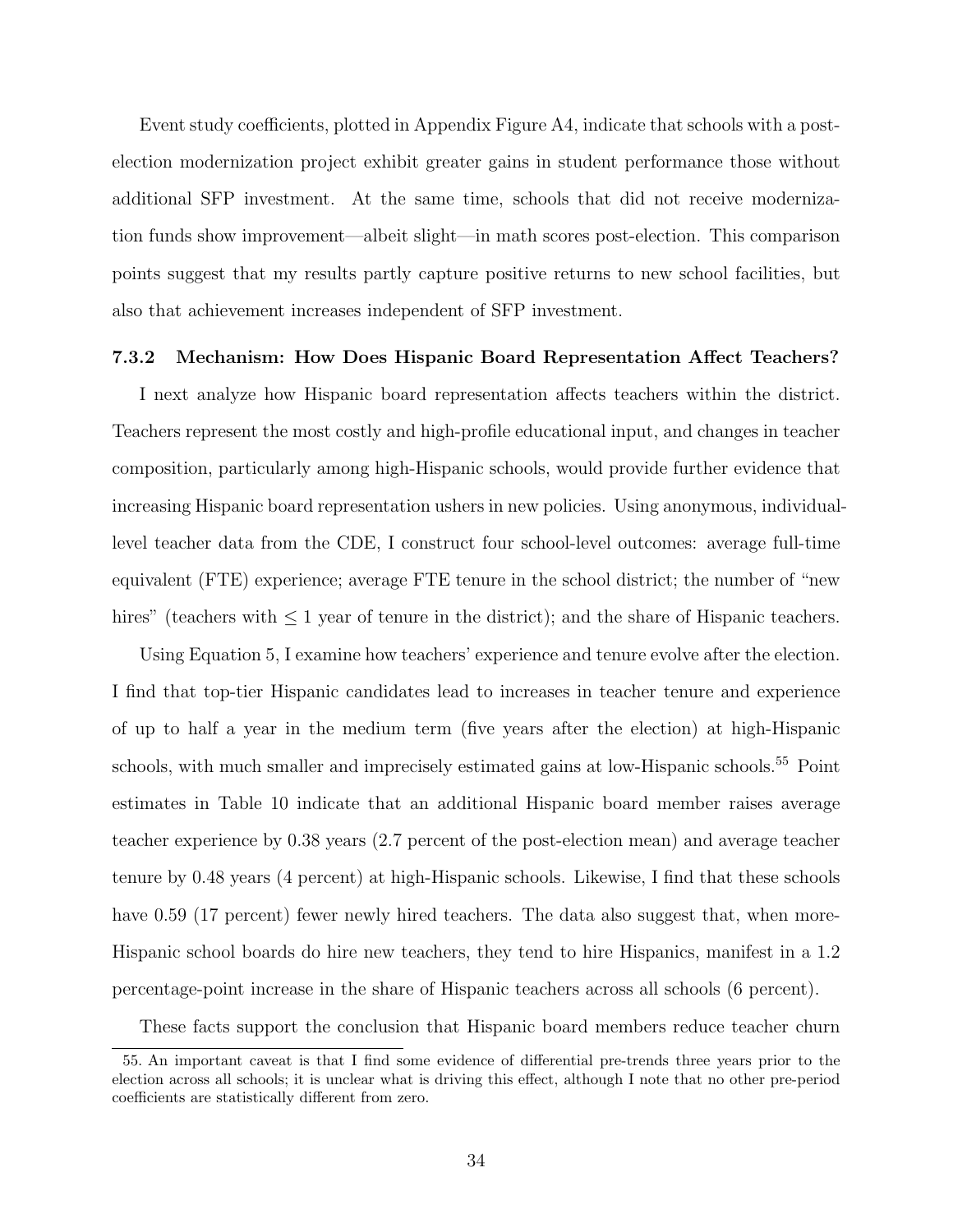Event study coefficients, plotted in Appendix Figure A4, indicate that schools with a post-election modernization project exhibit greater gains in student performance those without additional SFP investment. At the same time, schools that did not receive modernization funds show improvement—albeit slight—in math scores post-election. This comparison points suggest that my results partly capture positive returns to new school facilities, but also that achievement increases independent of SFP investment.

#### 7.3.2 Mechanism: How Does Hispanic Board Representation Affect Teachers?

I next analyze how Hispanic board representation affects teachers within the district. Teachers represent the most costly and high-profile educational input, and changes in teacher composition, particularly among high-Hispanic schools, would provide further evidence that increasing Hispanic board representation ushers in new policies. Using anonymous, individual-level teacher data from the CDE, I construct four school-level outcomes: average full-time equivalent (FTE) experience; average FTE tenure in the school district; the number of "new hires" (teachers with $\leq 1$ year of tenure in the district); and the share of Hispanic teachers.

Using Equation 5, I examine how teachers' experience and tenure evolve after the election. I find that top-tier Hispanic candidates lead to increases in teacher tenure and experience of up to half a year in the medium term (five years after the election) at high-Hispanic schools, with much smaller and imprecisely estimated gains at low-Hispanic schools.[55] Point estimates in Table 10 indicate that an additional Hispanic board member raises average teacher experience by 0.38 years (2.7 percent of the post-election mean) and average teacher tenure by 0.48 years (4 percent) at high-Hispanic schools. Likewise, I find that these schools have 0.59 (17 percent) fewer newly hired teachers. The data also suggest that, when more-Hispanic school boards do hire new teachers, they tend to hire Hispanics, manifest in a 1.2 percentage-point increase in the share of Hispanic teachers across all schools (6 percent).

These facts support the conclusion that Hispanic board members reduce teacher churn

55. An important caveat is that I find some evidence of differential pre-trends three years prior to the election across all schools; it is unclear what is driving this effect, although I note that no other pre-period coefficients are statistically different from zero.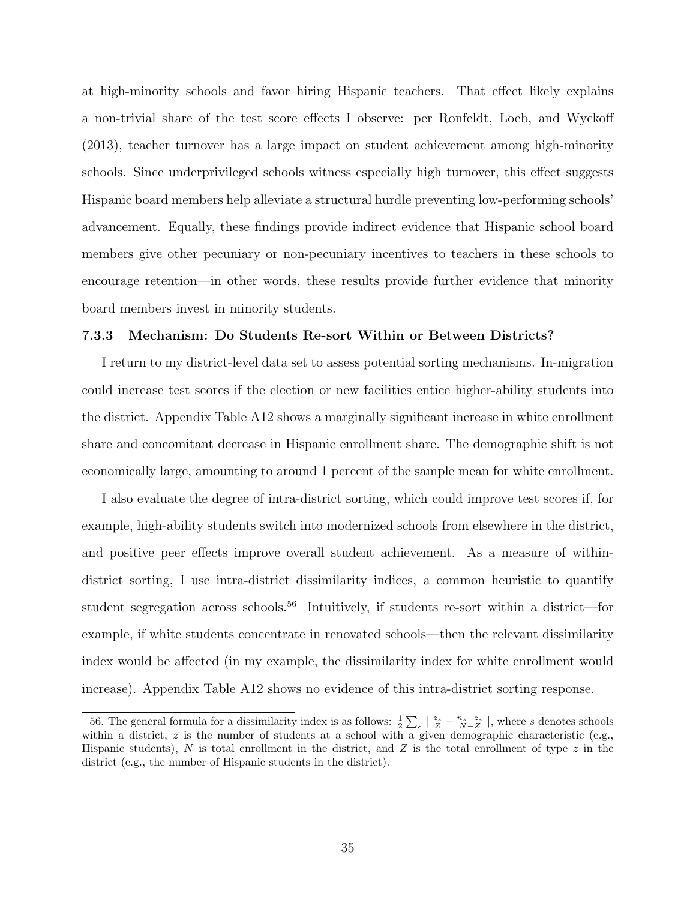at high-minority schools and favor hiring Hispanic teachers. That effect likely explains a non-trivial share of the test score effects I observe: per Ronfeldt, Loeb, and Wyckoff (2013), teacher turnover has a large impact on student achievement among high-minority schools. Since underprivileged schools witness especially high turnover, this effect suggests Hispanic board members help alleviate a structural hurdle preventing low-performing schools' advancement. Equally, these findings provide indirect evidence that Hispanic school board members give other pecuniary or non-pecuniary incentives to teachers in these schools to encourage retention—in other words, these results provide further evidence that minority board members invest in minority students.

### 7.3.3 Mechanism: Do Students Re-sort Within or Between Districts?

I return to my district-level data set to assess potential sorting mechanisms. In-migration could increase test scores if the election or new facilities entice higher-ability students into the district. Appendix Table A12 shows a marginally significant increase in white enrollment share and concomitant decrease in Hispanic enrollment share. The demographic shift is not economically large, amounting to around 1 percent of the sample mean for white enrollment.

I also evaluate the degree of intra-district sorting, which could improve test scores if, for example, high-ability students switch into modernized schools from elsewhere in the district, and positive peer effects improve overall student achievement. As a measure of within-district sorting, I use intra-district dissimilarity indices, a common heuristic to quantify student segregation across schools.[56] Intuitively, if students re-sort within a district—for example, if white students concentrate in renovated schools—then the relevant dissimilarity index would be affected (in my example, the dissimilarity index for white enrollment would increase). Appendix Table A12 shows no evidence of this intra-district sorting response.

---

56. The general formula for a dissimilarity index is as follows: $\frac{1}{2}\sum_s \mid \frac{z_s}{Z} - \frac{n_s - z_s}{N - Z} \mid$, where $s$ denotes schools within a district, $z$ is the number of students at a school with a given demographic characteristic (e.g., Hispanic students), $N$ is total enrollment in the district, and $Z$ is the total enrollment of type $z$ in the district (e.g., the number of Hispanic students in the district).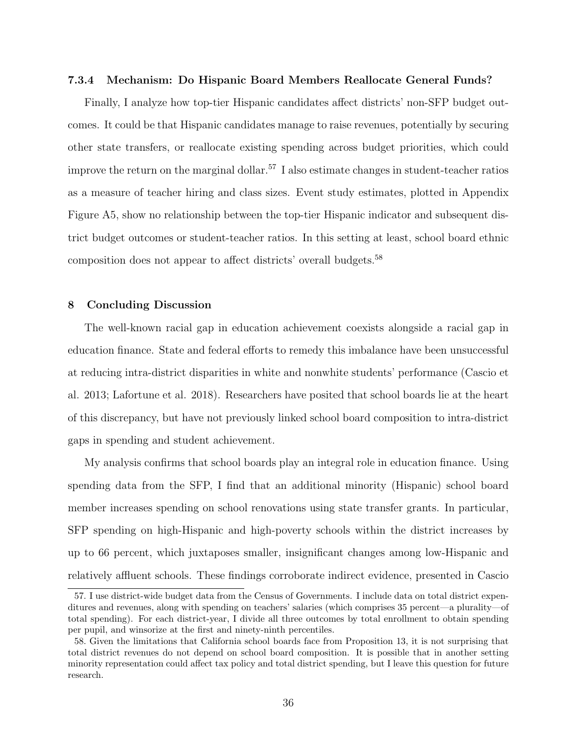#### 7.3.4 Mechanism: Do Hispanic Board Members Reallocate General Funds?

Finally, I analyze how top-tier Hispanic candidates affect districts' non-SFP budget outcomes. It could be that Hispanic candidates manage to raise revenues, potentially by securing other state transfers, or reallocate existing spending across budget priorities, which could improve the return on the marginal dollar.[57] I also estimate changes in student-teacher ratios as a measure of teacher hiring and class sizes. Event study estimates, plotted in Appendix Figure A5, show no relationship between the top-tier Hispanic indicator and subsequent district budget outcomes or student-teacher ratios. In this setting at least, school board ethnic composition does not appear to affect districts' overall budgets.[58]

## 8 Concluding Discussion

The well-known racial gap in education achievement coexists alongside a racial gap in education finance. State and federal efforts to remedy this imbalance have been unsuccessful at reducing intra-district disparities in white and nonwhite students' performance (Cascio et al. 2013; Lafortune et al. 2018). Researchers have posited that school boards lie at the heart of this discrepancy, but have not previously linked school board composition to intra-district gaps in spending and student achievement.

My analysis confirms that school boards play an integral role in education finance. Using spending data from the SFP, I find that an additional minority (Hispanic) school board member increases spending on school renovations using state transfer grants. In particular, SFP spending on high-Hispanic and high-poverty schools within the district increases by up to 66 percent, which juxtaposes smaller, insignificant changes among low-Hispanic and relatively affluent schools. These findings corroborate indirect evidence, presented in Cascio

57. I use district-wide budget data from the Census of Governments. I include data on total district expenditures and revenues, along with spending on teachers' salaries (which comprises 35 percent—a plurality—of total spending). For each district-year, I divide all three outcomes by total enrollment to obtain spending per pupil, and winsorize at the first and ninety-ninth percentiles.

58. Given the limitations that California school boards face from Proposition 13, it is not surprising that total district revenues do not depend on school board composition. It is possible that in another setting minority representation could affect tax policy and total district spending, but I leave this question for future research.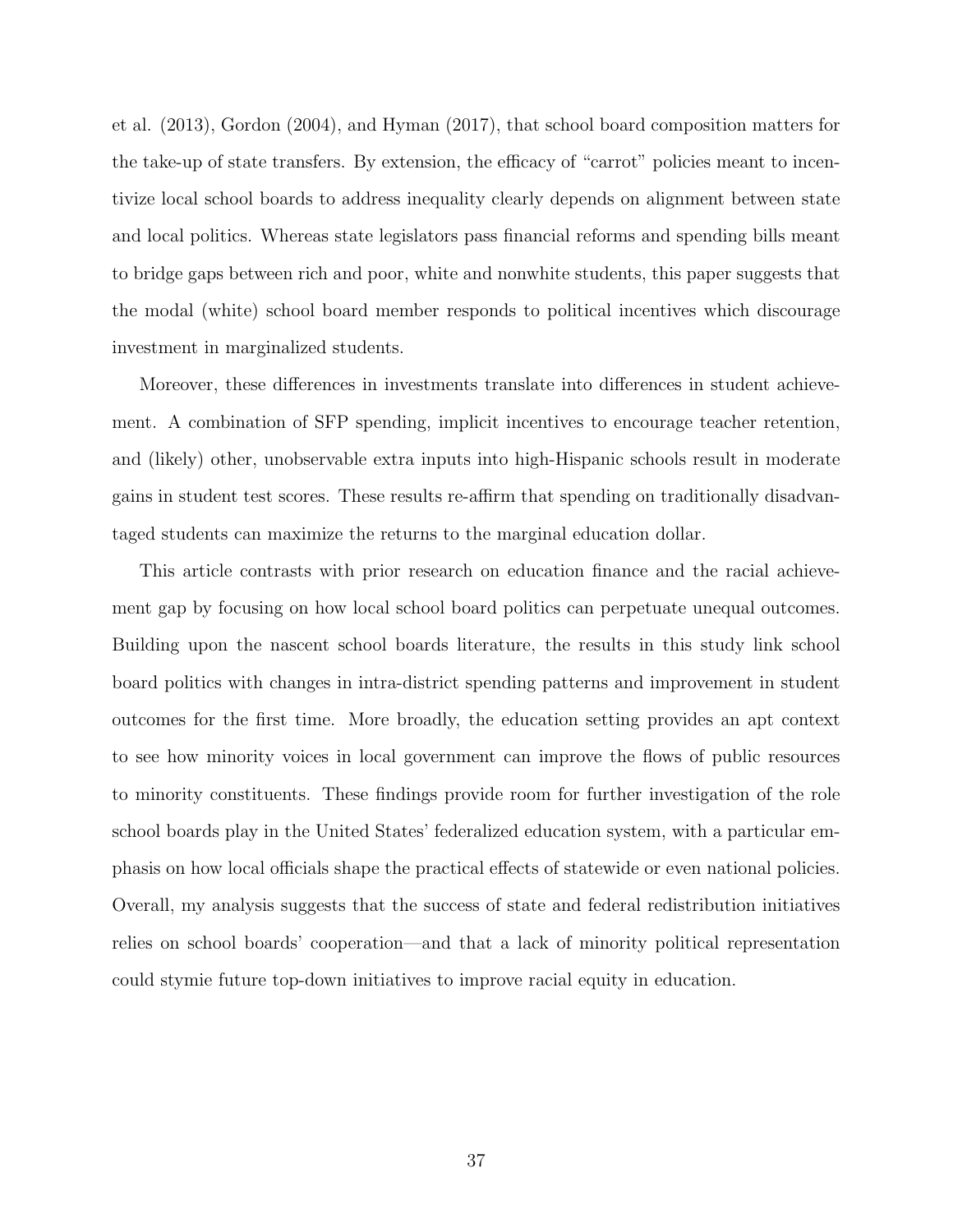et al. (2013), Gordon (2004), and Hyman (2017), that school board composition matters for the take-up of state transfers. By extension, the efficacy of "carrot" policies meant to incentivize local school boards to address inequality clearly depends on alignment between state and local politics. Whereas state legislators pass financial reforms and spending bills meant to bridge gaps between rich and poor, white and nonwhite students, this paper suggests that the modal (white) school board member responds to political incentives which discourage investment in marginalized students.

Moreover, these differences in investments translate into differences in student achievement. A combination of SFP spending, implicit incentives to encourage teacher retention, and (likely) other, unobservable extra inputs into high-Hispanic schools result in moderate gains in student test scores. These results re-affirm that spending on traditionally disadvantaged students can maximize the returns to the marginal education dollar.

This article contrasts with prior research on education finance and the racial achievement gap by focusing on how local school board politics can perpetuate unequal outcomes. Building upon the nascent school boards literature, the results in this study link school board politics with changes in intra-district spending patterns and improvement in student outcomes for the first time. More broadly, the education setting provides an apt context to see how minority voices in local government can improve the flows of public resources to minority constituents. These findings provide room for further investigation of the role school boards play in the United States' federalized education system, with a particular emphasis on how local officials shape the practical effects of statewide or even national policies. Overall, my analysis suggests that the success of state and federal redistribution initiatives relies on school boards' cooperation—and that a lack of minority political representation could stymie future top-down initiatives to improve racial equity in education.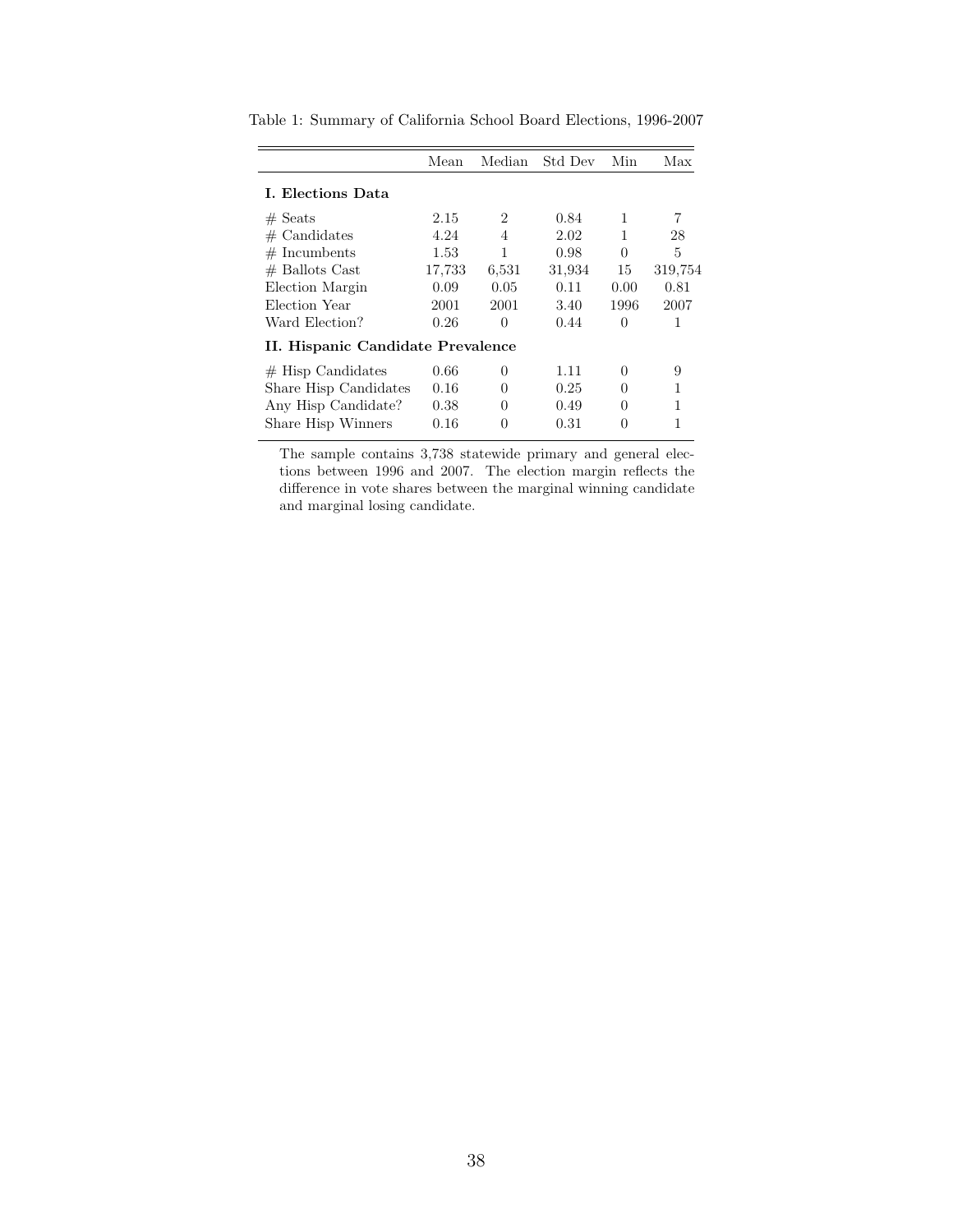Table 1: Summary of California School Board Elections, 1996-2007

| | Mean | Median | Std Dev | Min | Max |
|---|---|---|---|---|---|
| **I. Elections Data** | | | | | |
| # Seats | 2.15 | 2 | 0.84 | 1 | 7 |
| # Candidates | 4.24 | 4 | 2.02 | 1 | 28 |
| # Incumbents | 1.53 | 1 | 0.98 | 0 | 5 |
| # Ballots Cast | 17,733 | 6,531 | 31,934 | 15 | 319,754 |
| Election Margin | 0.09 | 0.05 | 0.11 | 0.00 | 0.81 |
| Election Year | 2001 | 2001 | 3.40 | 1996 | 2007 |
| Ward Election? | 0.26 | 0 | 0.44 | 0 | 1 |
| **II. Hispanic Candidate Prevalence** | | | | | |
| # Hisp Candidates | 0.66 | 0 | 1.11 | 0 | 9 |
| Share Hisp Candidates | 0.16 | 0 | 0.25 | 0 | 1 |
| Any Hisp Candidate? | 0.38 | 0 | 0.49 | 0 | 1 |
| Share Hisp Winners | 0.16 | 0 | 0.31 | 0 | 1 |

The sample contains 3,738 statewide primary and general elections between 1996 and 2007. The election margin reflects the difference in vote shares between the marginal winning candidate and marginal losing candidate.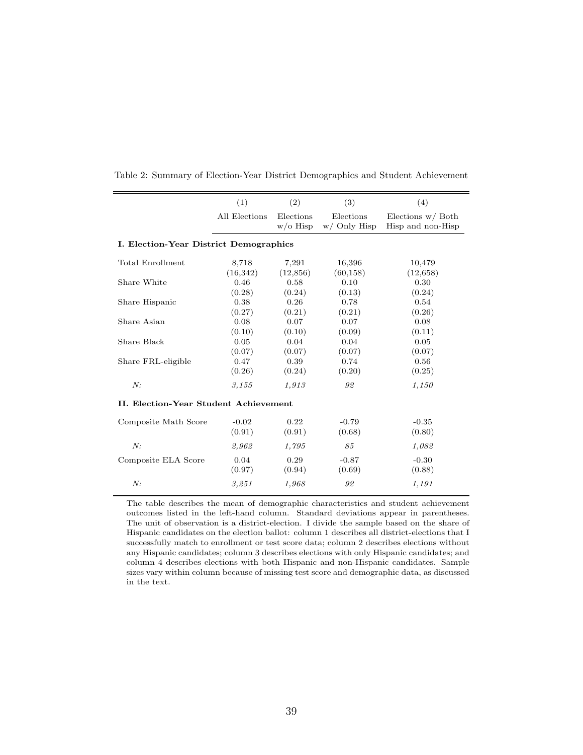Table 2: Summary of Election-Year District Demographics and Student Achievement

| | (1) | (2) | (3) | (4) |
|---|---|---|---|---|
| | All Elections | Elections w/o Hisp | Elections w/ Only Hisp | Elections w/ Both Hisp and non-Hisp |
| **I. Election-Year District Demographics** | | | | |
| Total Enrollment | 8,718 | 7,291 | 16,396 | 10,479 |
| | (16,342) | (12,856) | (60,158) | (12,658) |
| Share White | 0.46 | 0.58 | 0.10 | 0.30 |
| | (0.28) | (0.24) | (0.13) | (0.24) |
| Share Hispanic | 0.38 | 0.26 | 0.78 | 0.54 |
| | (0.27) | (0.21) | (0.21) | (0.26) |
| Share Asian | 0.08 | 0.07 | 0.07 | 0.08 |
| | (0.10) | (0.10) | (0.09) | (0.11) |
| Share Black | 0.05 | 0.04 | 0.04 | 0.05 |
| | (0.07) | (0.07) | (0.07) | (0.07) |
| Share FRL-eligible | 0.47 | 0.39 | 0.74 | 0.56 |
| | (0.26) | (0.24) | (0.20) | (0.25) |
| *N:* | *3,155* | *1,913* | *92* | *1,150* |
| **II. Election-Year Student Achievement** | | | | |
| Composite Math Score | -0.02 | 0.22 | -0.79 | -0.35 |
| | (0.91) | (0.91) | (0.68) | (0.80) |
| *N:* | *2,962* | *1,795* | *85* | *1,082* |
| Composite ELA Score | 0.04 | 0.29 | -0.87 | -0.30 |
| | (0.97) | (0.94) | (0.69) | (0.88) |
| *N:* | *3,251* | *1,968* | *92* | *1,191* |

The table describes the mean of demographic characteristics and student achievement outcomes listed in the left-hand column. Standard deviations appear in parentheses. The unit of observation is a district-election. I divide the sample based on the share of Hispanic candidates on the election ballot: column 1 describes all district-elections that I successfully match to enrollment or test score data; column 2 describes elections without any Hispanic candidates; column 3 describes elections with only Hispanic candidates; and column 4 describes elections with both Hispanic and non-Hispanic candidates. Sample sizes vary within column because of missing test score and demographic data, as discussed in the text.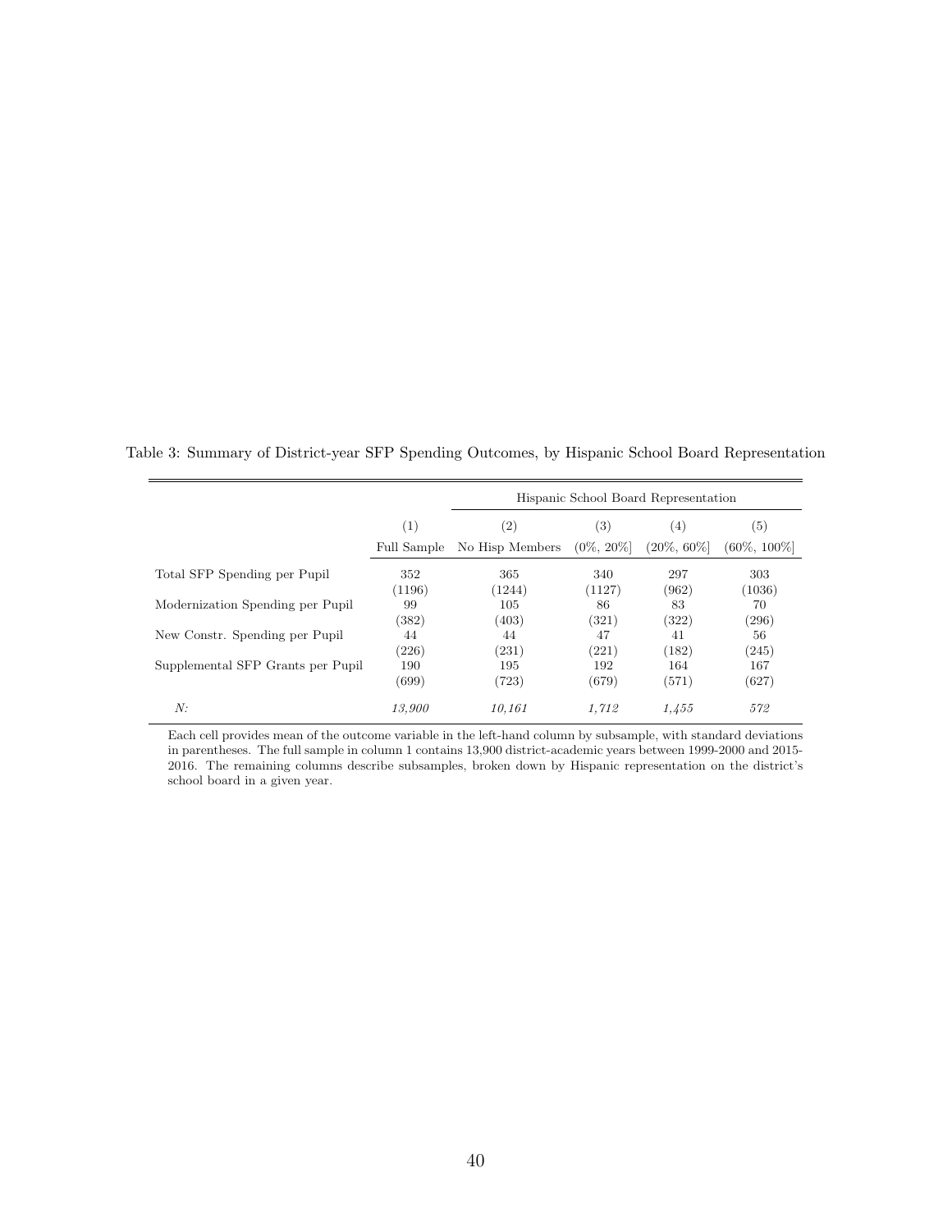Table 3: Summary of District-year SFP Spending Outcomes, by Hispanic School Board Representation

| | | Hispanic School Board Representation | | | |
|---|---|---|---|---|---|
| | (1) | (2) | (3) | (4) | (5) |
| | Full Sample | No Hisp Members | (0%, 20%] | (20%, 60%] | (60%, 100%] |
| Total SFP Spending per Pupil | 352 | 365 | 340 | 297 | 303 |
| | (1196) | (1244) | (1127) | (962) | (1036) |
| Modernization Spending per Pupil | 99 | 105 | 86 | 83 | 70 |
| | (382) | (403) | (321) | (322) | (296) |
| New Constr. Spending per Pupil | 44 | 44 | 47 | 41 | 56 |
| | (226) | (231) | (221) | (182) | (245) |
| Supplemental SFP Grants per Pupil | 190 | 195 | 192 | 164 | 167 |
| | (699) | (723) | (679) | (571) | (627) |
| *N:* | *13,900* | *10,161* | *1,712* | *1,455* | *572* |

Each cell provides mean of the outcome variable in the left-hand column by subsample, with standard deviations in parentheses. The full sample in column 1 contains 13,900 district-academic years between 1999-2000 and 2015-2016. The remaining columns describe subsamples, broken down by Hispanic representation on the district's school board in a given year.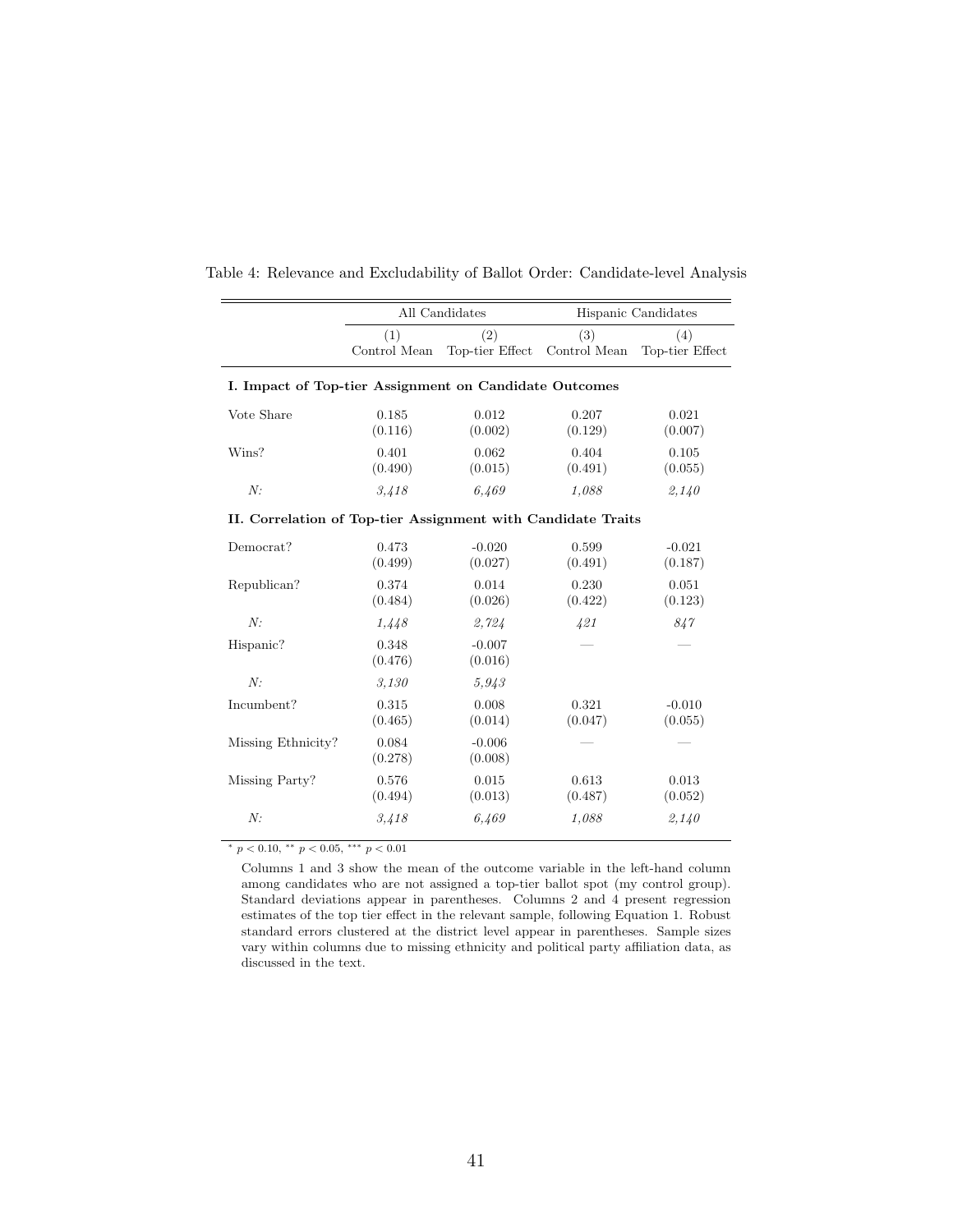Table 4: Relevance and Excludability of Ballot Order: Candidate-level Analysis

| | All Candidates | | Hispanic Candidates | |
|---|---|---|---|---|
| | (1) Control Mean | (2) Top-tier Effect | (3) Control Mean | (4) Top-tier Effect |
| **I. Impact of Top-tier Assignment on Candidate Outcomes** | | | | |
| Vote Share | 0.185 | 0.012 | 0.207 | 0.021 |
| | (0.116) | (0.002) | (0.129) | (0.007) |
| Wins? | 0.401 | 0.062 | 0.404 | 0.105 |
| | (0.490) | (0.015) | (0.491) | (0.055) |
| *N:* | *3,418* | *6,469* | *1,088* | *2,140* |
| **II. Correlation of Top-tier Assignment with Candidate Traits** | | | | |
| Democrat? | 0.473 | -0.020 | 0.599 | -0.021 |
| | (0.499) | (0.027) | (0.491) | (0.187) |
| Republican? | 0.374 | 0.014 | 0.230 | 0.051 |
| | (0.484) | (0.026) | (0.422) | (0.123) |
| *N:* | *1,448* | *2,724* | *421* | *847* |
| Hispanic? | 0.348 | -0.007 | — | — |
| | (0.476) | (0.016) | | |
| *N:* | *3,130* | *5,943* | | |
| Incumbent? | 0.315 | 0.008 | 0.321 | -0.010 |
| | (0.465) | (0.014) | (0.047) | (0.055) |
| Missing Ethnicity? | 0.084 | -0.006 | — | — |
| | (0.278) | (0.008) | | |
| Missing Party? | 0.576 | 0.015 | 0.613 | 0.013 |
| | (0.494) | (0.013) | (0.487) | (0.052) |
| *N:* | *3,418* | *6,469* | *1,088* | *2,140* |

\* $p < 0.10$, \*\* $p < 0.05$, \*\*\* $p < 0.01$

Columns 1 and 3 show the mean of the outcome variable in the left-hand column among candidates who are not assigned a top-tier ballot spot (my control group). Standard deviations appear in parentheses. Columns 2 and 4 present regression estimates of the top tier effect in the relevant sample, following Equation 1. Robust standard errors clustered at the district level appear in parentheses. Sample sizes vary within columns due to missing ethnicity and political party affiliation data, as discussed in the text.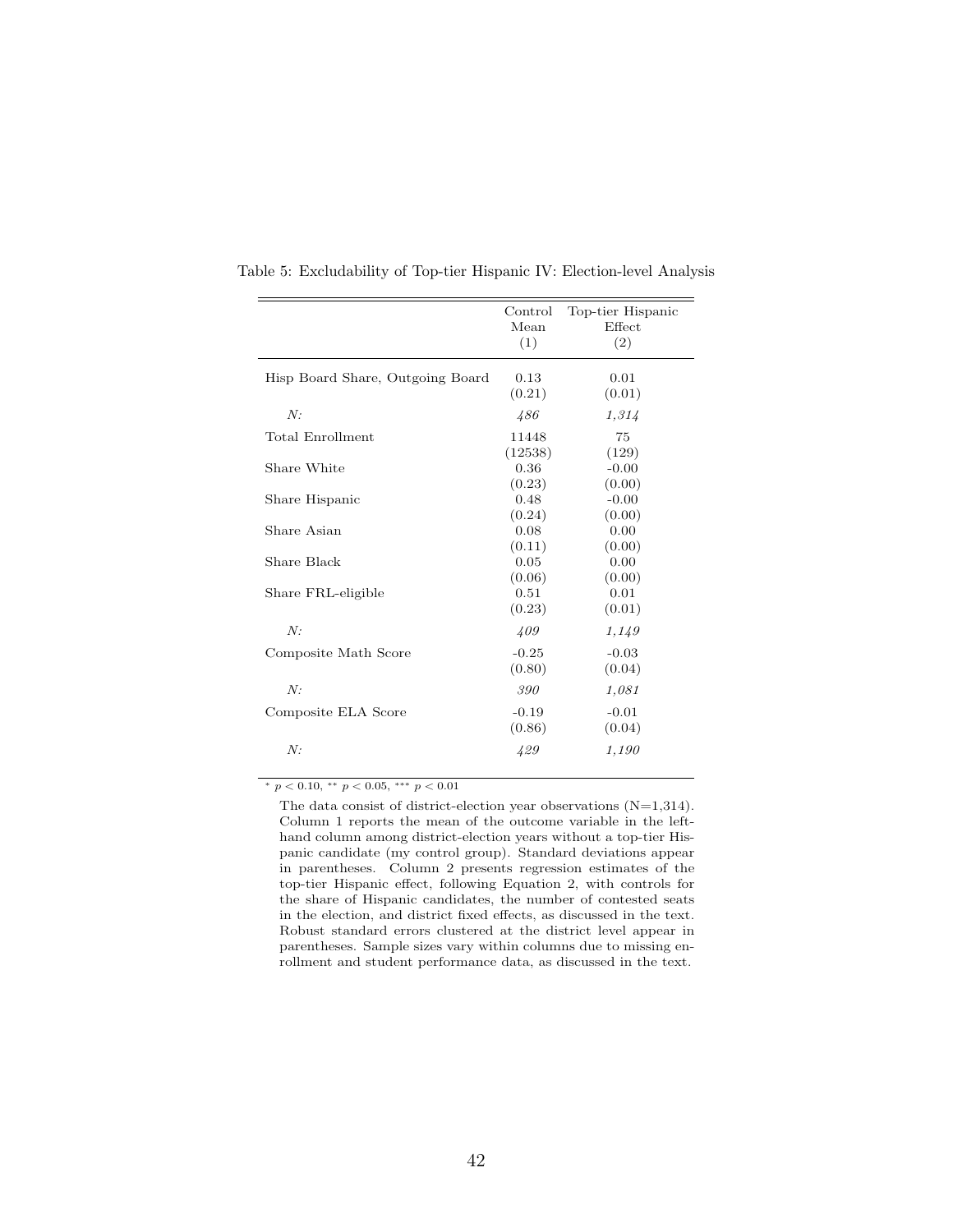Table 5: Excludability of Top-tier Hispanic IV: Election-level Analysis

| | Control Mean (1) | Top-tier Hispanic Effect (2) |
|---|---|---|
| Hisp Board Share, Outgoing Board | 0.13 | 0.01 |
| | (0.21) | (0.01) |
| *N:* | *486* | *1,314* |
| Total Enrollment | 11448 | 75 |
| | (12538) | (129) |
| Share White | 0.36 | -0.00 |
| | (0.23) | (0.00) |
| Share Hispanic | 0.48 | -0.00 |
| | (0.24) | (0.00) |
| Share Asian | 0.08 | 0.00 |
| | (0.11) | (0.00) |
| Share Black | 0.05 | 0.00 |
| | (0.06) | (0.00) |
| Share FRL-eligible | 0.51 | 0.01 |
| | (0.23) | (0.01) |
| *N:* | *409* | *1,149* |
| Composite Math Score | -0.25 | -0.03 |
| | (0.80) | (0.04) |
| *N:* | *390* | *1,081* |
| Composite ELA Score | -0.19 | -0.01 |
| | (0.86) | (0.04) |
| *N:* | *429* | *1,190* |

* $p < 0.10$, ** $p < 0.05$, *** $p < 0.01$

The data consist of district-election year observations (N=1,314). Column 1 reports the mean of the outcome variable in the left-hand column among district-election years without a top-tier Hispanic candidate (my control group). Standard deviations appear in parentheses. Column 2 presents regression estimates of the top-tier Hispanic effect, following Equation 2, with controls for the share of Hispanic candidates, the number of contested seats in the election, and district fixed effects, as discussed in the text. Robust standard errors clustered at the district level appear in parentheses. Sample sizes vary within columns due to missing enrollment and student performance data, as discussed in the text.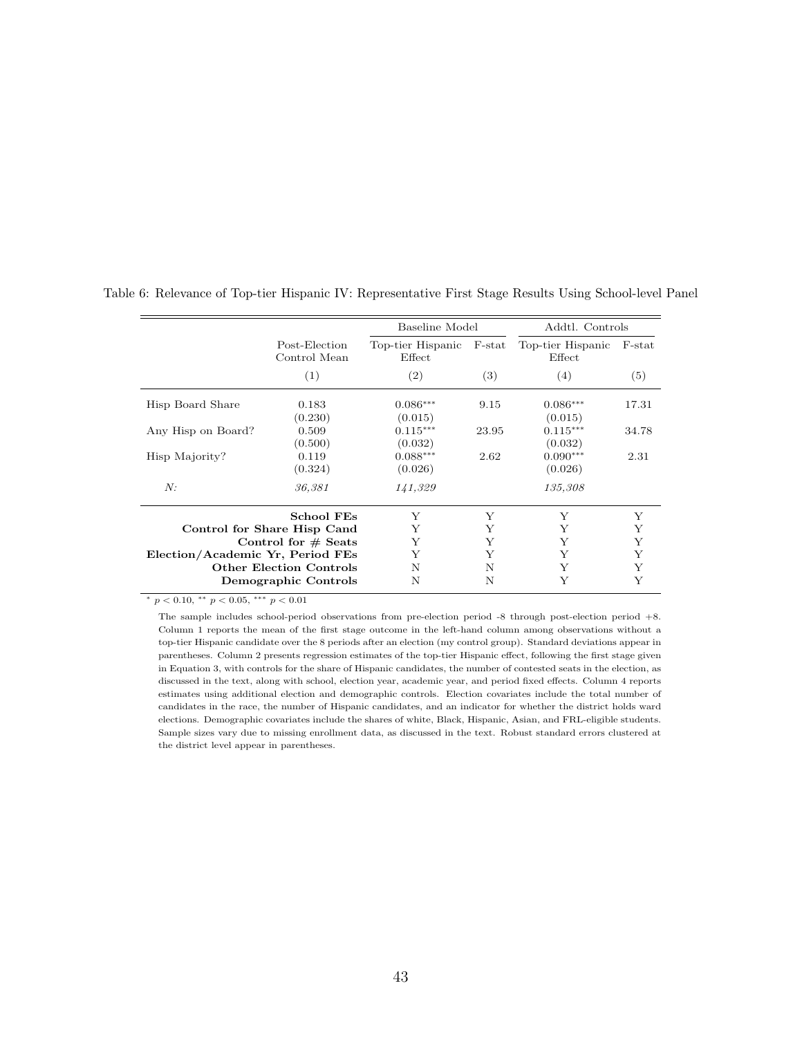Table 6: Relevance of Top-tier Hispanic IV: Representative First Stage Results Using School-level Panel

| | | Baseline Model | | Addtl. Controls | |
|---|---|---|---|---|---|
| | Post-Election Control Mean | Top-tier Hispanic Effect | F-stat | Top-tier Hispanic Effect | F-stat |
| | (1) | (2) | (3) | (4) | (5) |
| Hisp Board Share | 0.183 | $0.086^{***}$ | 9.15 | $0.086^{***}$ | 17.31 |
| | (0.230) | (0.015) | | (0.015) | |
| Any Hisp on Board? | 0.509 | $0.115^{***}$ | 23.95 | $0.115^{***}$ | 34.78 |
| | (0.500) | (0.032) | | (0.032) | |
| Hisp Majority? | 0.119 | $0.088^{***}$ | 2.62 | $0.090^{***}$ | 2.31 |
| | (0.324) | (0.026) | | (0.026) | |
| *N:* | *36,381* | *141,329* | | *135,308* | |
| **School FEs** | | Y | Y | Y | Y |
| **Control for Share Hisp Cand** | | Y | Y | Y | Y |
| **Control for # Seats** | | Y | Y | Y | Y |
| **Election/Academic Yr, Period FEs** | | Y | Y | Y | Y |
| **Other Election Controls** | | N | N | Y | Y |
| **Demographic Controls** | | N | N | Y | Y |

$^{*}$ $p < 0.10$, $^{**}$ $p < 0.05$, $^{***}$ $p < 0.01$

The sample includes school-period observations from pre-election period -8 through post-election period +8. Column 1 reports the mean of the first stage outcome in the left-hand column among observations without a top-tier Hispanic candidate over the 8 periods after an election (my control group). Standard deviations appear in parentheses. Column 2 presents regression estimates of the top-tier Hispanic effect, following the first stage given in Equation 3, with controls for the share of Hispanic candidates, the number of contested seats in the election, as discussed in the text, along with school, election year, academic year, and period fixed effects. Column 4 reports estimates using additional election and demographic controls. Election covariates include the total number of candidates in the race, the number of Hispanic candidates, and an indicator for whether the district holds ward elections. Demographic covariates include the shares of white, Black, Hispanic, Asian, and FRL-eligible students. Sample sizes vary due to missing enrollment data, as discussed in the text. Robust standard errors clustered at the district level appear in parentheses.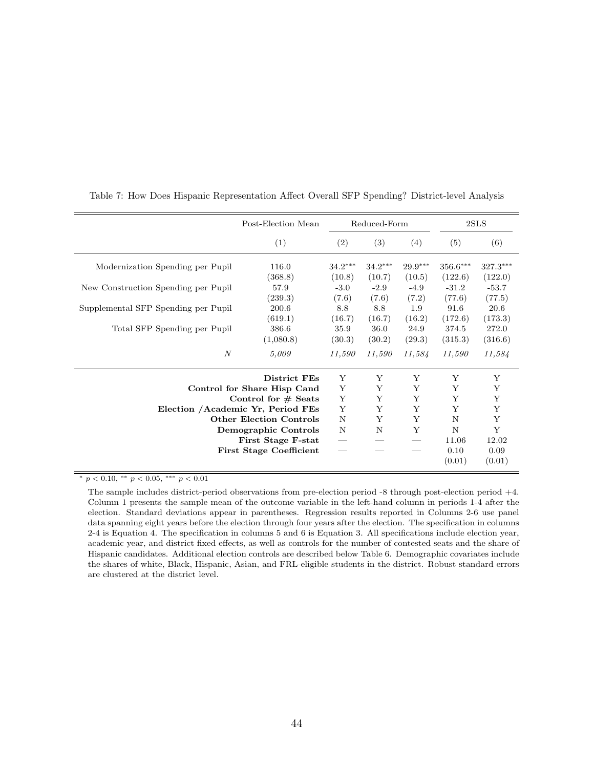Table 7: How Does Hispanic Representation Affect Overall SFP Spending? District-level Analysis

| | Post-Election Mean | Reduced-Form | | | 2SLS | |
|---|---|---|---|---|---|---|
| | (1) | (2) | (3) | (4) | (5) | (6) |
| Modernization Spending per Pupil | 116.0 | $34.2^{***}$ | $34.2^{***}$ | $29.9^{***}$ | $356.6^{***}$ | $327.3^{***}$ |
| | (368.8) | (10.8) | (10.7) | (10.5) | (122.6) | (122.0) |
| New Construction Spending per Pupil | 57.9 | -3.0 | -2.9 | -4.9 | -31.2 | -53.7 |
| | (239.3) | (7.6) | (7.6) | (7.2) | (77.6) | (77.5) |
| Supplemental SFP Spending per Pupil | 200.6 | 8.8 | 8.8 | 1.9 | 91.6 | 20.6 |
| | (619.1) | (16.7) | (16.7) | (16.2) | (172.6) | (173.3) |
| Total SFP Spending per Pupil | 386.6 | 35.9 | 36.0 | 24.9 | 374.5 | 272.0 |
| | (1,080.8) | (30.3) | (30.2) | (29.3) | (315.3) | (316.6) |
| *N* | *5,009* | *11,590* | *11,590* | *11,584* | *11,590* | *11,584* |
| **District FEs** | | Y | Y | Y | Y | Y |
| **Control for Share Hisp Cand** | | Y | Y | Y | Y | Y |
| **Control for # Seats** | | Y | Y | Y | Y | Y |
| **Election /Academic Yr, Period FEs** | | Y | Y | Y | Y | Y |
| **Other Election Controls** | | N | Y | Y | N | Y |
| **Demographic Controls** | | N | N | Y | N | Y |
| **First Stage F-stat** | | — | — | — | 11.06 | 12.02 |
| **First Stage Coefficient** | | — | — | — | 0.10 | 0.09 |
| | | | | | (0.01) | (0.01) |

$^{*}$ $p < 0.10$, $^{**}$ $p < 0.05$, $^{***}$ $p < 0.01$

The sample includes district-period observations from pre-election period -8 through post-election period +4. Column 1 presents the sample mean of the outcome variable in the left-hand column in periods 1-4 after the election. Standard deviations appear in parentheses. Regression results reported in Columns 2-6 use panel data spanning eight years before the election through four years after the election. The specification in columns 2-4 is Equation 4. The specification in columns 5 and 6 is Equation 3. All specifications include election year, academic year, and district fixed effects, as well as controls for the number of contested seats and the share of Hispanic candidates. Additional election controls are described below Table 6. Demographic covariates include the shares of white, Black, Hispanic, Asian, and FRL-eligible students in the district. Robust standard errors are clustered at the district level.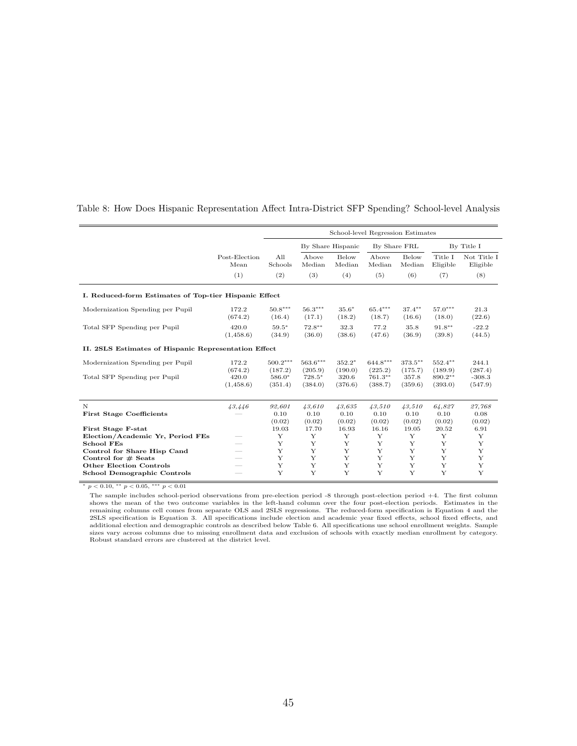Table 8: How Does Hispanic Representation Affect Intra-District SFP Spending? School-level Analysis

| | | School-level Regression Estimates | | | | | | |
|---|---|---|---|---|---|---|---|---|
| | | | By Share Hispanic | | By Share FRL | | By Title I | |
| | Post-Election Mean | All Schools | Above Median | Below Median | Above Median | Below Median | Title I Eligible | Not Title I Eligible |
| | (1) | (2) | (3) | (4) | (5) | (6) | (7) | (8) |
| **I. Reduced-form Estimates of Top-tier Hispanic Effect** | | | | | | | | |
| Modernization Spending per Pupil | 172.2 | $50.8^{***}$ | $56.3^{***}$ | $35.6^{*}$ | $65.4^{***}$ | $37.4^{**}$ | $57.0^{***}$ | 21.3 |
| | (674.2) | (16.4) | (17.1) | (18.2) | (18.7) | (16.6) | (18.0) | (22.6) |
| Total SFP Spending per Pupil | 420.0 | $59.5^{*}$ | $72.8^{**}$ | 32.3 | 77.2 | 35.8 | $91.8^{**}$ | -22.2 |
| | (1,458.6) | (34.9) | (36.0) | (38.6) | (47.6) | (36.9) | (39.8) | (44.5) |
| **II. 2SLS Estimates of Hispanic Representation Effect** | | | | | | | | |
| Modernization Spending per Pupil | 172.2 | $500.2^{***}$ | $563.6^{***}$ | $352.2^{*}$ | $644.8^{***}$ | $373.5^{**}$ | $552.4^{**}$ | 244.1 |
| | (674.2) | (187.2) | (205.9) | (190.0) | (225.2) | (175.7) | (189.9) | (287.4) |
| Total SFP Spending per Pupil | 420.0 | $586.0^{*}$ | $728.5^{*}$ | 320.6 | $761.3^{**}$ | 357.8 | $890.2^{**}$ | -308.3 |
| | (1,458.6) | (351.4) | (384.0) | (376.6) | (388.7) | (359.6) | (393.0) | (547.9) |
| N | *43,446* | *92,601* | *43,610* | *43,635* | *43,510* | *43,510* | *64,827* | *27,768* |
| **First Stage Coefficients** | — | 0.10 | 0.10 | 0.10 | 0.10 | 0.10 | 0.10 | 0.08 |
| | | (0.02) | (0.02) | (0.02) | (0.02) | (0.02) | (0.02) | (0.02) |
| **First Stage F-stat** | | 19.03 | 17.70 | 16.93 | 16.16 | 19.05 | 20.52 | 6.91 |
| **Election/Academic Yr, Period FEs** | — | Y | Y | Y | Y | Y | Y | Y |
| **School FEs** | — | Y | Y | Y | Y | Y | Y | Y |
| **Control for Share Hisp Cand** | — | Y | Y | Y | Y | Y | Y | Y |
| **Control for # Seats** | — | Y | Y | Y | Y | Y | Y | Y |
| **Other Election Controls** | — | Y | Y | Y | Y | Y | Y | Y |
| **School Demographic Controls** | — | Y | Y | Y | Y | Y | Y | Y |

$^{*}$ $p < 0.10$, $^{**}$ $p < 0.05$, $^{***}$ $p < 0.01$

The sample includes school-period observations from pre-election period -8 through post-election period +4. The first column shows the mean of the two outcome variables in the left-hand column over the four post-election periods. Estimates in the remaining columns cell comes from separate OLS and 2SLS regressions. The reduced-form specification is Equation 4 and the 2SLS specification is Equation 3. All specifications include election and academic year fixed effects, school fixed effects, and additional election and demographic controls as described below Table 6. All specifications use school enrollment weights. Sample sizes vary across columns due to missing enrollment data and exclusion of schools with exactly median enrollment by category. Robust standard errors are clustered at the district level.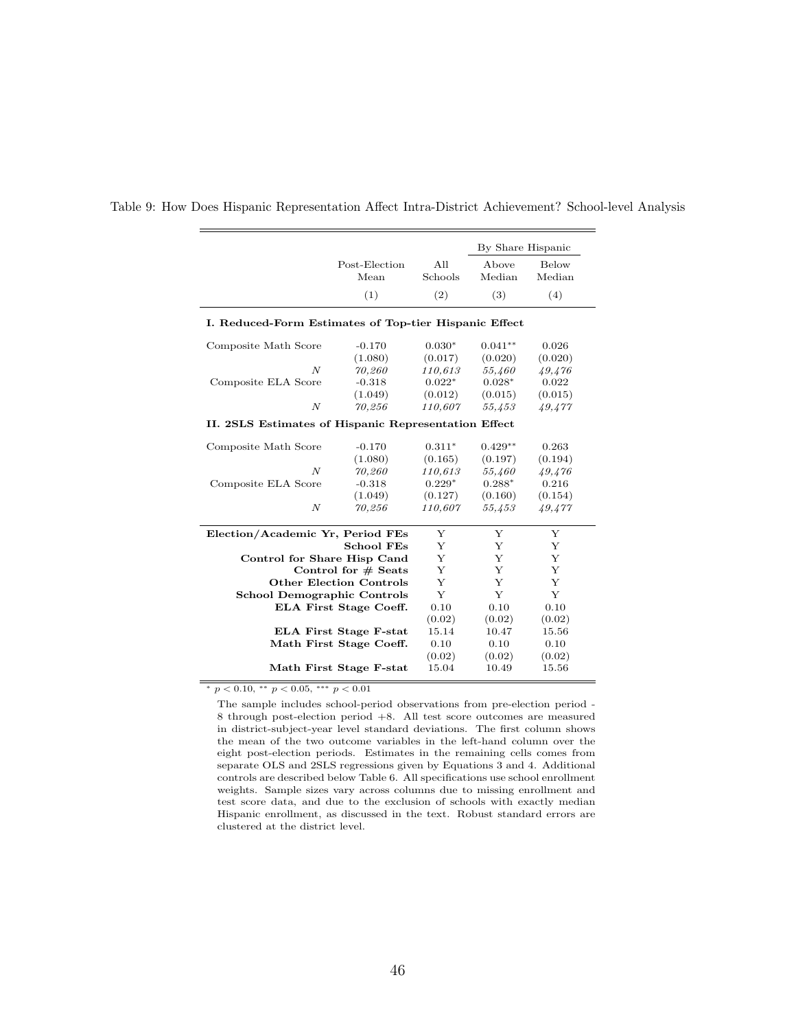Table 9: How Does Hispanic Representation Affect Intra-District Achievement? School-level Analysis

| | Post-Election Mean | All Schools | By Share Hispanic: Above Median | Below Median |
|---|---|---|---|---|
| | (1) | (2) | (3) | (4) |
| **I. Reduced-Form Estimates of Top-tier Hispanic Effect** | | | | |
| Composite Math Score | -0.170 | 0.030* | 0.041** | 0.026 |
| | (1.080) | (0.017) | (0.020) | (0.020) |
| *N* | *70,260* | *110,613* | *55,460* | *49,476* |
| Composite ELA Score | -0.318 | 0.022* | 0.028* | 0.022 |
| | (1.049) | (0.012) | (0.015) | (0.015) |
| *N* | *70,256* | *110,607* | *55,453* | *49,477* |
| **II. 2SLS Estimates of Hispanic Representation Effect** | | | | |
| Composite Math Score | -0.170 | 0.311* | 0.429** | 0.263 |
| | (1.080) | (0.165) | (0.197) | (0.194) |
| *N* | *70,260* | *110,613* | *55,460* | *49,476* |
| Composite ELA Score | -0.318 | 0.229* | 0.288* | 0.216 |
| | (1.049) | (0.127) | (0.160) | (0.154) |
| *N* | *70,256* | *110,607* | *55,453* | *49,477* |
| **Election/Academic Yr, Period FEs** | | Y | Y | Y |
| **School FEs** | | Y | Y | Y |
| **Control for Share Hisp Cand** | | Y | Y | Y |
| **Control for # Seats** | | Y | Y | Y |
| **Other Election Controls** | | Y | Y | Y |
| **School Demographic Controls** | | Y | Y | Y |
| **ELA First Stage Coeff.** | | 0.10 | 0.10 | 0.10 |
| | | (0.02) | (0.02) | (0.02) |
| **ELA First Stage F-stat** | | 15.14 | 10.47 | 15.56 |
| **Math First Stage Coeff.** | | 0.10 | 0.10 | 0.10 |
| | | (0.02) | (0.02) | (0.02) |
| **Math First Stage F-stat** | | 15.04 | 10.49 | 15.56 |

* $p < 0.10$, ** $p < 0.05$, *** $p < 0.01$

The sample includes school-period observations from pre-election period -8 through post-election period +8. All test score outcomes are measured in district-subject-year level standard deviations. The first column shows the mean of the two outcome variables in the left-hand column over the eight post-election periods. Estimates in the remaining cells comes from separate OLS and 2SLS regressions given by Equations 3 and 4. Additional controls are described below Table 6. All specifications use school enrollment weights. Sample sizes vary across columns due to missing enrollment and test score data, and due to the exclusion of schools with exactly median Hispanic enrollment, as discussed in the text. Robust standard errors are clustered at the district level.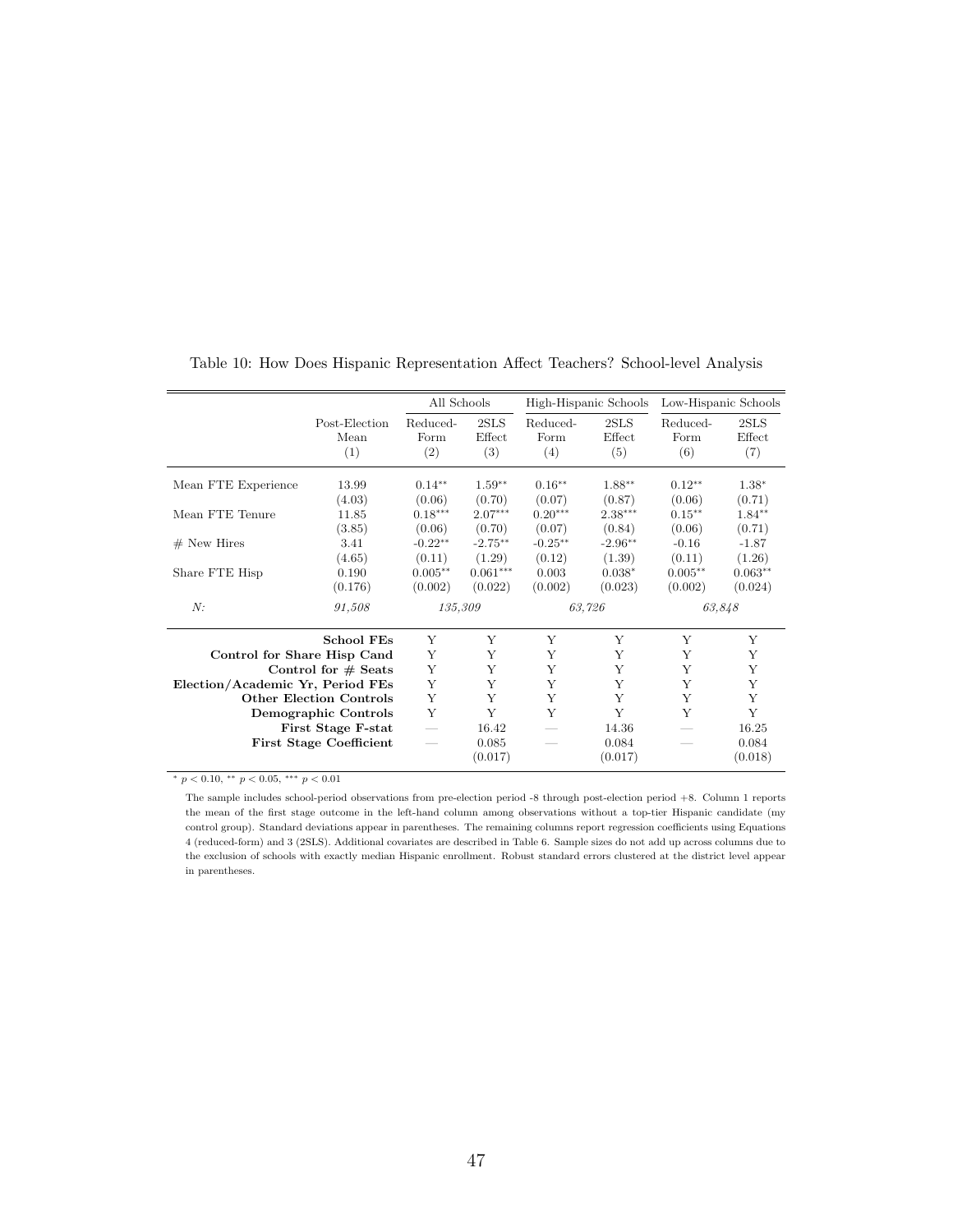Table 10: How Does Hispanic Representation Affect Teachers? School-level Analysis

| | Post-Election Mean (1) | All Schools Reduced-Form (2) | All Schools 2SLS Effect (3) | High-Hispanic Schools Reduced-Form (4) | High-Hispanic Schools 2SLS Effect (5) | Low-Hispanic Schools Reduced-Form (6) | Low-Hispanic Schools 2SLS Effect (7) |
|---|---|---|---|---|---|---|---|
| Mean FTE Experience | 13.99 | 0.14** | 1.59** | 0.16** | 1.88** | 0.12** | 1.38* |
| | (4.03) | (0.06) | (0.70) | (0.07) | (0.87) | (0.06) | (0.71) |
| Mean FTE Tenure | 11.85 | 0.18*** | 2.07*** | 0.20*** | 2.38*** | 0.15** | 1.84** |
| | (3.85) | (0.06) | (0.70) | (0.07) | (0.84) | (0.06) | (0.71) |
| # New Hires | 3.41 | -0.22** | -2.75** | -0.25** | -2.96** | -0.16 | -1.87 |
| | (4.65) | (0.11) | (1.29) | (0.12) | (1.39) | (0.11) | (1.26) |
| Share FTE Hisp | 0.190 | 0.005** | 0.061*** | 0.003 | 0.038* | 0.005** | 0.063** |
| | (0.176) | (0.002) | (0.022) | (0.002) | (0.023) | (0.002) | (0.024) |
| *N:* | *91,508* | *135,309* | | *63,726* | | *63,848* | |
| **School FEs** | | Y | Y | Y | Y | Y | Y |
| **Control for Share Hisp Cand** | | Y | Y | Y | Y | Y | Y |
| **Control for # Seats** | | Y | Y | Y | Y | Y | Y |
| **Election/Academic Yr, Period FEs** | | Y | Y | Y | Y | Y | Y |
| **Other Election Controls** | | Y | Y | Y | Y | Y | Y |
| **Demographic Controls** | | Y | Y | Y | Y | Y | Y |
| **First Stage F-stat** | | — | 16.42 | — | 14.36 | — | 16.25 |
| **First Stage Coefficient** | | — | 0.085 | — | 0.084 | — | 0.084 |
| | | | (0.017) | | (0.017) | | (0.018) |

* $p < 0.10$, ** $p < 0.05$, *** $p < 0.01$

The sample includes school-period observations from pre-election period -8 through post-election period +8. Column 1 reports the mean of the first stage outcome in the left-hand column among observations without a top-tier Hispanic candidate (my control group). Standard deviations appear in parentheses. The remaining columns report regression coefficients using Equations 4 (reduced-form) and 3 (2SLS). Additional covariates are described in Table 6. Sample sizes do not add up across columns due to the exclusion of schools with exactly median Hispanic enrollment. Robust standard errors clustered at the district level appear in parentheses.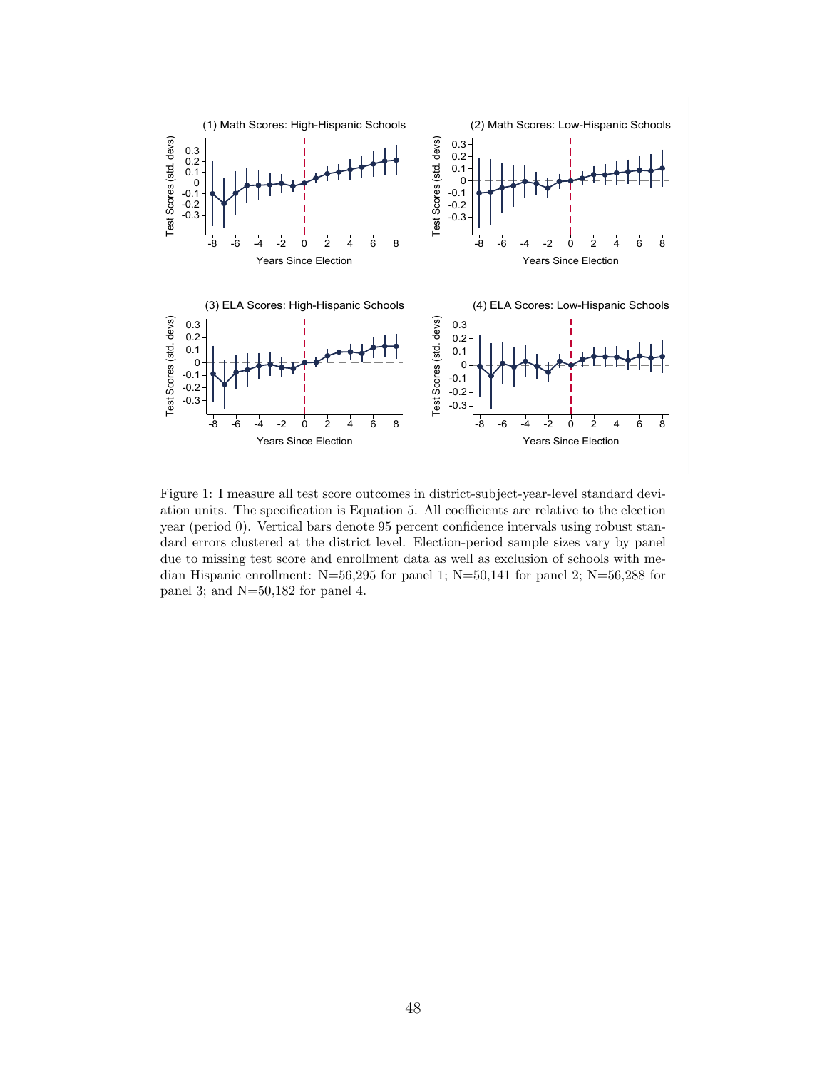Figure 1: I measure all test score outcomes in district-subject-year-level standard deviation units. The specification is Equation 5. All coefficients are relative to the election year (period 0). Vertical bars denote 95 percent confidence intervals using robust standard errors clustered at the district level. Election-period sample sizes vary by panel due to missing test score and enrollment data as well as exclusion of schools with median Hispanic enrollment: N=56,295 for panel 1; N=50,141 for panel 2; N=56,288 for panel 3; and N=50,182 for panel 4.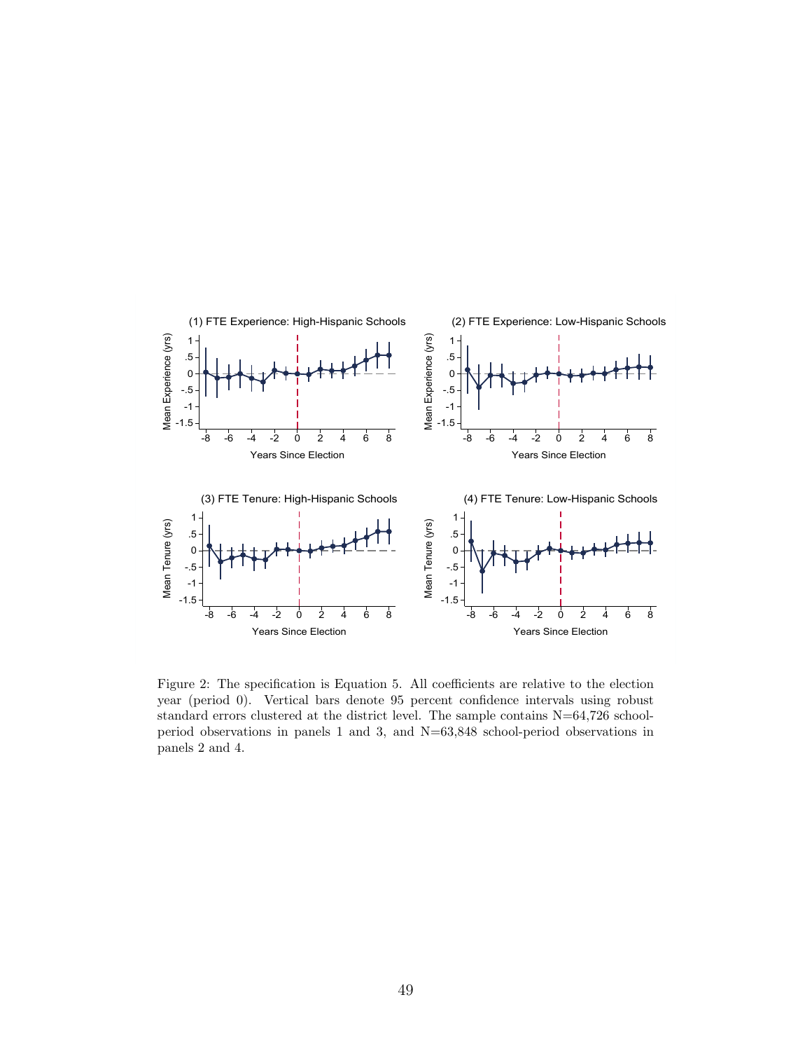Figure 2: The specification is Equation 5. All coefficients are relative to the election year (period 0). Vertical bars denote 95 percent confidence intervals using robust standard errors clustered at the district level. The sample contains N=64,726 school-period observations in panels 1 and 3, and N=63,848 school-period observations in panels 2 and 4.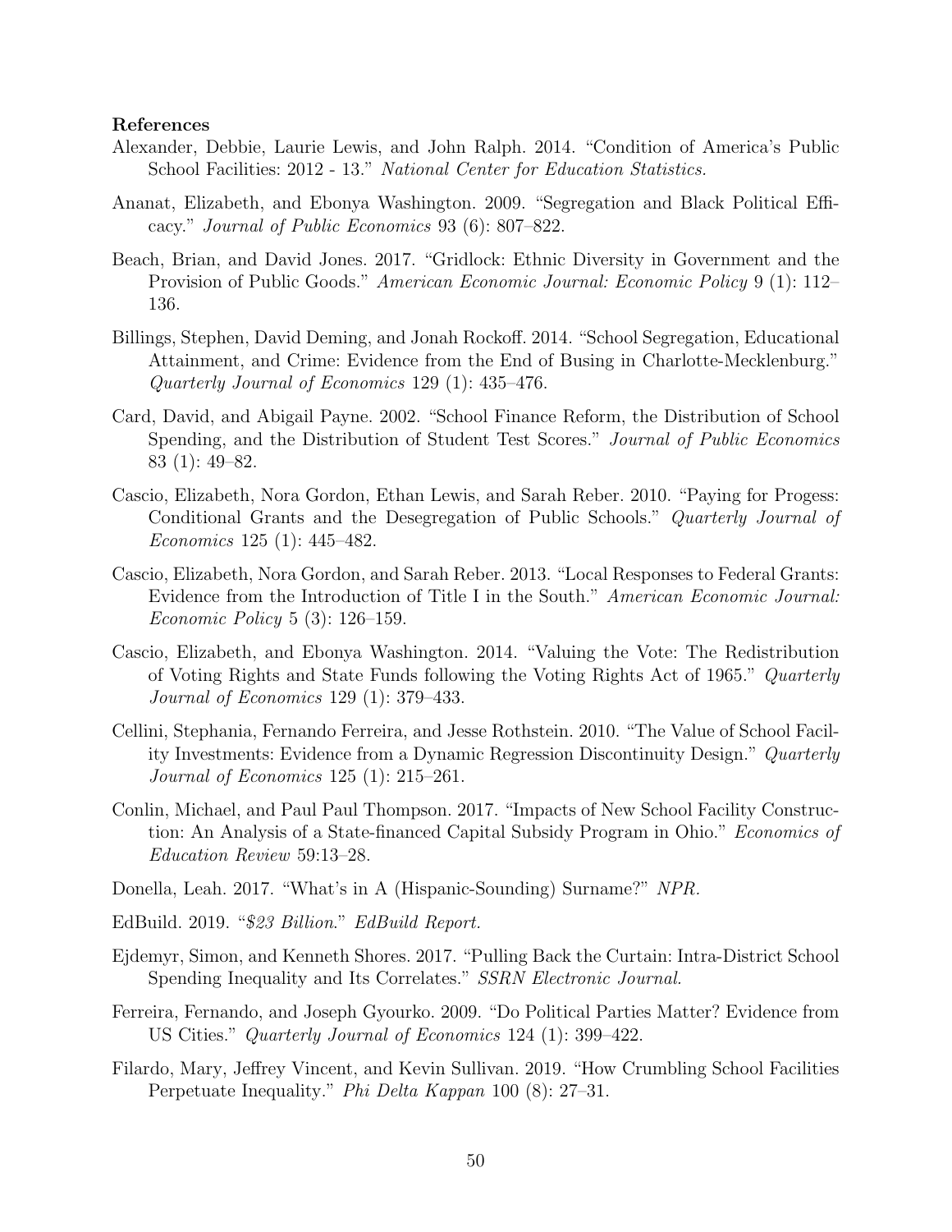**References**

Alexander, Debbie, Laurie Lewis, and John Ralph. 2014. "Condition of America's Public School Facilities: 2012 - 13." *National Center for Education Statistics.*

Ananat, Elizabeth, and Ebonya Washington. 2009. "Segregation and Black Political Efficacy." *Journal of Public Economics* 93 (6): 807–822.

Beach, Brian, and David Jones. 2017. "Gridlock: Ethnic Diversity in Government and the Provision of Public Goods." *American Economic Journal: Economic Policy* 9 (1): 112–136.

Billings, Stephen, David Deming, and Jonah Rockoff. 2014. "School Segregation, Educational Attainment, and Crime: Evidence from the End of Busing in Charlotte-Mecklenburg." *Quarterly Journal of Economics* 129 (1): 435–476.

Card, David, and Abigail Payne. 2002. "School Finance Reform, the Distribution of School Spending, and the Distribution of Student Test Scores." *Journal of Public Economics* 83 (1): 49–82.

Cascio, Elizabeth, Nora Gordon, Ethan Lewis, and Sarah Reber. 2010. "Paying for Progess: Conditional Grants and the Desegregation of Public Schools." *Quarterly Journal of Economics* 125 (1): 445–482.

Cascio, Elizabeth, Nora Gordon, and Sarah Reber. 2013. "Local Responses to Federal Grants: Evidence from the Introduction of Title I in the South." *American Economic Journal: Economic Policy* 5 (3): 126–159.

Cascio, Elizabeth, and Ebonya Washington. 2014. "Valuing the Vote: The Redistribution of Voting Rights and State Funds following the Voting Rights Act of 1965." *Quarterly Journal of Economics* 129 (1): 379–433.

Cellini, Stephania, Fernando Ferreira, and Jesse Rothstein. 2010. "The Value of School Facility Investments: Evidence from a Dynamic Regression Discontinuity Design." *Quarterly Journal of Economics* 125 (1): 215–261.

Conlin, Michael, and Paul Paul Thompson. 2017. "Impacts of New School Facility Construction: An Analysis of a State-financed Capital Subsidy Program in Ohio." *Economics of Education Review* 59:13–28.

Donella, Leah. 2017. "What's in A (Hispanic-Sounding) Surname?" *NPR.*

EdBuild. 2019. "*$23 Billion*." *EdBuild Report.*

Ejdemyr, Simon, and Kenneth Shores. 2017. "Pulling Back the Curtain: Intra-District School Spending Inequality and Its Correlates." *SSRN Electronic Journal.*

Ferreira, Fernando, and Joseph Gyourko. 2009. "Do Political Parties Matter? Evidence from US Cities." *Quarterly Journal of Economics* 124 (1): 399–422.

Filardo, Mary, Jeffrey Vincent, and Kevin Sullivan. 2019. "How Crumbling School Facilities Perpetuate Inequality." *Phi Delta Kappan* 100 (8): 27–31.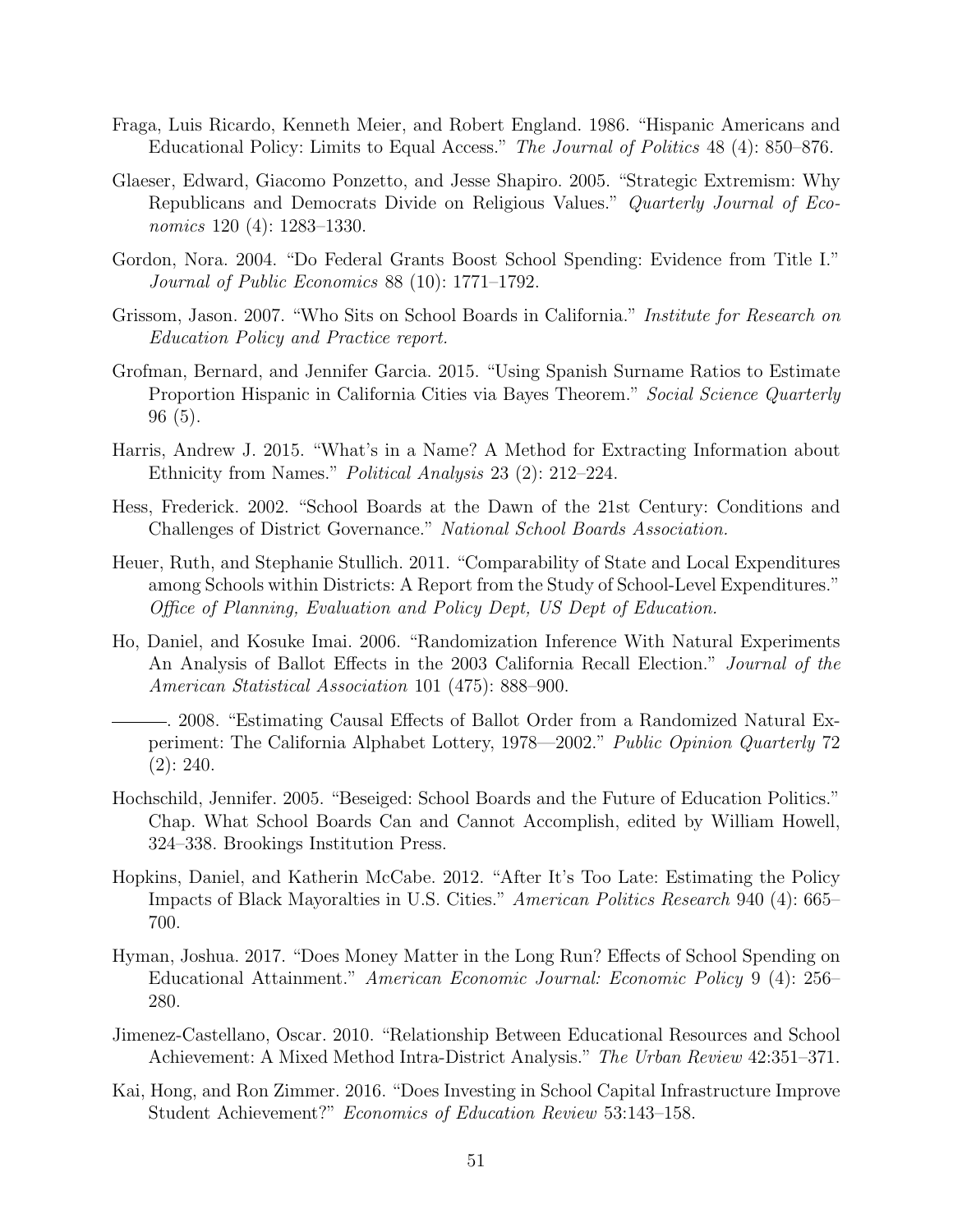Fraga, Luis Ricardo, Kenneth Meier, and Robert England. 1986. "Hispanic Americans and Educational Policy: Limits to Equal Access." *The Journal of Politics* 48 (4): 850–876.

Glaeser, Edward, Giacomo Ponzetto, and Jesse Shapiro. 2005. "Strategic Extremism: Why Republicans and Democrats Divide on Religious Values." *Quarterly Journal of Economics* 120 (4): 1283–1330.

Gordon, Nora. 2004. "Do Federal Grants Boost School Spending: Evidence from Title I." *Journal of Public Economics* 88 (10): 1771–1792.

Grissom, Jason. 2007. "Who Sits on School Boards in California." *Institute for Research on Education Policy and Practice report.*

Grofman, Bernard, and Jennifer Garcia. 2015. "Using Spanish Surname Ratios to Estimate Proportion Hispanic in California Cities via Bayes Theorem." *Social Science Quarterly* 96 (5).

Harris, Andrew J. 2015. "What's in a Name? A Method for Extracting Information about Ethnicity from Names." *Political Analysis* 23 (2): 212–224.

Hess, Frederick. 2002. "School Boards at the Dawn of the 21st Century: Conditions and Challenges of District Governance." *National School Boards Association.*

Heuer, Ruth, and Stephanie Stullich. 2011. "Comparability of State and Local Expenditures among Schools within Districts: A Report from the Study of School-Level Expenditures." *Office of Planning, Evaluation and Policy Dept, US Dept of Education.*

Ho, Daniel, and Kosuke Imai. 2006. "Randomization Inference With Natural Experiments An Analysis of Ballot Effects in the 2003 California Recall Election." *Journal of the American Statistical Association* 101 (475): 888–900.

———. 2008. "Estimating Causal Effects of Ballot Order from a Randomized Natural Experiment: The California Alphabet Lottery, 1978—2002." *Public Opinion Quarterly* 72 (2): 240.

Hochschild, Jennifer. 2005. "Beseiged: School Boards and the Future of Education Politics." Chap. What School Boards Can and Cannot Accomplish, edited by William Howell, 324–338. Brookings Institution Press.

Hopkins, Daniel, and Katherin McCabe. 2012. "After It's Too Late: Estimating the Policy Impacts of Black Mayoralties in U.S. Cities." *American Politics Research* 940 (4): 665–700.

Hyman, Joshua. 2017. "Does Money Matter in the Long Run? Effects of School Spending on Educational Attainment." *American Economic Journal: Economic Policy* 9 (4): 256–280.

Jimenez-Castellano, Oscar. 2010. "Relationship Between Educational Resources and School Achievement: A Mixed Method Intra-District Analysis." *The Urban Review* 42:351–371.

Kai, Hong, and Ron Zimmer. 2016. "Does Investing in School Capital Infrastructure Improve Student Achievement?" *Economics of Education Review* 53:143–158.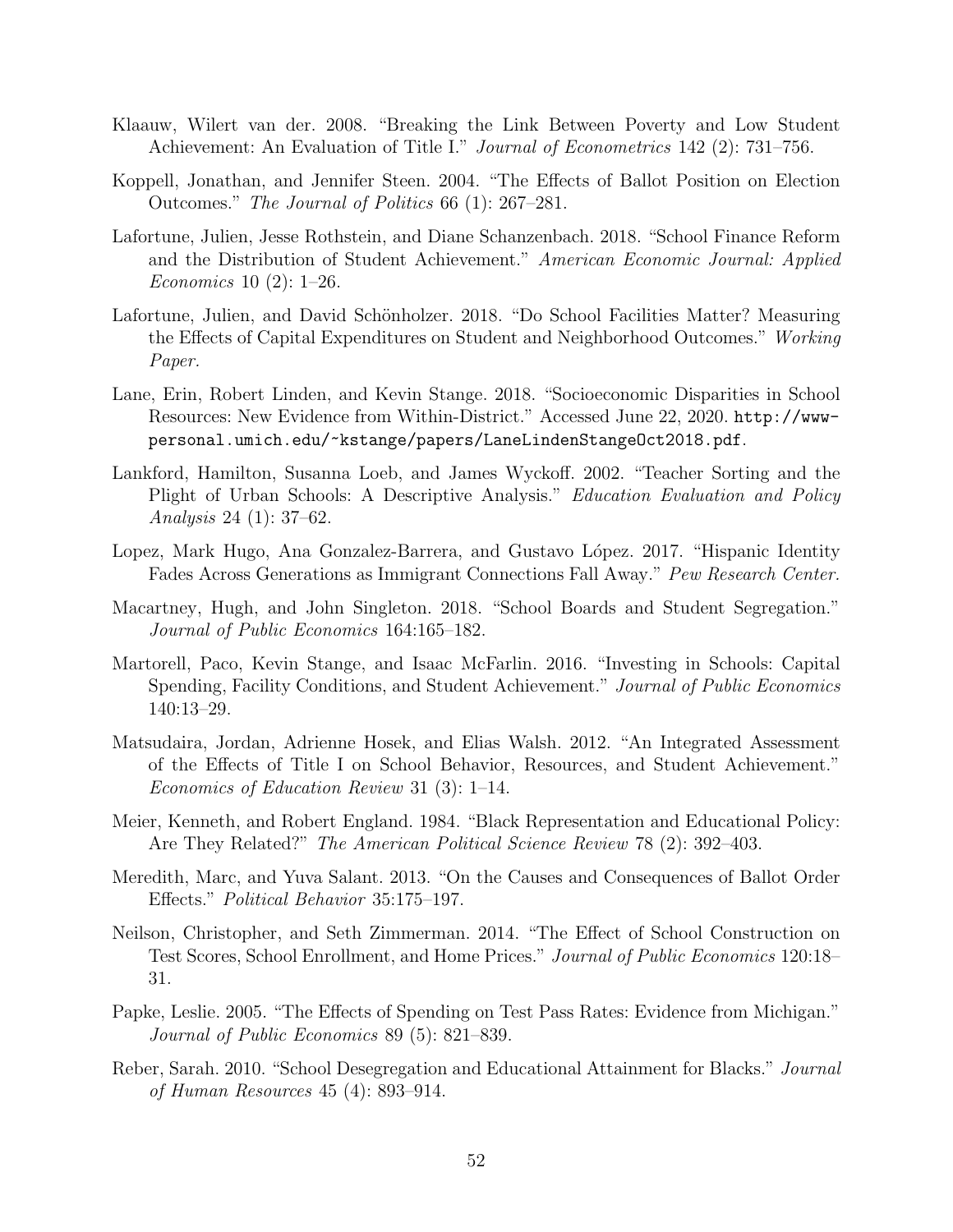Klaauw, Wilert van der. 2008. "Breaking the Link Between Poverty and Low Student Achievement: An Evaluation of Title I." *Journal of Econometrics* 142 (2): 731–756.

Koppell, Jonathan, and Jennifer Steen. 2004. "The Effects of Ballot Position on Election Outcomes." *The Journal of Politics* 66 (1): 267–281.

Lafortune, Julien, Jesse Rothstein, and Diane Schanzenbach. 2018. "School Finance Reform and the Distribution of Student Achievement." *American Economic Journal: Applied Economics* 10 (2): 1–26.

Lafortune, Julien, and David Schönholzer. 2018. "Do School Facilities Matter? Measuring the Effects of Capital Expenditures on Student and Neighborhood Outcomes." *Working Paper.*

Lane, Erin, Robert Linden, and Kevin Stange. 2018. "Socioeconomic Disparities in School Resources: New Evidence from Within-District." Accessed June 22, 2020. `http://www-personal.umich.edu/~kstange/papers/LaneLindenStangeOct2018.pdf`.

Lankford, Hamilton, Susanna Loeb, and James Wyckoff. 2002. "Teacher Sorting and the Plight of Urban Schools: A Descriptive Analysis." *Education Evaluation and Policy Analysis* 24 (1): 37–62.

Lopez, Mark Hugo, Ana Gonzalez-Barrera, and Gustavo López. 2017. "Hispanic Identity Fades Across Generations as Immigrant Connections Fall Away." *Pew Research Center.*

Macartney, Hugh, and John Singleton. 2018. "School Boards and Student Segregation." *Journal of Public Economics* 164:165–182.

Martorell, Paco, Kevin Stange, and Isaac McFarlin. 2016. "Investing in Schools: Capital Spending, Facility Conditions, and Student Achievement." *Journal of Public Economics* 140:13–29.

Matsudaira, Jordan, Adrienne Hosek, and Elias Walsh. 2012. "An Integrated Assessment of the Effects of Title I on School Behavior, Resources, and Student Achievement." *Economics of Education Review* 31 (3): 1–14.

Meier, Kenneth, and Robert England. 1984. "Black Representation and Educational Policy: Are They Related?" *The American Political Science Review* 78 (2): 392–403.

Meredith, Marc, and Yuva Salant. 2013. "On the Causes and Consequences of Ballot Order Effects." *Political Behavior* 35:175–197.

Neilson, Christopher, and Seth Zimmerman. 2014. "The Effect of School Construction on Test Scores, School Enrollment, and Home Prices." *Journal of Public Economics* 120:18–31.

Papke, Leslie. 2005. "The Effects of Spending on Test Pass Rates: Evidence from Michigan." *Journal of Public Economics* 89 (5): 821–839.

Reber, Sarah. 2010. "School Desegregation and Educational Attainment for Blacks." *Journal of Human Resources* 45 (4): 893–914.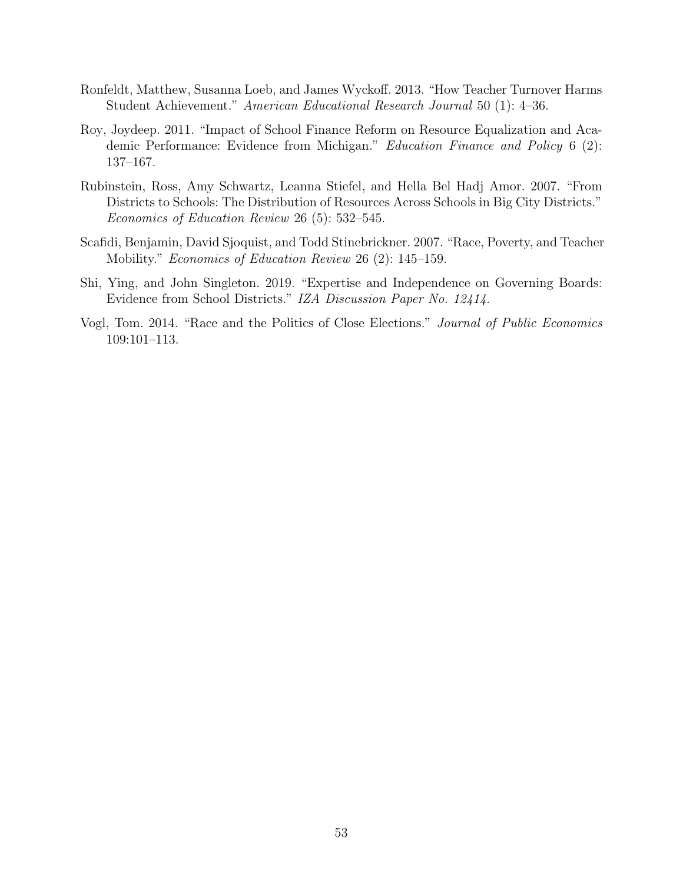Ronfeldt, Matthew, Susanna Loeb, and James Wyckoff. 2013. "How Teacher Turnover Harms Student Achievement." *American Educational Research Journal* 50 (1): 4–36.

Roy, Joydeep. 2011. "Impact of School Finance Reform on Resource Equalization and Academic Performance: Evidence from Michigan." *Education Finance and Policy* 6 (2): 137–167.

Rubinstein, Ross, Amy Schwartz, Leanna Stiefel, and Hella Bel Hadj Amor. 2007. "From Districts to Schools: The Distribution of Resources Across Schools in Big City Districts." *Economics of Education Review* 26 (5): 532–545.

Scafidi, Benjamin, David Sjoquist, and Todd Stinebrickner. 2007. "Race, Poverty, and Teacher Mobility." *Economics of Education Review* 26 (2): 145–159.

Shi, Ying, and John Singleton. 2019. "Expertise and Independence on Governing Boards: Evidence from School Districts." *IZA Discussion Paper No. 12414*.

Vogl, Tom. 2014. "Race and the Politics of Close Elections." *Journal of Public Economics* 109:101–113.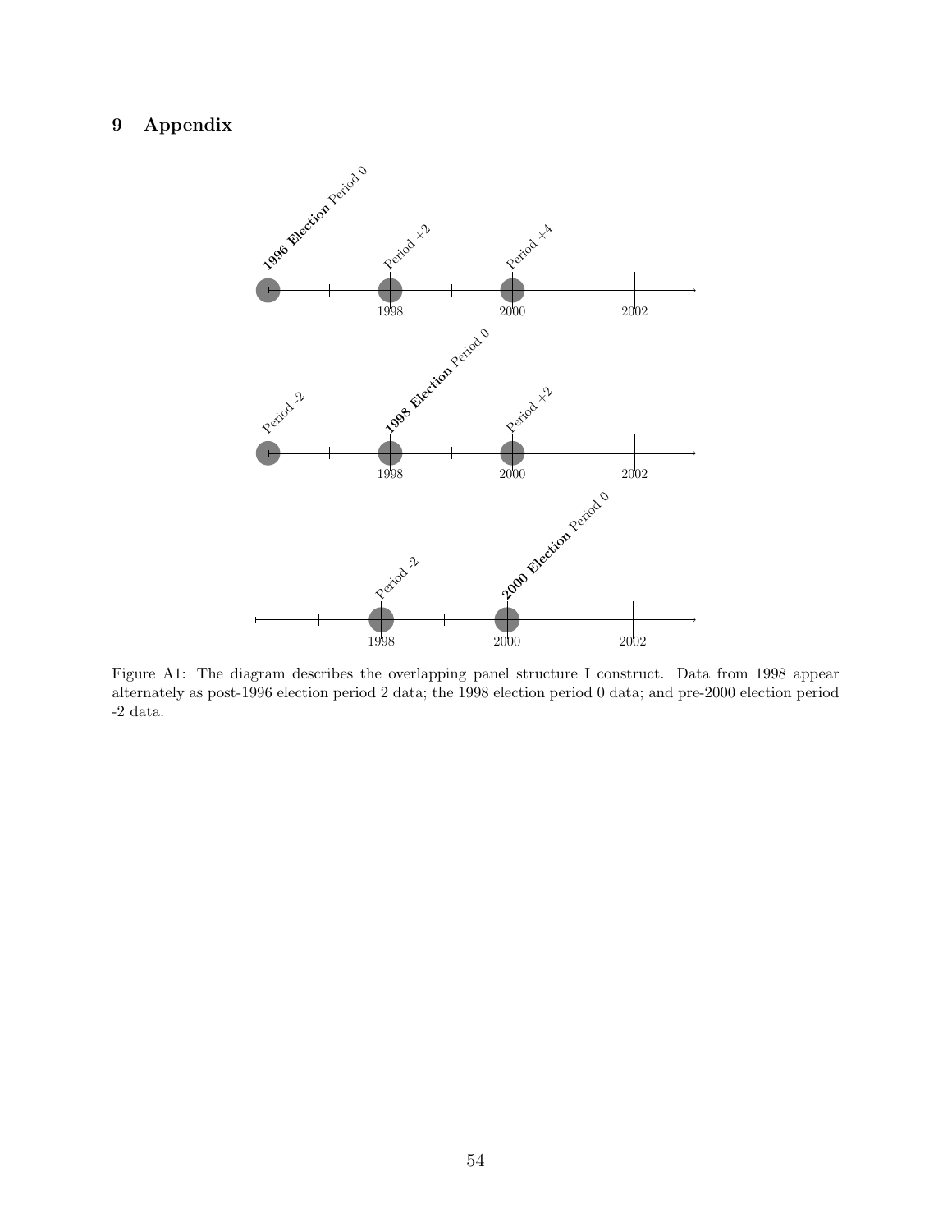# 9 Appendix

Figure A1: The diagram describes the overlapping panel structure I construct. Data from 1998 appear alternately as post-1996 election period 2 data; the 1998 election period 0 data; and pre-2000 election period -2 data.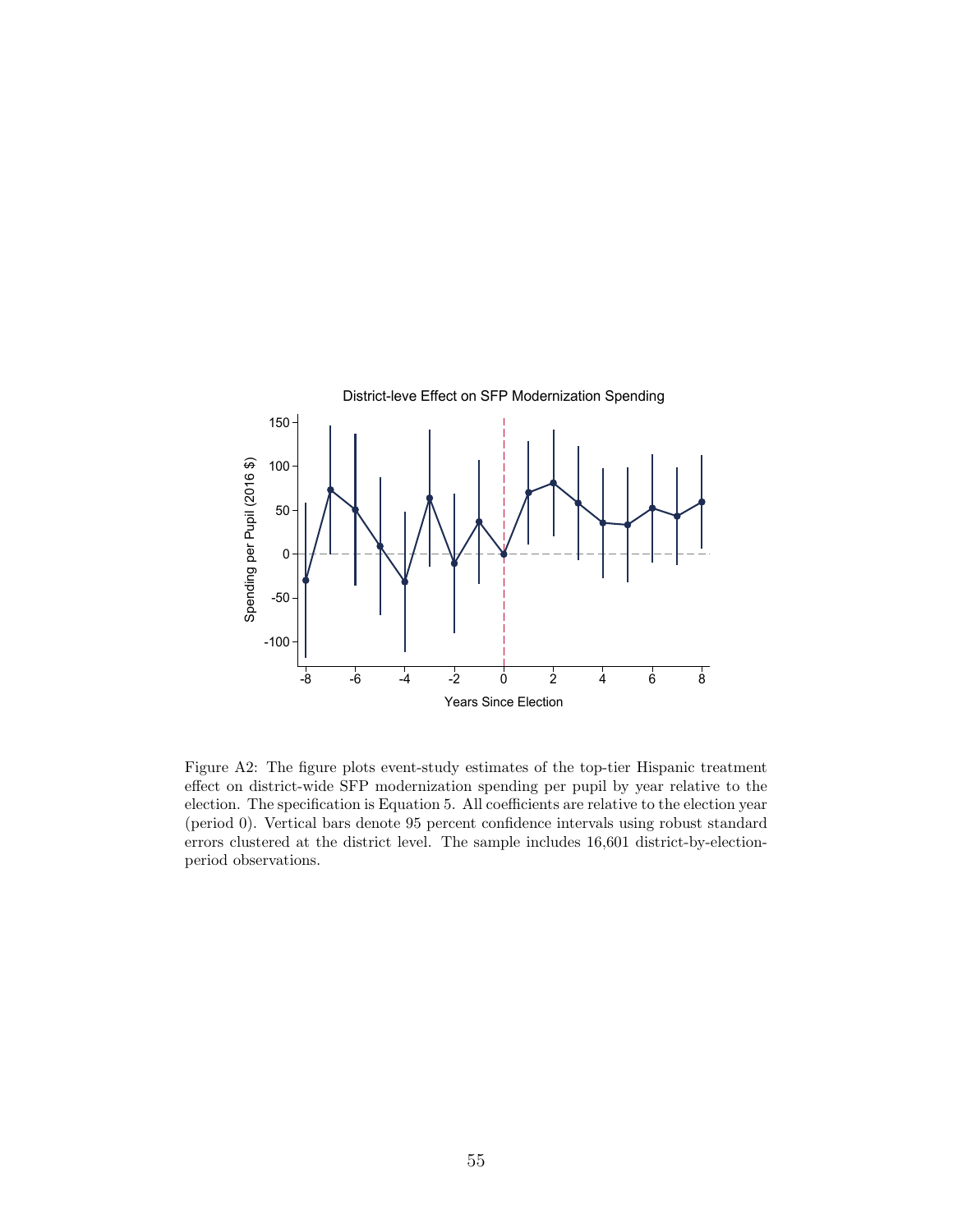Figure A2: The figure plots event-study estimates of the top-tier Hispanic treatment effect on district-wide SFP modernization spending per pupil by year relative to the election. The specification is Equation 5. All coefficients are relative to the election year (period 0). Vertical bars denote 95 percent confidence intervals using robust standard errors clustered at the district level. The sample includes 16,601 district-by-election-period observations.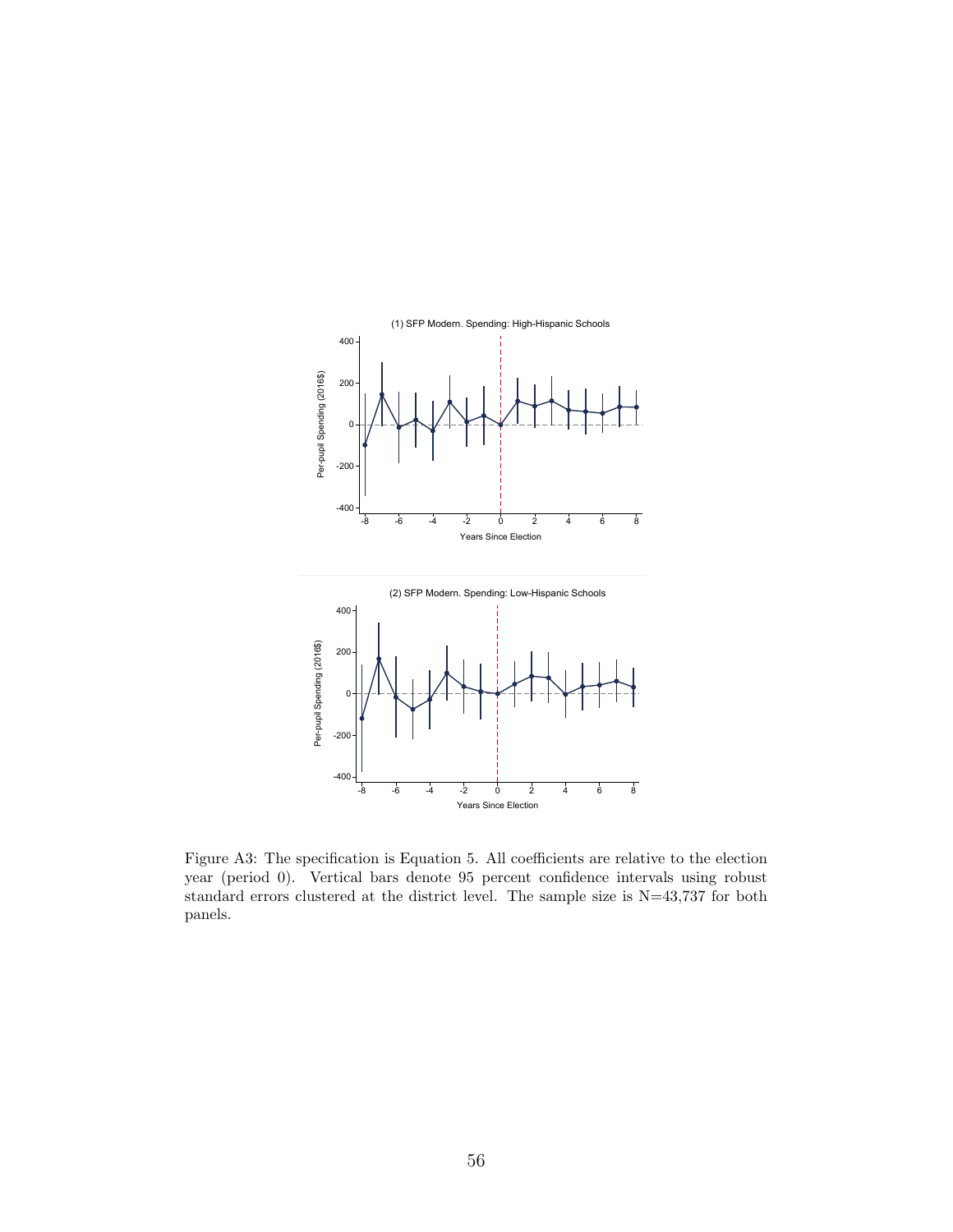(1) SFP Modern. Spending: High-Hispanic Schools

(2) SFP Modern. Spending: Low-Hispanic Schools

Figure A3: The specification is Equation 5. All coefficients are relative to the election year (period 0). Vertical bars denote 95 percent confidence intervals using robust standard errors clustered at the district level. The sample size is N=43,737 for both panels.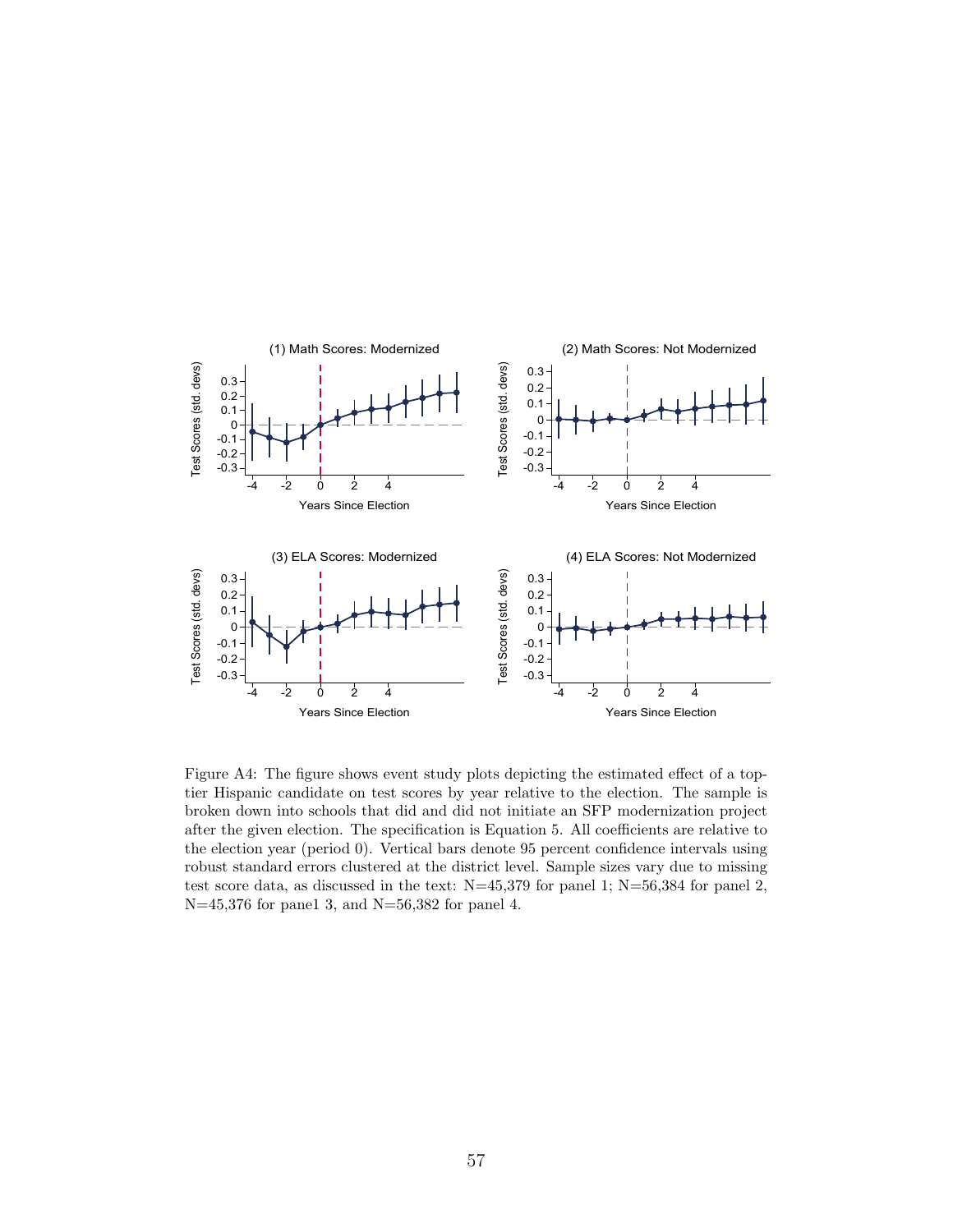Figure A4: The figure shows event study plots depicting the estimated effect of a top-tier Hispanic candidate on test scores by year relative to the election. The sample is broken down into schools that did and did not initiate an SFP modernization project after the given election. The specification is Equation 5. All coefficients are relative to the election year (period 0). Vertical bars denote 95 percent confidence intervals using robust standard errors clustered at the district level. Sample sizes vary due to missing test score data, as discussed in the text: N=45,379 for panel 1; N=56,384 for panel 2, N=45,376 for pane1 3, and N=56,382 for panel 4.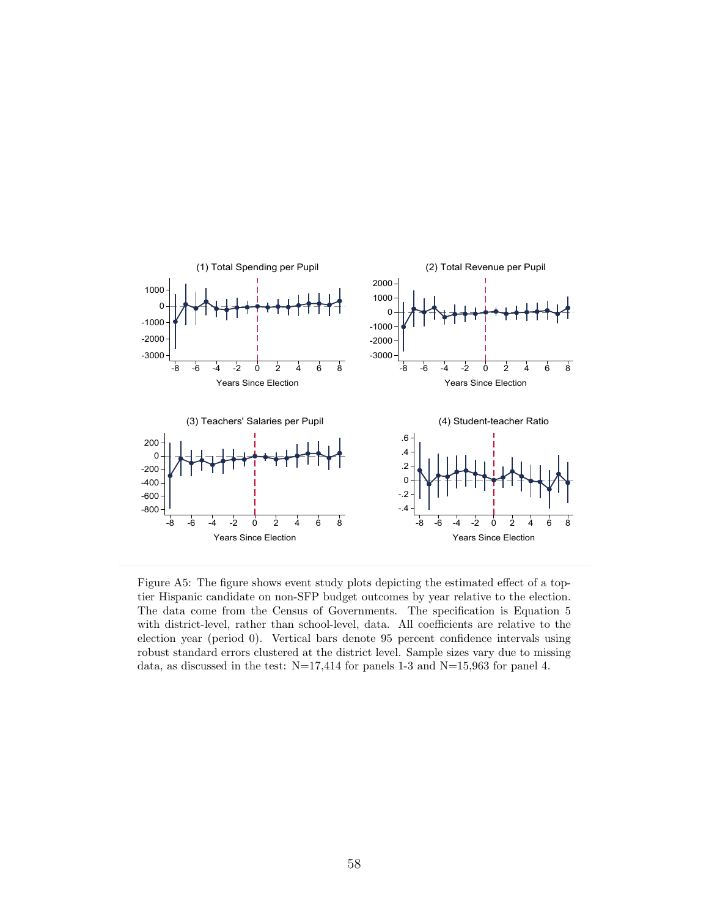Figure A5: The figure shows event study plots depicting the estimated effect of a top-tier Hispanic candidate on non-SFP budget outcomes by year relative to the election. The data come from the Census of Governments. The specification is Equation 5 with district-level, rather than school-level, data. All coefficients are relative to the election year (period 0). Vertical bars denote 95 percent confidence intervals using robust standard errors clustered at the district level. Sample sizes vary due to missing data, as discussed in the test: N=17,414 for panels 1-3 and N=15,963 for panel 4.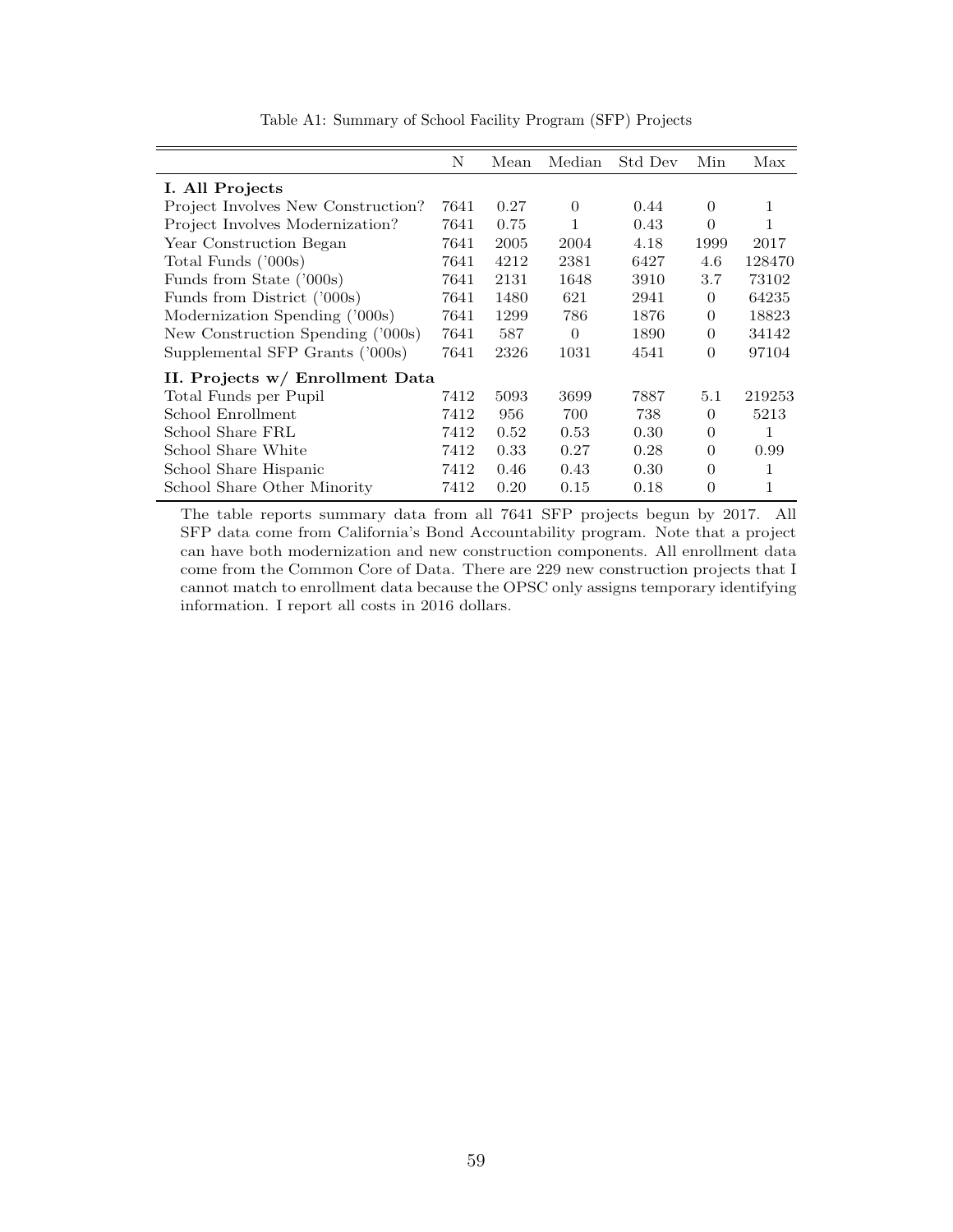Table A1: Summary of School Facility Program (SFP) Projects

| | N | Mean | Median | Std Dev | Min | Max |
|---|---|---|---|---|---|---|
| **I. All Projects** | | | | | | |
| Project Involves New Construction? | 7641 | 0.27 | 0 | 0.44 | 0 | 1 |
| Project Involves Modernization? | 7641 | 0.75 | 1 | 0.43 | 0 | 1 |
| Year Construction Began | 7641 | 2005 | 2004 | 4.18 | 1999 | 2017 |
| Total Funds ('000s) | 7641 | 4212 | 2381 | 6427 | 4.6 | 128470 |
| Funds from State ('000s) | 7641 | 2131 | 1648 | 3910 | 3.7 | 73102 |
| Funds from District ('000s) | 7641 | 1480 | 621 | 2941 | 0 | 64235 |
| Modernization Spending ('000s) | 7641 | 1299 | 786 | 1876 | 0 | 18823 |
| New Construction Spending ('000s) | 7641 | 587 | 0 | 1890 | 0 | 34142 |
| Supplemental SFP Grants ('000s) | 7641 | 2326 | 1031 | 4541 | 0 | 97104 |
| **II. Projects w/ Enrollment Data** | | | | | | |
| Total Funds per Pupil | 7412 | 5093 | 3699 | 7887 | 5.1 | 219253 |
| School Enrollment | 7412 | 956 | 700 | 738 | 0 | 5213 |
| School Share FRL | 7412 | 0.52 | 0.53 | 0.30 | 0 | 1 |
| School Share White | 7412 | 0.33 | 0.27 | 0.28 | 0 | 0.99 |
| School Share Hispanic | 7412 | 0.46 | 0.43 | 0.30 | 0 | 1 |
| School Share Other Minority | 7412 | 0.20 | 0.15 | 0.18 | 0 | 1 |

The table reports summary data from all 7641 SFP projects begun by 2017. All SFP data come from California's Bond Accountability program. Note that a project can have both modernization and new construction components. All enrollment data come from the Common Core of Data. There are 229 new construction projects that I cannot match to enrollment data because the OPSC only assigns temporary identifying information. I report all costs in 2016 dollars.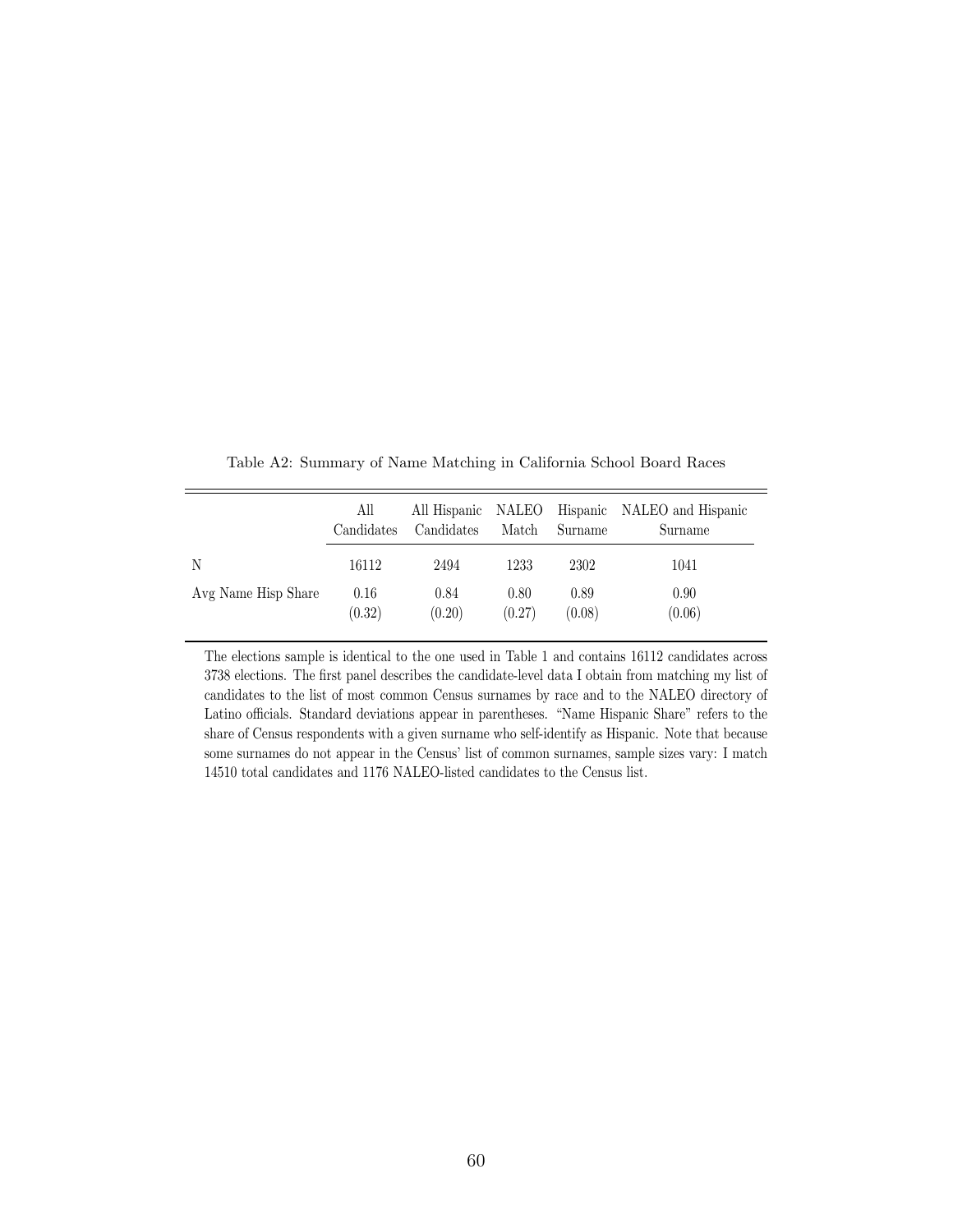Table A2: Summary of Name Matching in California School Board Races

| | All Candidates | All Hispanic Candidates | NALEO Match | Hispanic Surname | NALEO and Hispanic Surname |
|---|---|---|---|---|---|
| N | 16112 | 2494 | 1233 | 2302 | 1041 |
| Avg Name Hisp Share | 0.16 | 0.84 | 0.80 | 0.89 | 0.90 |
| | (0.32) | (0.20) | (0.27) | (0.08) | (0.06) |

The elections sample is identical to the one used in Table 1 and contains 16112 candidates across 3738 elections. The first panel describes the candidate-level data I obtain from matching my list of candidates to the list of most common Census surnames by race and to the NALEO directory of Latino officials. Standard deviations appear in parentheses. "Name Hispanic Share" refers to the share of Census respondents with a given surname who self-identify as Hispanic. Note that because some surnames do not appear in the Census' list of common surnames, sample sizes vary: I match 14510 total candidates and 1176 NALEO-listed candidates to the Census list.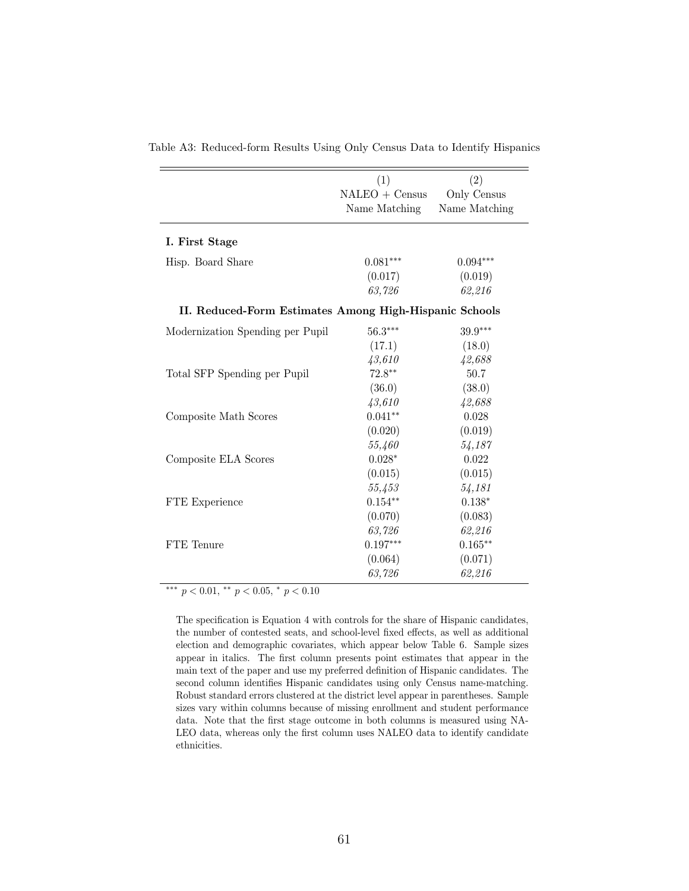Table A3: Reduced-form Results Using Only Census Data to Identify Hispanics

| | (1)<br>NALEO + Census<br>Name Matching | (2)<br>Only Census<br>Name Matching |
|---|---|---|
| **I. First Stage** | | |
| Hisp. Board Share | $0.081^{***}$ | $0.094^{***}$ |
| | (0.017) | (0.019) |
| | *63,726* | *62,216* |
| **II. Reduced-Form Estimates Among High-Hispanic Schools** | | |
| Modernization Spending per Pupil | $56.3^{***}$ | $39.9^{***}$ |
| | (17.1) | (18.0) |
| | *43,610* | *42,688* |
| Total SFP Spending per Pupil | $72.8^{**}$ | 50.7 |
| | (36.0) | (38.0) |
| | *43,610* | *42,688* |
| Composite Math Scores | $0.041^{**}$ | 0.028 |
| | (0.020) | (0.019) |
| | *55,460* | *54,187* |
| Composite ELA Scores | $0.028^{*}$ | 0.022 |
| | (0.015) | (0.015) |
| | *55,453* | *54,181* |
| FTE Experience | $0.154^{**}$ | $0.138^{*}$ |
| | (0.070) | (0.083) |
| | *63,726* | *62,216* |
| FTE Tenure | $0.197^{***}$ | $0.165^{**}$ |
| | (0.064) | (0.071) |
| | *63,726* | *62,216* |

$^{***}$ $p < 0.01$, $^{**}$ $p < 0.05$, $^{*}$ $p < 0.10$

The specification is Equation 4 with controls for the share of Hispanic candidates, the number of contested seats, and school-level fixed effects, as well as additional election and demographic covariates, which appear below Table 6. Sample sizes appear in italics. The first column presents point estimates that appear in the main text of the paper and use my preferred definition of Hispanic candidates. The second column identifies Hispanic candidates using only Census name-matching. Robust standard errors clustered at the district level appear in parentheses. Sample sizes vary within columns because of missing enrollment and student performance data. Note that the first stage outcome in both columns is measured using NALEO data, whereas only the first column uses NALEO data to identify candidate ethnicities.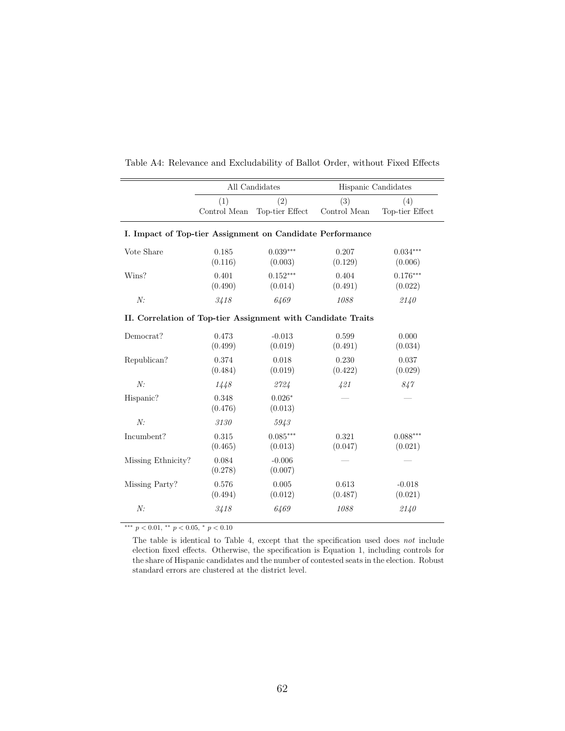Table A4: Relevance and Excludability of Ballot Order, without Fixed Effects

| | All Candidates | | Hispanic Candidates | |
|---|---|---|---|---|
| | (1) Control Mean | (2) Top-tier Effect | (3) Control Mean | (4) Top-tier Effect |
| **I. Impact of Top-tier Assignment on Candidate Performance** | | | | |
| Vote Share | 0.185 | 0.039*** | 0.207 | 0.034*** |
| | (0.116) | (0.003) | (0.129) | (0.006) |
| Wins? | 0.401 | 0.152*** | 0.404 | 0.176*** |
| | (0.490) | (0.014) | (0.491) | (0.022) |
| *N:* | *3418* | *6469* | *1088* | *2140* |
| **II. Correlation of Top-tier Assignment with Candidate Traits** | | | | |
| Democrat? | 0.473 | -0.013 | 0.599 | 0.000 |
| | (0.499) | (0.019) | (0.491) | (0.034) |
| Republican? | 0.374 | 0.018 | 0.230 | 0.037 |
| | (0.484) | (0.019) | (0.422) | (0.029) |
| *N:* | *1448* | *2724* | *421* | *847* |
| Hispanic? | 0.348 | 0.026* | — | — |
| | (0.476) | (0.013) | | |
| *N:* | *3130* | *5943* | | |
| Incumbent? | 0.315 | 0.085*** | 0.321 | 0.088*** |
| | (0.465) | (0.013) | (0.047) | (0.021) |
| Missing Ethnicity? | 0.084 | -0.006 | — | — |
| | (0.278) | (0.007) | | |
| Missing Party? | 0.576 | 0.005 | 0.613 | -0.018 |
| | (0.494) | (0.012) | (0.487) | (0.021) |
| *N:* | *3418* | *6469* | *1088* | *2140* |

*** $p < 0.01$, ** $p < 0.05$, * $p < 0.10$

The table is identical to Table 4, except that the specification used does *not* include election fixed effects. Otherwise, the specification is Equation 1, including controls for the share of Hispanic candidates and the number of contested seats in the election. Robust standard errors are clustered at the district level.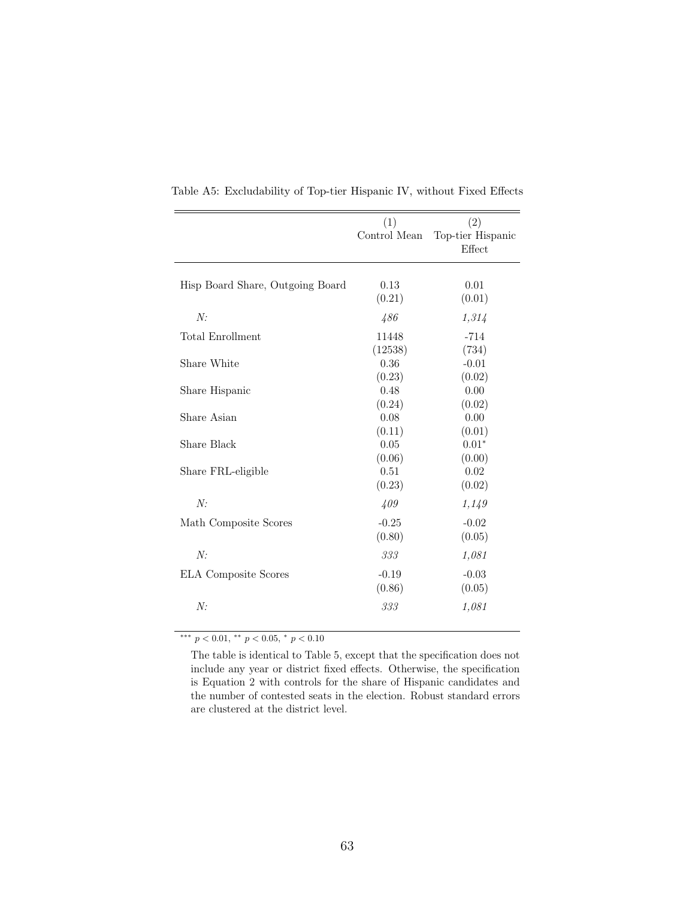Table A5: Excludability of Top-tier Hispanic IV, without Fixed Effects

| | (1) Control Mean | (2) Top-tier Hispanic Effect |
|---|---|---|
| Hisp Board Share, Outgoing Board | 0.13 | 0.01 |
| | (0.21) | (0.01) |
| *N:* | *486* | *1,314* |
| Total Enrollment | 11448 | -714 |
| | (12538) | (734) |
| Share White | 0.36 | -0.01 |
| | (0.23) | (0.02) |
| Share Hispanic | 0.48 | 0.00 |
| | (0.24) | (0.02) |
| Share Asian | 0.08 | 0.00 |
| | (0.11) | (0.01) |
| Share Black | 0.05 | 0.01* |
| | (0.06) | (0.00) |
| Share FRL-eligible | 0.51 | 0.02 |
| | (0.23) | (0.02) |
| *N:* | *409* | *1,149* |
| Math Composite Scores | -0.25 | -0.02 |
| | (0.80) | (0.05) |
| *N:* | *333* | *1,081* |
| ELA Composite Scores | -0.19 | -0.03 |
| | (0.86) | (0.05) |
| *N:* | *333* | *1,081* |

*** $p < 0.01$, ** $p < 0.05$, * $p < 0.10$

The table is identical to Table 5, except that the specification does not include any year or district fixed effects. Otherwise, the specification is Equation 2 with controls for the share of Hispanic candidates and the number of contested seats in the election. Robust standard errors are clustered at the district level.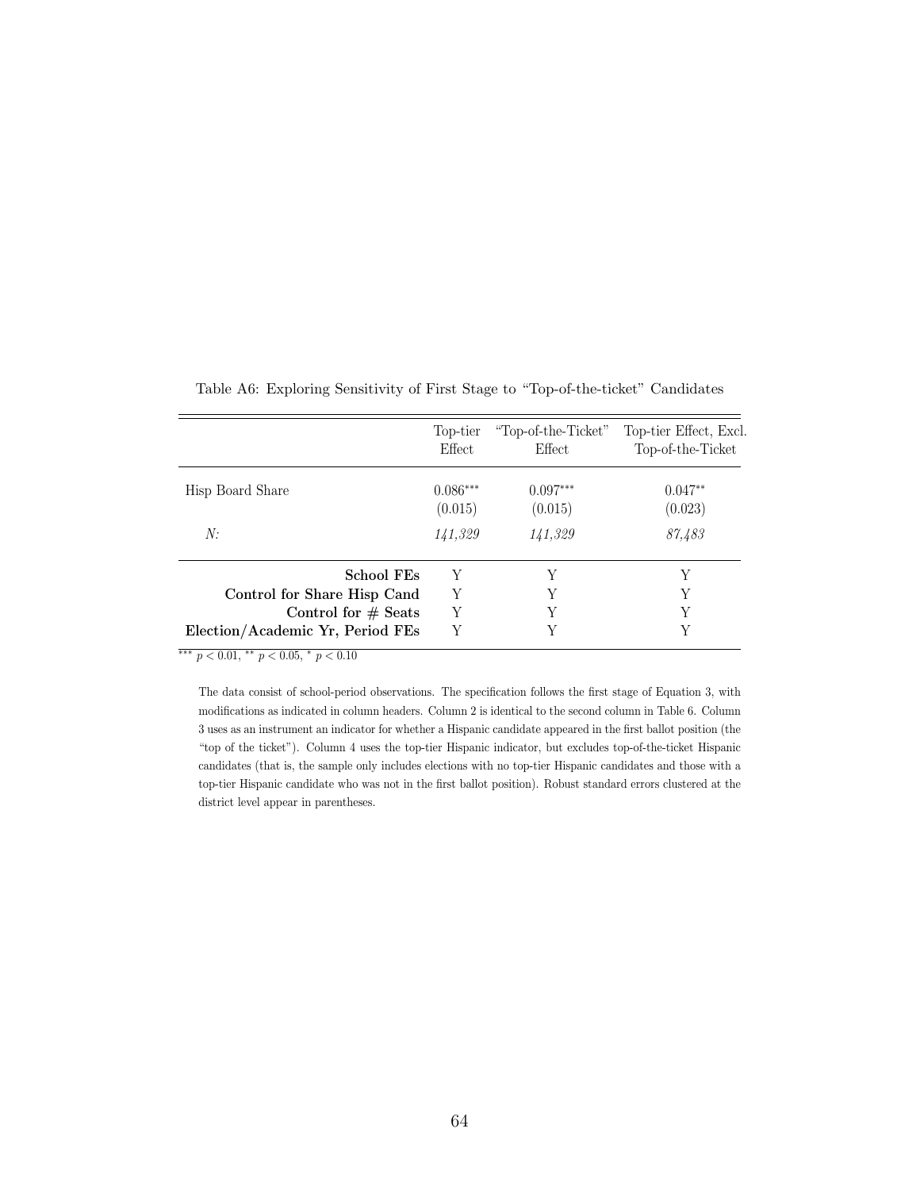Table A6: Exploring Sensitivity of First Stage to "Top-of-the-ticket" Candidates

| | Top-tier Effect | "Top-of-the-Ticket" Effect | Top-tier Effect, Excl. Top-of-the-Ticket |
|---|---|---|---|
| Hisp Board Share | $0.086^{***}$ | $0.097^{***}$ | $0.047^{**}$ |
| | (0.015) | (0.015) | (0.023) |
| *N:* | *141,329* | *141,329* | *87,483* |
| **School FEs** | Y | Y | Y |
| **Control for Share Hisp Cand** | Y | Y | Y |
| **Control for # Seats** | Y | Y | Y |
| **Election/Academic Yr, Period FEs** | Y | Y | Y |

$^{***}$ $p < 0.01$, $^{**}$ $p < 0.05$, $^{*}$ $p < 0.10$

The data consist of school-period observations. The specification follows the first stage of Equation 3, with modifications as indicated in column headers. Column 2 is identical to the second column in Table 6. Column 3 uses as an instrument an indicator for whether a Hispanic candidate appeared in the first ballot position (the "top of the ticket"). Column 4 uses the top-tier Hispanic indicator, but excludes top-of-the-ticket Hispanic candidates (that is, the sample only includes elections with no top-tier Hispanic candidates and those with a top-tier Hispanic candidate who was not in the first ballot position). Robust standard errors clustered at the district level appear in parentheses.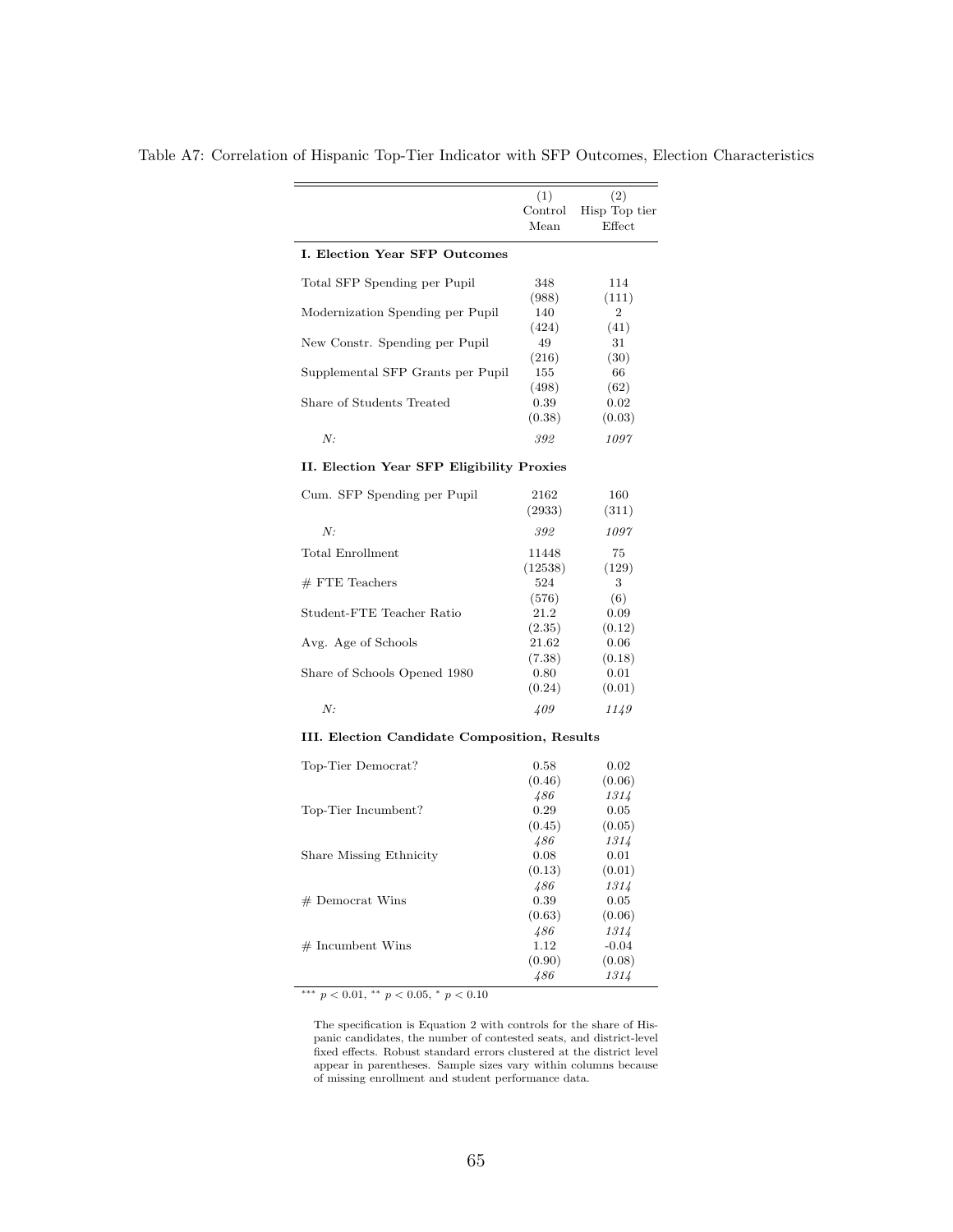Table A7: Correlation of Hispanic Top-Tier Indicator with SFP Outcomes, Election Characteristics

| | (1) Control Mean | (2) Hisp Top tier Effect |
|---|---|---|
| **I. Election Year SFP Outcomes** | | |
| Total SFP Spending per Pupil | 348 | 114 |
| | (988) | (111) |
| Modernization Spending per Pupil | 140 | 2 |
| | (424) | (41) |
| New Constr. Spending per Pupil | 49 | 31 |
| | (216) | (30) |
| Supplemental SFP Grants per Pupil | 155 | 66 |
| | (498) | (62) |
| Share of Students Treated | 0.39 | 0.02 |
| | (0.38) | (0.03) |
| *N:* | *392* | *1097* |
| **II. Election Year SFP Eligibility Proxies** | | |
| Cum. SFP Spending per Pupil | 2162 | 160 |
| | (2933) | (311) |
| *N:* | *392* | *1097* |
| Total Enrollment | 11448 | 75 |
| | (12538) | (129) |
| # FTE Teachers | 524 | 3 |
| | (576) | (6) |
| Student-FTE Teacher Ratio | 21.2 | 0.09 |
| | (2.35) | (0.12) |
| Avg. Age of Schools | 21.62 | 0.06 |
| | (7.38) | (0.18) |
| Share of Schools Opened 1980 | 0.80 | 0.01 |
| | (0.24) | (0.01) |
| *N:* | *409* | *1149* |
| **III. Election Candidate Composition, Results** | | |
| Top-Tier Democrat? | 0.58 | 0.02 |
| | (0.46) | (0.06) |
| | *486* | *1314* |
| Top-Tier Incumbent? | 0.29 | 0.05 |
| | (0.45) | (0.05) |
| | *486* | *1314* |
| Share Missing Ethnicity | 0.08 | 0.01 |
| | (0.13) | (0.01) |
| | *486* | *1314* |
| # Democrat Wins | 0.39 | 0.05 |
| | (0.63) | (0.06) |
| | *486* | *1314* |
| # Incumbent Wins | 1.12 | -0.04 |
| | (0.90) | (0.08) |
| | *486* | *1314* |

*** $p < 0.01$, ** $p < 0.05$, * $p < 0.10$

The specification is Equation 2 with controls for the share of Hispanic candidates, the number of contested seats, and district-level fixed effects. Robust standard errors clustered at the district level appear in parentheses. Sample sizes vary within columns because of missing enrollment and student performance data.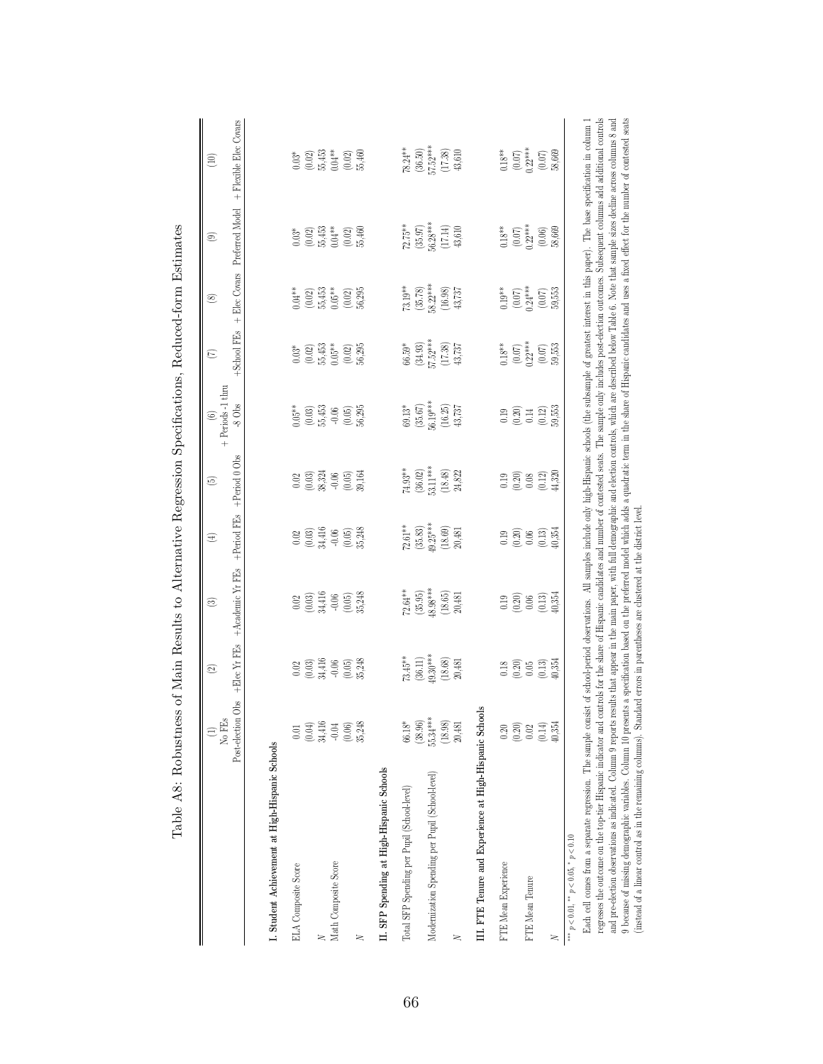# Table A8: Robustness of Main Results to Alternative Regression Specifications, Reduced-form Estimates

| | (1) No FEs Post-election Obs | (2) +Elec Yr FEs | (3) +Academic Yr FEs | (4) +Period FEs | (5) +Period 0 Obs | (6) + Periods -1 thru -8 Obs | (7) +School FEs | (8) + Elec Covars | (9) Preferred Model | (10) + Flexible Elec Covars |
|---|---|---|---|---|---|---|---|---|---|---|
| **I. Student Achievement at High-Hispanic Schools** | | | | | | | | | | |
| ELA Composite Score | 0.01 | 0.02 | 0.02 | 0.02 | 0.02 | 0.05** | 0.03* | 0.04** | 0.03* | 0.03* |
| | (0.04) | (0.03) | (0.03) | (0.03) | (0.03) | (0.03) | (0.02) | (0.02) | (0.02) | (0.02) |
| N | 34,416 | 34,416 | 34,416 | 34,416 | 38,324 | 55,453 | 55,453 | 55,453 | 55,453 | 55,453 |
| Math Composite Score | -0.04 | -0.06 | -0.06 | -0.06 | -0.06 | -0.06 | 0.05** | 0.05** | 0.04** | 0.04** |
| | (0.06) | (0.05) | (0.05) | (0.05) | (0.05) | (0.05) | (0.02) | (0.02) | (0.02) | (0.02) |
| N | 35,248 | 35,248 | 35,248 | 35,248 | 39,164 | 56,295 | 56,295 | 56,295 | 55,460 | 55,460 |
| **II. SFP Spending at High-Hispanic Schools** | | | | | | | | | | |
| Total SFP Spending per Pupil (School-level) | 66.18* | 73.45** | 72.64** | 72.61** | 74.93** | 69.13* | 66.59* | 73.19** | 72.75** | 78.24** |
| | (38.96) | (36.11) | (35.95) | (35.83) | (36.02) | (35.67) | (34.93) | (35.78) | (35.97) | (36.50) |
| Modernization Spending per Pupil (School-level) | 55.34*** | 49.30*** | 48.98*** | 49.25*** | 53.11*** | 56.19*** | 57.52*** | 58.22*** | 56.28*** | 57.52*** |
| | (18.98) | (18.08) | (18.65) | (18.69) | (18.48) | (16.25) | (17.38) | (16.98) | (17.14) | (17.38) |
| N | 20,481 | 20,481 | 20,481 | 20,481 | 24,822 | 43,737 | 43,737 | 43,737 | 43,610 | 43,610 |
| **III. FTE Tenure and Experience at High-Hispanic Schools** | | | | | | | | | | |
| FTE Mean Experience | 0.20 | 0.18 | 0.19 | 0.19 | 0.19 | 0.19 | 0.18** | 0.19** | 0.18** | 0.18** |
| | (0.20) | (0.20) | (0.20) | (0.20) | (0.20) | (0.20) | (0.07) | (0.07) | (0.07) | (0.07) |
| FTE Mean Tenure | 0.02 | 0.05 | 0.06 | 0.06 | 0.08 | 0.14 | 0.22*** | 0.24*** | 0.22*** | 0.22*** |
| | (0.14) | (0.13) | (0.13) | (0.13) | (0.12) | (0.12) | (0.07) | (0.07) | (0.06) | (0.07) |
| N | 40,354 | 40,354 | 40,354 | 40,354 | 44,320 | 59,553 | 59,553 | 59,553 | 58,669 | 58,669 |

*** $p < 0.01$, ** $p < 0.05$, * $p < 0.10$

Each cell comes from a separate regression. The sample consist of school-period observations. All samples include only high-Hispanic schools (the subsample of greatest interest in this paper). The base specification in column 1 regresses the outcome on the top-tier Hispanic indicator and controls for the share of Hispanic candidates and number of contested seats. The sample only includes post-election outcomes. Subsequent columns add additional controls and pre-election observations as indicated. Column 9 reports results that appear in the main paper, with full demographic and election controls, which are described below Table 6. Note that sample sizes decline across columns 8 and 9 because of missing demographic variables. Column 10 presents a specification based on the preferred model which adds a quadratic term in the share of Hispanic candidates and uses a fixed effect for the number of contested seats (instead of a linear control as in the remaining columns). Standard errors in parentheses are clustered at the district level.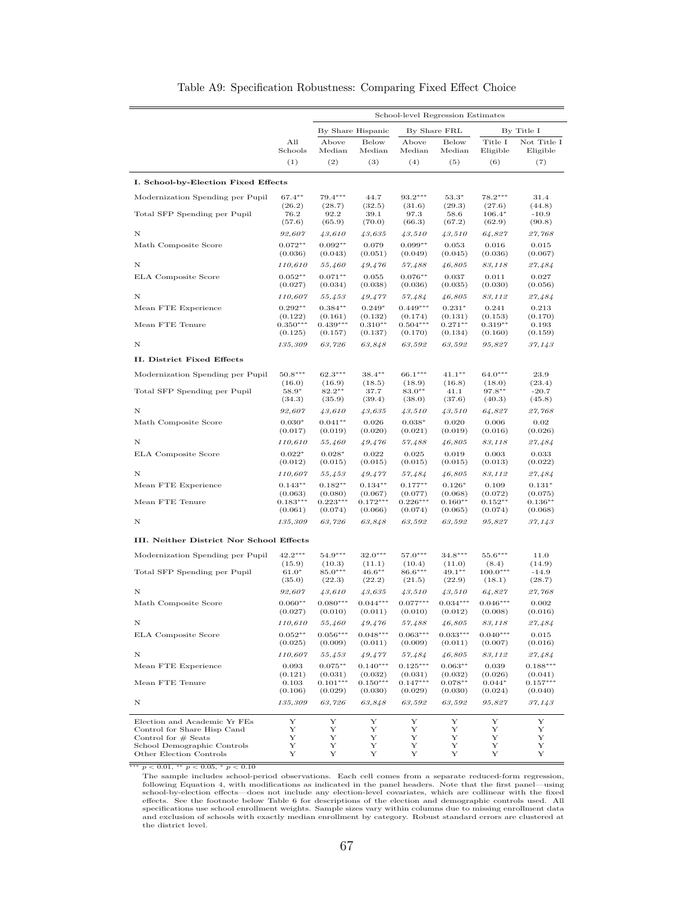# Table A9: Specification Robustness: Comparing Fixed Effect Choice

| | | School-level Regression Estimates | | | | | |
|---|---|---|---|---|---|---|---|
| | | By Share Hispanic | | By Share FRL | | By Title I | |
| | All Schools | Above Median | Below Median | Above Median | Below Median | Title I Eligible | Not Title I Eligible |
| | (1) | (2) | (3) | (4) | (5) | (6) | (7) |
| **I. School-by-Election Fixed Effects** | | | | | | | |
| Modernization Spending per Pupil | 67.4** | 79.4*** | 44.7 | 93.2*** | 53.3* | 78.2*** | 31.4 |
| | (26.2) | (28.7) | (32.5) | (31.6) | (29.3) | (27.6) | (44.8) |
| Total SFP Spending per Pupil | 76.2 | 92.2 | 39.1 | 97.3 | 58.6 | 106.4* | -10.9 |
| | (57.6) | (65.9) | (70.0) | (66.3) | (67.2) | (62.9) | (90.8) |
| N | *92,607* | *43,610* | *43,635* | *43,510* | *43,510* | *64,827* | *27,768* |
| Math Composite Score | 0.072** | 0.092** | 0.079 | 0.099** | 0.053 | 0.016 | 0.015 |
| | (0.036) | (0.043) | (0.051) | (0.049) | (0.045) | (0.036) | (0.067) |
| N | *110,610* | *55,460* | *49,476* | *57,488* | *46,805* | *83,118* | *27,484* |
| ELA Composite Score | 0.052** | 0.071** | 0.055 | 0.076** | 0.037 | 0.011 | 0.027 |
| | (0.027) | (0.034) | (0.038) | (0.036) | (0.035) | (0.030) | (0.056) |
| N | *110,607* | *55,453* | *49,477* | *57,484* | *46,805* | *83,112* | *27,484* |
| Mean FTE Experience | 0.292** | 0.384** | 0.249* | 0.449*** | 0.231* | 0.241 | 0.213 |
| | (0.122) | (0.161) | (0.132) | (0.174) | (0.131) | (0.153) | (0.170) |
| Mean FTE Tenure | 0.350*** | 0.439*** | 0.310** | 0.504*** | 0.271** | 0.319** | 0.193 |
| | (0.125) | (0.157) | (0.137) | (0.170) | (0.134) | (0.160) | (0.159) |
| N | *135,309* | *63,726* | *63,848* | *63,592* | *63,592* | *95,827* | *37,143* |
| **II. District Fixed Effects** | | | | | | | |
| Modernization Spending per Pupil | 50.8*** | 62.3*** | 38.4** | 66.1*** | 41.1** | 64.0*** | 23.9 |
| | (16.0) | (16.9) | (18.5) | (18.9) | (16.8) | (18.0) | (23.4) |
| Total SFP Spending per Pupil | 58.9* | 82.2** | 37.7 | 83.0** | 41.1 | 97.8** | -20.7 |
| | (34.3) | (35.9) | (39.4) | (38.0) | (37.6) | (40.3) | (45.8) |
| N | *92,607* | *43,610* | *43,635* | *43,510* | *43,510* | *64,827* | *27,768* |
| Math Composite Score | 0.030* | 0.041** | 0.026 | 0.038* | 0.020 | 0.006 | 0.02 |
| | (0.017) | (0.019) | (0.020) | (0.021) | (0.019) | (0.016) | (0.026) |
| N | *110,610* | *55,460* | *49,476* | *57,488* | *46,805* | *83,118* | *27,484* |
| ELA Composite Score | 0.022* | 0.028* | 0.022 | 0.025 | 0.019 | 0.003 | 0.033 |
| | (0.012) | (0.015) | (0.015) | (0.015) | (0.015) | (0.013) | (0.022) |
| N | *110,607* | *55,453* | *49,477* | *57,484* | *46,805* | *83,112* | *27,484* |
| Mean FTE Experience | 0.143** | 0.182** | 0.134** | 0.177** | 0.126* | 0.109 | 0.131* |
| | (0.063) | (0.080) | (0.067) | (0.077) | (0.068) | (0.072) | (0.075) |
| Mean FTE Tenure | 0.183*** | 0.223*** | 0.172*** | 0.226*** | 0.160** | 0.152** | 0.136** |
| | (0.061) | (0.074) | (0.066) | (0.074) | (0.065) | (0.074) | (0.068) |
| N | *135,309* | *63,726* | *63,848* | *63,592* | *63,592* | *95,827* | *37,143* |
| **III. Neither District Nor School Effects** | | | | | | | |
| Modernization Spending per Pupil | 42.2*** | 54.9*** | 32.0*** | 57.0*** | 34.8*** | 55.6*** | 11.0 |
| | (15.9) | (10.3) | (11.1) | (10.4) | (11.0) | (8.4) | (14.9) |
| Total SFP Spending per Pupil | 61.0* | 85.0*** | 46.6** | 86.6*** | 49.1** | 100.0*** | -14.9 |
| | (35.0) | (22.3) | (22.2) | (21.5) | (22.9) | (18.1) | (28.7) |
| N | *92,607* | *43,610* | *43,635* | *43,510* | *43,510* | *64,827* | *27,768* |
| Math Composite Score | 0.060** | 0.080*** | 0.044*** | 0.077*** | 0.034*** | 0.046*** | 0.002 |
| | (0.027) | (0.010) | (0.011) | (0.010) | (0.012) | (0.008) | (0.016) |
| N | *110,610* | *55,460* | *49,476* | *57,488* | *46,805* | *83,118* | *27,484* |
| ELA Composite Score | 0.052** | 0.056*** | 0.048*** | 0.063*** | 0.033*** | 0.040*** | 0.015 |
| | (0.025) | (0.009) | (0.011) | (0.009) | (0.011) | (0.007) | (0.016) |
| N | *110,607* | *55,453* | *49,477* | *57,484* | *46,805* | *83,112* | *27,484* |
| Mean FTE Experience | 0.093 | 0.075** | 0.140*** | 0.125*** | 0.063** | 0.039 | 0.188*** |
| | (0.121) | (0.031) | (0.032) | (0.031) | (0.032) | (0.026) | (0.041) |
| Mean FTE Tenure | 0.103 | 0.101*** | 0.150*** | 0.147*** | 0.078** | 0.044* | 0.157*** |
| | (0.106) | (0.029) | (0.030) | (0.029) | (0.030) | (0.024) | (0.040) |
| N | *135,309* | *63,726* | *63,848* | *63,592* | *63,592* | *95,827* | *37,143* |
| Election and Academic Yr FEs | Y | Y | Y | Y | Y | Y | Y |
| Control for Share Hisp Cand | Y | Y | Y | Y | Y | Y | Y |
| Control for # Seats | Y | Y | Y | Y | Y | Y | Y |
| School Demographic Controls | Y | Y | Y | Y | Y | Y | Y |
| Other Election Controls | Y | Y | Y | Y | Y | Y | Y |

*** $p < 0.01$, ** $p < 0.05$, * $p < 0.10$

The sample includes school-period observations. Each cell comes from a separate reduced-form regression, following Equation 4, with modifications as indicated in the panel headers. Note that the first panel—using school-by-election effects—does not include any election-level covariates, which are collinear with the fixed effects. See the footnote below Table 6 for descriptions of the election and demographic controls used. All specifications use school enrollment weights. Sample sizes vary within columns due to missing enrollment data and exclusion of schools with exactly median enrollment by category. Robust standard errors are clustered at the district level.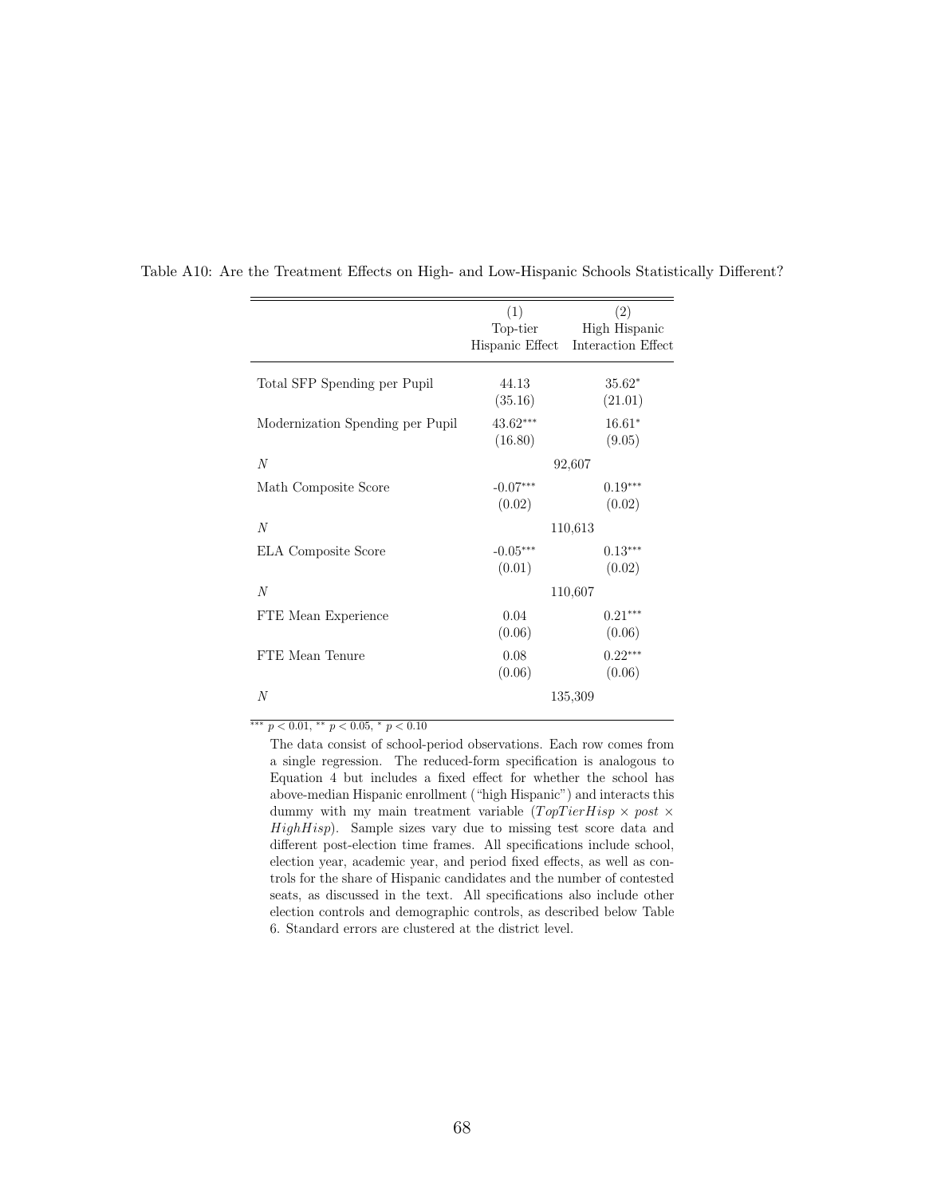Table A10: Are the Treatment Effects on High- and Low-Hispanic Schools Statistically Different?

| | (1)<br>Top-tier<br>Hispanic Effect | (2)<br>High Hispanic<br>Interaction Effect |
|---|---|---|
| Total SFP Spending per Pupil | 44.13<br>(35.16) | 35.62*<br>(21.01) |
| Modernization Spending per Pupil | 43.62***<br>(16.80) | 16.61*<br>(9.05) |
| $N$ | 92,607 | |
| Math Composite Score | -0.07***<br>(0.02) | 0.19***<br>(0.02) |
| $N$ | 110,613 | |
| ELA Composite Score | -0.05***<br>(0.01) | 0.13***<br>(0.02) |
| $N$ | 110,607 | |
| FTE Mean Experience | 0.04<br>(0.06) | 0.21***<br>(0.06) |
| FTE Mean Tenure | 0.08<br>(0.06) | 0.22***<br>(0.06) |
| $N$ | 135,309 | |

*** $p < 0.01$, ** $p < 0.05$, * $p < 0.10$

The data consist of school-period observations. Each row comes from a single regression. The reduced-form specification is analogous to Equation 4 but includes a fixed effect for whether the school has above-median Hispanic enrollment ("high Hispanic") and interacts this dummy with my main treatment variable ($TopTierHisp \times post \times HighHisp$). Sample sizes vary due to missing test score data and different post-election time frames. All specifications include school, election year, academic year, and period fixed effects, as well as controls for the share of Hispanic candidates and the number of contested seats, as discussed in the text. All specifications also include other election controls and demographic controls, as described below Table 6. Standard errors are clustered at the district level.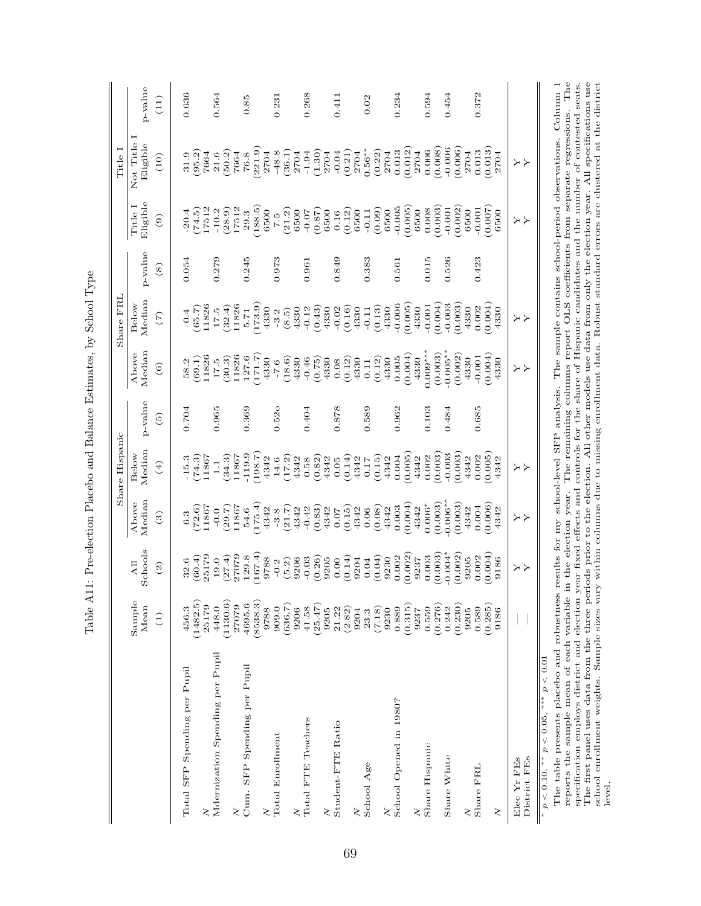# Table A11: Pre-election Placebo and Balance Estimates, by School Type

| | Sample Mean | All Schools | Share Hispanic | | | Share FRL | | | Title I | | |
|---|---|---|---|---|---|---|---|---|---|---|---|
| | | | Above Median | Below Median | p-value | Above Median | Below Median | p-value | Title I Eligible | Not Title I Eligible | p-value |
| | (1) | (2) | (3) | (4) | (5) | (6) | (7) | (8) | (9) | (10) | (11) |
| Total SFP Spending per Pupil | 456.3 | 32.6 | 6.3 | -15.3 | 0.704 | 58.2 | -0.4 | 0.054 | -20.4 | 31.9 | 0.636 |
| | (1482.5) | (60.4) | (72.6) | (74.3) | | (69.1) | (65.7) | | (74.5) | (95.2) | |
| $N$ | 25179 | 25179 | 11867 | 11867 | | 11826 | 11826 | | 17512 | 7664 | |
| Mdernization Spending per Pupil | 448.0 | 19.0 | -0.0 | 1.1 | 0.965 | 17.5 | 17.5 | 0.279 | -10.2 | 21.6 | 0.564 |
| | (1130.6) | (27.4) | (29.7) | (34.3) | | (30.3) | (32.4) | | (28.9) | (50.2) | |
| $N$ | 27079 | 27079 | 11867 | 11867 | | 11826 | 11826 | | 17512 | 7664 | |
| Cum. SFP Spending per Pupil | 4695.6 | 129.8 | 54.6 | -119.9 | 0.369 | 127.6 | 5.71 | 0.245 | 29.3 | 76.8 | 0.85 |
| | (8538.3) | (167.4) | (175.4) | (198.7) | | (171.7) | (173.9) | | (188.5) | (221.9) | |
| $N$ | 9788 | 9788 | 4342 | 4342 | | 4330 | 4330 | | 6500 | 2704 | |
| Total Enrollment | 909.0 | -0.2 | -3.8 | 14.6 | 0.52o | -7.6 | -3.2 | 0.973 | 7.5 | -48.8 | 0.231 |
| | (636.7) | (5.2) | (21.7) | (17.2) | | (18.6) | (8.5) | | (21.2) | (36.1) | |
| $N$ | 9206 | 9206 | 4342 | 4342 | | 4330 | 4330 | | 6500 | 2704 | |
| Total FTE Teachers | 41.58 | -0.03 | -0.42 | 0.58 | 0.404 | -0.46 | -0.12 | 0.961 | -0.07 | -1.94 | 0.268 |
| | (25.47) | (0.26) | (0.83) | (0.82) | | (0.75) | (0.43) | | (0.87) | (1.30) | |
| $N$ | 9205 | 9205 | 4342 | 4342 | | 4330 | 4330 | | 6500 | 2704 | |
| Student-FTE Ratio | 21.22 | 0.00 | 0.07 | 0.05 | 0.878 | 0.08 | -0.02 | 0.849 | 0.16 | -0.04 | 0.411 |
| | (2.82) | (0.14) | (0.15) | (0.14) | | (0.12) | (0.16) | | (0.12) | (0.21) | |
| $N$ | 9204 | 9204 | 4342 | 4342 | | 4330 | 4330 | | 6500 | 2704 | |
| School Age | 23.3 | 0.04 | 0.06 | 0.17 | 0.589 | 0.11 | -0.11 | 0.383 | -0.11 | 0.56** | 0.02 |
| | (7.18) | (0.04) | (0.08) | (0.15) | | (0.12) | (0.13) | | (0.09) | (0.22) | |
| $N$ | 9230 | 9230 | 4342 | 4342 | | 4330 | 4330 | | 6500 | 2704 | |
| School Opened in 1980? | 0.889 | 0.002 | 0.003 | 0.004 | 0.962 | 0.005 | -0.006 | 0.561 | -0.005 | 0.013 | 0.234 |
| | (0.315) | (0.002) | (0.004) | (0.005) | | (0.004) | (0.005) | | (0.005) | (0.012) | |
| $N$ | 9237 | 9237 | 4342 | 4342 | | 4330 | 4330 | | 6500 | 2704 | |
| Share Hispanic | 0.559 | 0.003 | 0.006* | 0.002 | 0.103 | 0.009*** | -0.001 | 0.015 | 0.008 | 0.006 | 0.594 |
| | (0.276) | (0.003) | (0.003) | (0.003) | | (0.003) | (0.004) | | (0.003) | (0.008) | |
| Share White | 0.242 | -0.004* | -0.006** | -0.003 | 0.484 | -0.005** | -0.003 | 0.526 | -0.001 | -0.006 | 0.454 |
| | (0.230) | (0.002) | (0.003) | (0.003) | | (0.002) | (0.003) | | (0.002) | (0.006) | |
| $N$ | 9205 | 9205 | 4342 | 4342 | | 4330 | 4330 | | 6500 | 2704 | |
| Share FRL | 0.589 | 0.002 | 0.004 | 0.002 | 0.685 | -0.001 | 0.002 | 0.423 | -0.001 | 0.013 | 0.372 |
| | (0.285) | (0.004) | (0.006) | (0.005) | | (0.004) | (0.004) | | (0.007) | (0.013) | |
| $N$ | 9186 | 9186 | 4342 | 4342 | | 4330 | 4330 | | 6500 | 2704 | |
| Elec Yr FEs | — | Y | Y | Y | | Y | Y | | Y | Y | |
| District FEs | — | Y | Y | Y | | Y | Y | | Y | Y | |

\* $p < 0.10$, \*\* $p < 0.05$, \*\*\* $p < 0.01$

The table presents placebo and robustness results for my school-level SFP analysis. The sample contains school-period observations. Column 1 reports the sample mean of each variable in the election year. The remaining columns report OLS coefficients from separate regressions. The specification employs district and election year fixed effects and controls for the share of Hispanic candidates and the number of contested seats. The first panel uses data from the three periods prior to the election. All other models use data from only the election year. All specifications use school enrollment weights. Sample sizes vary within columns due to missing enrollment data. Robust standard errors are clustered at the district level.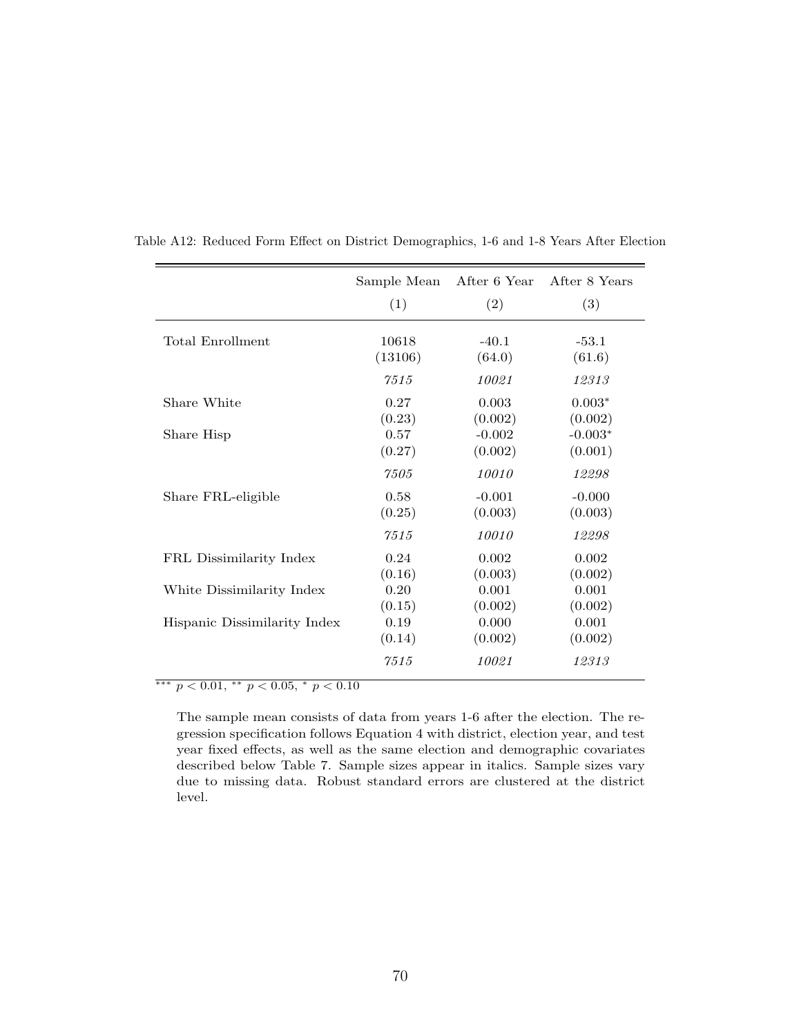Table A12: Reduced Form Effect on District Demographics, 1-6 and 1-8 Years After Election

| | Sample Mean | After 6 Year | After 8 Years |
|---|---|---|---|
| | (1) | (2) | (3) |
| Total Enrollment | 10618 | -40.1 | -53.1 |
| | (13106) | (64.0) | (61.6) |
| | *7515* | *10021* | *12313* |
| Share White | 0.27 | 0.003 | $0.003^{*}$ |
| | (0.23) | (0.002) | (0.002) |
| Share Hisp | 0.57 | -0.002 | $-0.003^{*}$ |
| | (0.27) | (0.002) | (0.001) |
| | *7505* | *10010* | *12298* |
| Share FRL-eligible | 0.58 | -0.001 | -0.000 |
| | (0.25) | (0.003) | (0.003) |
| | *7515* | *10010* | *12298* |
| FRL Dissimilarity Index | 0.24 | 0.002 | 0.002 |
| | (0.16) | (0.003) | (0.002) |
| White Dissimilarity Index | 0.20 | 0.001 | 0.001 |
| | (0.15) | (0.002) | (0.002) |
| Hispanic Dissimilarity Index | 0.19 | 0.000 | 0.001 |
| | (0.14) | (0.002) | (0.002) |
| | *7515* | *10021* | *12313* |

$^{***}$ $p < 0.01$, $^{**}$ $p < 0.05$, $^{*}$ $p < 0.10$

The sample mean consists of data from years 1-6 after the election. The regression specification follows Equation 4 with district, election year, and test year fixed effects, as well as the same election and demographic covariates described below Table 7. Sample sizes appear in italics. Sample sizes vary due to missing data. Robust standard errors are clustered at the district level.